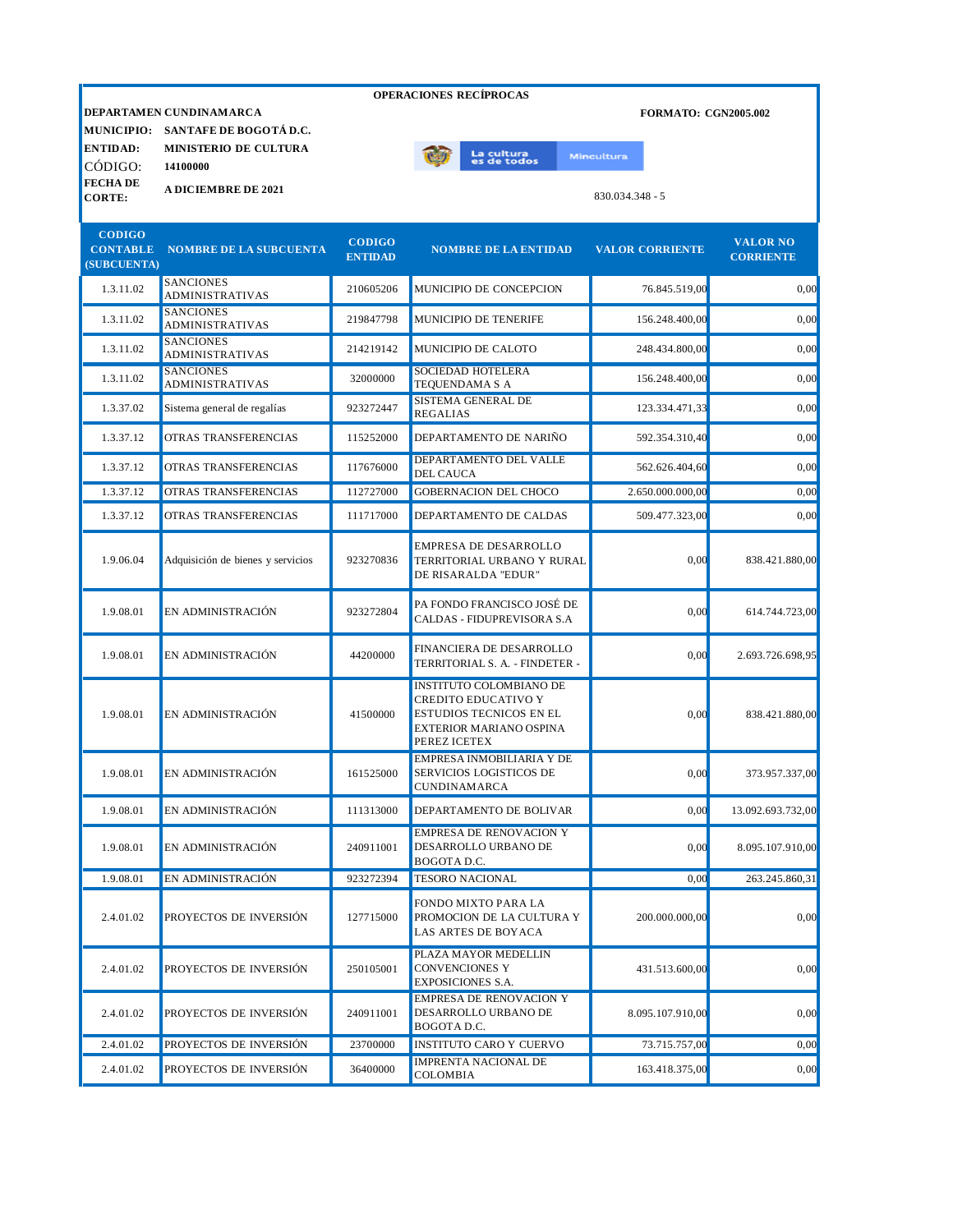**OPERACIONES RECÍPROCAS**

**DEPARTAMEN** **CUNDINAMARCA** **FORMATO: CGN2005.002**

**MUNICIPIO:** **SANTAFE DE BOGOTÁ D.C.**

**ENTIDAD:** **MINISTERIO DE CULTURA**

CÓDIGO: **14100000**

**FECHA DE CORTE:** **A DICIEMBRE DE 2021**

830.034.348 - 5

| CODIGO CONTABLE (SUBCUENTA) | NOMBRE DE LA SUBCUENTA | CODIGO ENTIDAD | NOMBRE DE LA ENTIDAD | VALOR CORRIENTE | VALOR NO CORRIENTE |
|---|---|---|---|---|---|
| 1.3.11.02 | SANCIONES ADMINISTRATIVAS | 210605206 | MUNICIPIO DE CONCEPCION | 76.845.519,00 | 0,00 |
| 1.3.11.02 | SANCIONES ADMINISTRATIVAS | 219847798 | MUNICIPIO DE TENERIFE | 156.248.400,00 | 0,00 |
| 1.3.11.02 | SANCIONES ADMINISTRATIVAS | 214219142 | MUNICIPIO DE CALOTO | 248.434.800,00 | 0,00 |
| 1.3.11.02 | SANCIONES ADMINISTRATIVAS | 32000000 | SOCIEDAD HOTELERA TEQUENDAMA S A | 156.248.400,00 | 0,00 |
| 1.3.37.02 | Sistema general de regalías | 923272447 | SISTEMA GENERAL DE REGALIAS | 123.334.471,33 | 0,00 |
| 1.3.37.12 | OTRAS TRANSFERENCIAS | 115252000 | DEPARTAMENTO DE NARIÑO | 592.354.310,40 | 0,00 |
| 1.3.37.12 | OTRAS TRANSFERENCIAS | 117676000 | DEPARTAMENTO DEL VALLE DEL CAUCA | 562.626.404,60 | 0,00 |
| 1.3.37.12 | OTRAS TRANSFERENCIAS | 112727000 | GOBERNACION DEL CHOCO | 2.650.000.000,00 | 0,00 |
| 1.3.37.12 | OTRAS TRANSFERENCIAS | 111717000 | DEPARTAMENTO DE CALDAS | 509.477.323,00 | 0,00 |
| 1.9.06.04 | Adquisición de bienes y servicios | 923270836 | EMPRESA DE DESARROLLO TERRITORIAL URBANO Y RURAL DE RISARALDA "EDUR" | 0,00 | 838.421.880,00 |
| 1.9.08.01 | EN ADMINISTRACIÓN | 923272804 | PA FONDO FRANCISCO JOSÉ DE CALDAS - FIDUPREVISORA S.A | 0,00 | 614.744.723,00 |
| 1.9.08.01 | EN ADMINISTRACIÓN | 44200000 | FINANCIERA DE DESARROLLO TERRITORIAL S. A. - FINDETER - | 0,00 | 2.693.726.698,95 |
| 1.9.08.01 | EN ADMINISTRACIÓN | 41500000 | INSTITUTO COLOMBIANO DE CREDITO EDUCATIVO Y ESTUDIOS TECNICOS EN EL EXTERIOR MARIANO OSPINA PEREZ ICETEX | 0,00 | 838.421.880,00 |
| 1.9.08.01 | EN ADMINISTRACIÓN | 161525000 | EMPRESA INMOBILIARIA Y DE SERVICIOS LOGISTICOS DE CUNDINAMARCA | 0,00 | 373.957.337,00 |
| 1.9.08.01 | EN ADMINISTRACIÓN | 111313000 | DEPARTAMENTO DE BOLIVAR | 0,00 | 13.092.693.732,00 |
| 1.9.08.01 | EN ADMINISTRACIÓN | 240911001 | EMPRESA DE RENOVACION Y DESARROLLO URBANO DE BOGOTA D.C. | 0,00 | 8.095.107.910,00 |
| 1.9.08.01 | EN ADMINISTRACIÓN | 923272394 | TESORO NACIONAL | 0,00 | 263.245.860,31 |
| 2.4.01.02 | PROYECTOS DE INVERSIÓN | 127715000 | FONDO MIXTO PARA LA PROMOCION DE LA CULTURA Y LAS ARTES DE BOYACA | 200.000.000,00 | 0,00 |
| 2.4.01.02 | PROYECTOS DE INVERSIÓN | 250105001 | PLAZA MAYOR MEDELLIN CONVENCIONES Y EXPOSICIONES S.A. | 431.513.600,00 | 0,00 |
| 2.4.01.02 | PROYECTOS DE INVERSIÓN | 240911001 | EMPRESA DE RENOVACION Y DESARROLLO URBANO DE BOGOTA D.C. | 8.095.107.910,00 | 0,00 |
| 2.4.01.02 | PROYECTOS DE INVERSIÓN | 23700000 | INSTITUTO CARO Y CUERVO | 73.715.757,00 | 0,00 |
| 2.4.01.02 | PROYECTOS DE INVERSIÓN | 36400000 | IMPRENTA NACIONAL DE COLOMBIA | 163.418.375,00 | 0,00 |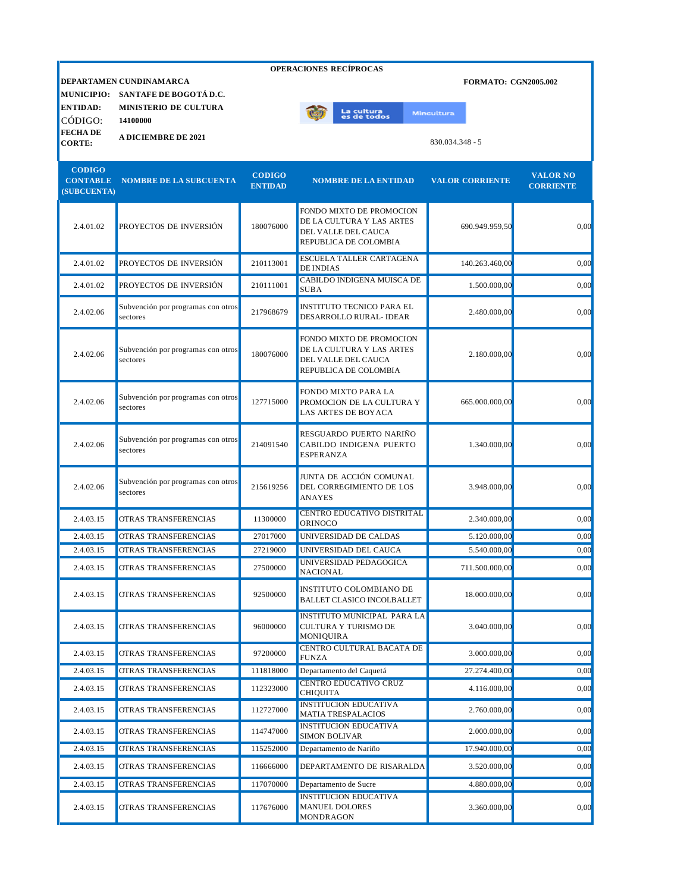**OPERACIONES RECÍPROCAS**

**DEPARTAMEN** **CUNDINAMARCA** | **FORMATO: CGN2005.002**

**MUNICIPIO:** **SANTAFE DE BOGOTÁ D.C.**

**ENTIDAD:** **MINISTERIO DE CULTURA**

CÓDIGO: **14100000**

**FECHA DE CORTE:** **A DICIEMBRE DE 2021**

830.034.348 - 5

| CODIGO CONTABLE (SUBCUENTA) | NOMBRE DE LA SUBCUENTA | CODIGO ENTIDAD | NOMBRE DE LA ENTIDAD | VALOR CORRIENTE | VALOR NO CORRIENTE |
|---|---|---|---|---|---|
| 2.4.01.02 | PROYECTOS DE INVERSIÓN | 180076000 | FONDO MIXTO DE PROMOCION DE LA CULTURA Y LAS ARTES DEL VALLE DEL CAUCA REPUBLICA DE COLOMBIA | 690.949.959,50 | 0,00 |
| 2.4.01.02 | PROYECTOS DE INVERSIÓN | 210113001 | ESCUELA TALLER CARTAGENA DE INDIAS | 140.263.460,00 | 0,00 |
| 2.4.01.02 | PROYECTOS DE INVERSIÓN | 210111001 | CABILDO INDIGENA MUISCA DE SUBA | 1.500.000,00 | 0,00 |
| 2.4.02.06 | Subvención por programas con otros sectores | 217968679 | INSTITUTO TECNICO PARA EL DESARROLLO RURAL- IDEAR | 2.480.000,00 | 0,00 |
| 2.4.02.06 | Subvención por programas con otros sectores | 180076000 | FONDO MIXTO DE PROMOCION DE LA CULTURA Y LAS ARTES DEL VALLE DEL CAUCA REPUBLICA DE COLOMBIA | 2.180.000,00 | 0,00 |
| 2.4.02.06 | Subvención por programas con otros sectores | 127715000 | FONDO MIXTO PARA LA PROMOCION DE LA CULTURA Y LAS ARTES DE BOYACA | 665.000.000,00 | 0,00 |
| 2.4.02.06 | Subvención por programas con otros sectores | 214091540 | RESGUARDO PUERTO NARIÑO CABILDO INDIGENA PUERTO ESPERANZA | 1.340.000,00 | 0,00 |
| 2.4.02.06 | Subvención por programas con otros sectores | 215619256 | JUNTA DE ACCIÓN COMUNAL DEL CORREGIMIENTO DE LOS ANAYES | 3.948.000,00 | 0,00 |
| 2.4.03.15 | OTRAS TRANSFERENCIAS | 11300000 | CENTRO EDUCATIVO DISTRITAL ORINOCO | 2.340.000,00 | 0,00 |
| 2.4.03.15 | OTRAS TRANSFERENCIAS | 27017000 | UNIVERSIDAD DE CALDAS | 5.120.000,00 | 0,00 |
| 2.4.03.15 | OTRAS TRANSFERENCIAS | 27219000 | UNIVERSIDAD DEL CAUCA | 5.540.000,00 | 0,00 |
| 2.4.03.15 | OTRAS TRANSFERENCIAS | 27500000 | UNIVERSIDAD PEDAGOGICA NACIONAL | 711.500.000,00 | 0,00 |
| 2.4.03.15 | OTRAS TRANSFERENCIAS | 92500000 | INSTITUTO COLOMBIANO DE BALLET CLASICO INCOLBALLET | 18.000.000,00 | 0,00 |
| 2.4.03.15 | OTRAS TRANSFERENCIAS | 96000000 | INSTITUTO MUNICIPAL PARA LA CULTURA Y TURISMO DE MONIQUIRA | 3.040.000,00 | 0,00 |
| 2.4.03.15 | OTRAS TRANSFERENCIAS | 97200000 | CENTRO CULTURAL BACATA DE FUNZA | 3.000.000,00 | 0,00 |
| 2.4.03.15 | OTRAS TRANSFERENCIAS | 111818000 | Departamento del Caquetá | 27.274.400,00 | 0,00 |
| 2.4.03.15 | OTRAS TRANSFERENCIAS | 112323000 | CENTRO EDUCATIVO CRUZ CHIQUITA | 4.116.000,00 | 0,00 |
| 2.4.03.15 | OTRAS TRANSFERENCIAS | 112727000 | INSTITUCION EDUCATIVA MATIA TRESPALACIOS | 2.760.000,00 | 0,00 |
| 2.4.03.15 | OTRAS TRANSFERENCIAS | 114747000 | INSTITUCION EDUCATIVA SIMON BOLIVAR | 2.000.000,00 | 0,00 |
| 2.4.03.15 | OTRAS TRANSFERENCIAS | 115252000 | Departamento de Nariño | 17.940.000,00 | 0,00 |
| 2.4.03.15 | OTRAS TRANSFERENCIAS | 116666000 | DEPARTAMENTO DE RISARALDA | 3.520.000,00 | 0,00 |
| 2.4.03.15 | OTRAS TRANSFERENCIAS | 117070000 | Departamento de Sucre | 4.880.000,00 | 0,00 |
| 2.4.03.15 | OTRAS TRANSFERENCIAS | 117676000 | INSTITUCION EDUCATIVA MANUEL DOLORES MONDRAGON | 3.360.000,00 | 0,00 |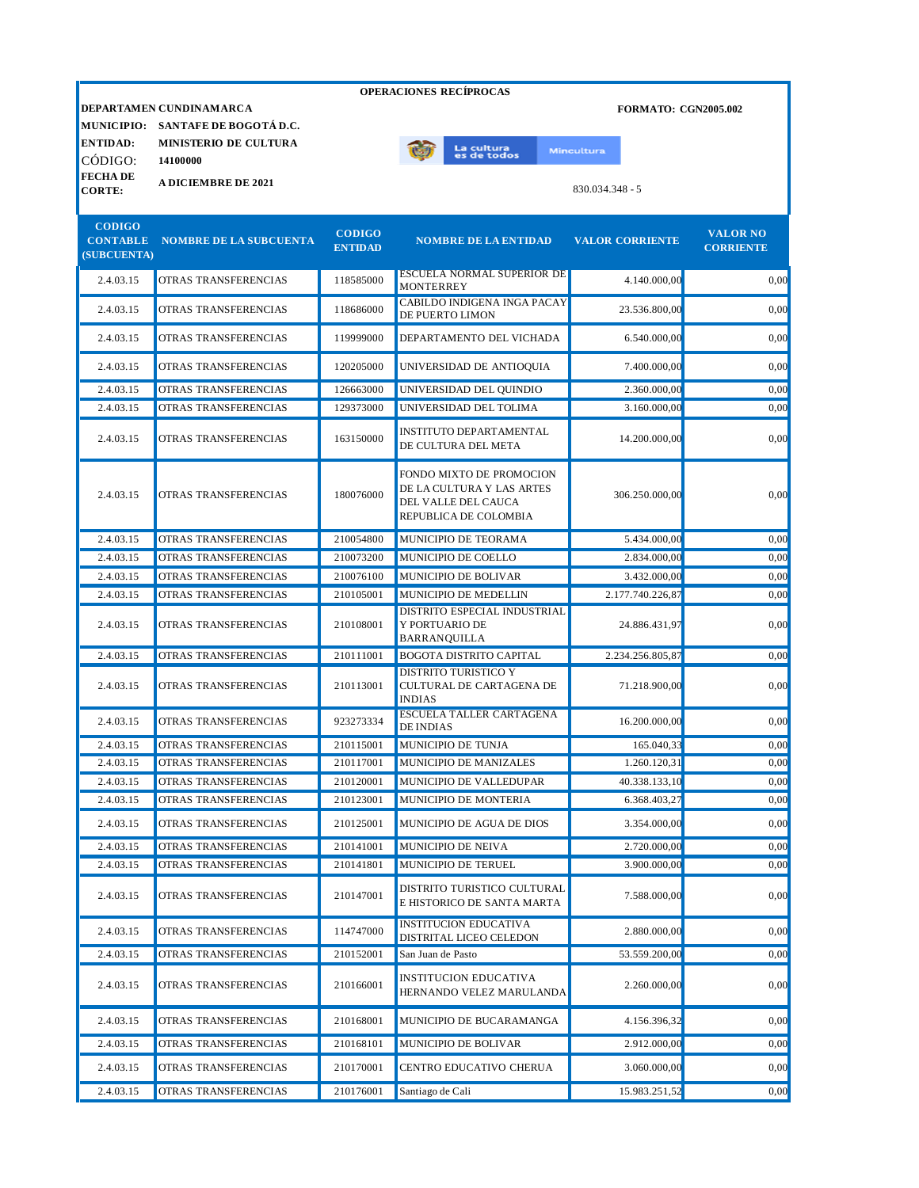**OPERACIONES RECÍPROCAS**

**DEPARTAMEN CUNDINAMARCA**

**FORMATO: CGN2005.002**

**MUNICIPIO:** **SANTAFE DE BOGOTÁ D.C.**

**ENTIDAD:** **MINISTERIO DE CULTURA**

CÓDIGO: **14100000**

**FECHA DE CORTE:** **A DICIEMBRE DE 2021**

830.034.348 - 5

| CODIGO CONTABLE (SUBCUENTA) | NOMBRE DE LA SUBCUENTA | CODIGO ENTIDAD | NOMBRE DE LA ENTIDAD | VALOR CORRIENTE | VALOR NO CORRIENTE |
|---|---|---|---|---|---|
| 2.4.03.15 | OTRAS TRANSFERENCIAS | 118585000 | ESCUELA NORMAL SUPERIOR DE MONTERREY | 4.140.000,00 | 0,00 |
| 2.4.03.15 | OTRAS TRANSFERENCIAS | 118686000 | CABILDO INDIGENA INGA PACAY DE PUERTO LIMON | 23.536.800,00 | 0,00 |
| 2.4.03.15 | OTRAS TRANSFERENCIAS | 119999000 | DEPARTAMENTO DEL VICHADA | 6.540.000,00 | 0,00 |
| 2.4.03.15 | OTRAS TRANSFERENCIAS | 120205000 | UNIVERSIDAD DE ANTIOQUIA | 7.400.000,00 | 0,00 |
| 2.4.03.15 | OTRAS TRANSFERENCIAS | 126663000 | UNIVERSIDAD DEL QUINDIO | 2.360.000,00 | 0,00 |
| 2.4.03.15 | OTRAS TRANSFERENCIAS | 129373000 | UNIVERSIDAD DEL TOLIMA | 3.160.000,00 | 0,00 |
| 2.4.03.15 | OTRAS TRANSFERENCIAS | 163150000 | INSTITUTO DEPARTAMENTAL DE CULTURA DEL META | 14.200.000,00 | 0,00 |
| 2.4.03.15 | OTRAS TRANSFERENCIAS | 180076000 | FONDO MIXTO DE PROMOCION DE LA CULTURA Y LAS ARTES DEL VALLE DEL CAUCA REPUBLICA DE COLOMBIA | 306.250.000,00 | 0,00 |
| 2.4.03.15 | OTRAS TRANSFERENCIAS | 210054800 | MUNICIPIO DE TEORAMA | 5.434.000,00 | 0,00 |
| 2.4.03.15 | OTRAS TRANSFERENCIAS | 210073200 | MUNICIPIO DE COELLO | 2.834.000,00 | 0,00 |
| 2.4.03.15 | OTRAS TRANSFERENCIAS | 210076100 | MUNICIPIO DE BOLIVAR | 3.432.000,00 | 0,00 |
| 2.4.03.15 | OTRAS TRANSFERENCIAS | 210105001 | MUNICIPIO DE MEDELLIN | 2.177.740.226,87 | 0,00 |
| 2.4.03.15 | OTRAS TRANSFERENCIAS | 210108001 | DISTRITO ESPECIAL INDUSTRIAL Y PORTUARIO DE BARRANQUILLA | 24.886.431,97 | 0,00 |
| 2.4.03.15 | OTRAS TRANSFERENCIAS | 210111001 | BOGOTA DISTRITO CAPITAL | 2.234.256.805,87 | 0,00 |
| 2.4.03.15 | OTRAS TRANSFERENCIAS | 210113001 | DISTRITO TURISTICO Y CULTURAL DE CARTAGENA DE INDIAS | 71.218.900,00 | 0,00 |
| 2.4.03.15 | OTRAS TRANSFERENCIAS | 923273334 | ESCUELA TALLER CARTAGENA DE INDIAS | 16.200.000,00 | 0,00 |
| 2.4.03.15 | OTRAS TRANSFERENCIAS | 210115001 | MUNICIPIO DE TUNJA | 165.040,33 | 0,00 |
| 2.4.03.15 | OTRAS TRANSFERENCIAS | 210117001 | MUNICIPIO DE MANIZALES | 1.260.120,31 | 0,00 |
| 2.4.03.15 | OTRAS TRANSFERENCIAS | 210120001 | MUNICIPIO DE VALLEDUPAR | 40.338.133,10 | 0,00 |
| 2.4.03.15 | OTRAS TRANSFERENCIAS | 210123001 | MUNICIPIO DE MONTERIA | 6.368.403,27 | 0,00 |
| 2.4.03.15 | OTRAS TRANSFERENCIAS | 210125001 | MUNICIPIO DE AGUA DE DIOS | 3.354.000,00 | 0,00 |
| 2.4.03.15 | OTRAS TRANSFERENCIAS | 210141001 | MUNICIPIO DE NEIVA | 2.720.000,00 | 0,00 |
| 2.4.03.15 | OTRAS TRANSFERENCIAS | 210141801 | MUNICIPIO DE TERUEL | 3.900.000,00 | 0,00 |
| 2.4.03.15 | OTRAS TRANSFERENCIAS | 210147001 | DISTRITO TURISTICO CULTURAL E HISTORICO DE SANTA MARTA | 7.588.000,00 | 0,00 |
| 2.4.03.15 | OTRAS TRANSFERENCIAS | 114747000 | INSTITUCION EDUCATIVA DISTRITAL LICEO CELEDON | 2.880.000,00 | 0,00 |
| 2.4.03.15 | OTRAS TRANSFERENCIAS | 210152001 | San Juan de Pasto | 53.559.200,00 | 0,00 |
| 2.4.03.15 | OTRAS TRANSFERENCIAS | 210166001 | INSTITUCION EDUCATIVA HERNANDO VELEZ MARULANDA | 2.260.000,00 | 0,00 |
| 2.4.03.15 | OTRAS TRANSFERENCIAS | 210168001 | MUNICIPIO DE BUCARAMANGA | 4.156.396,32 | 0,00 |
| 2.4.03.15 | OTRAS TRANSFERENCIAS | 210168101 | MUNICIPIO DE BOLIVAR | 2.912.000,00 | 0,00 |
| 2.4.03.15 | OTRAS TRANSFERENCIAS | 210170001 | CENTRO EDUCATIVO CHERUA | 3.060.000,00 | 0,00 |
| 2.4.03.15 | OTRAS TRANSFERENCIAS | 210176001 | Santiago de Cali | 15.983.251,52 | 0,00 |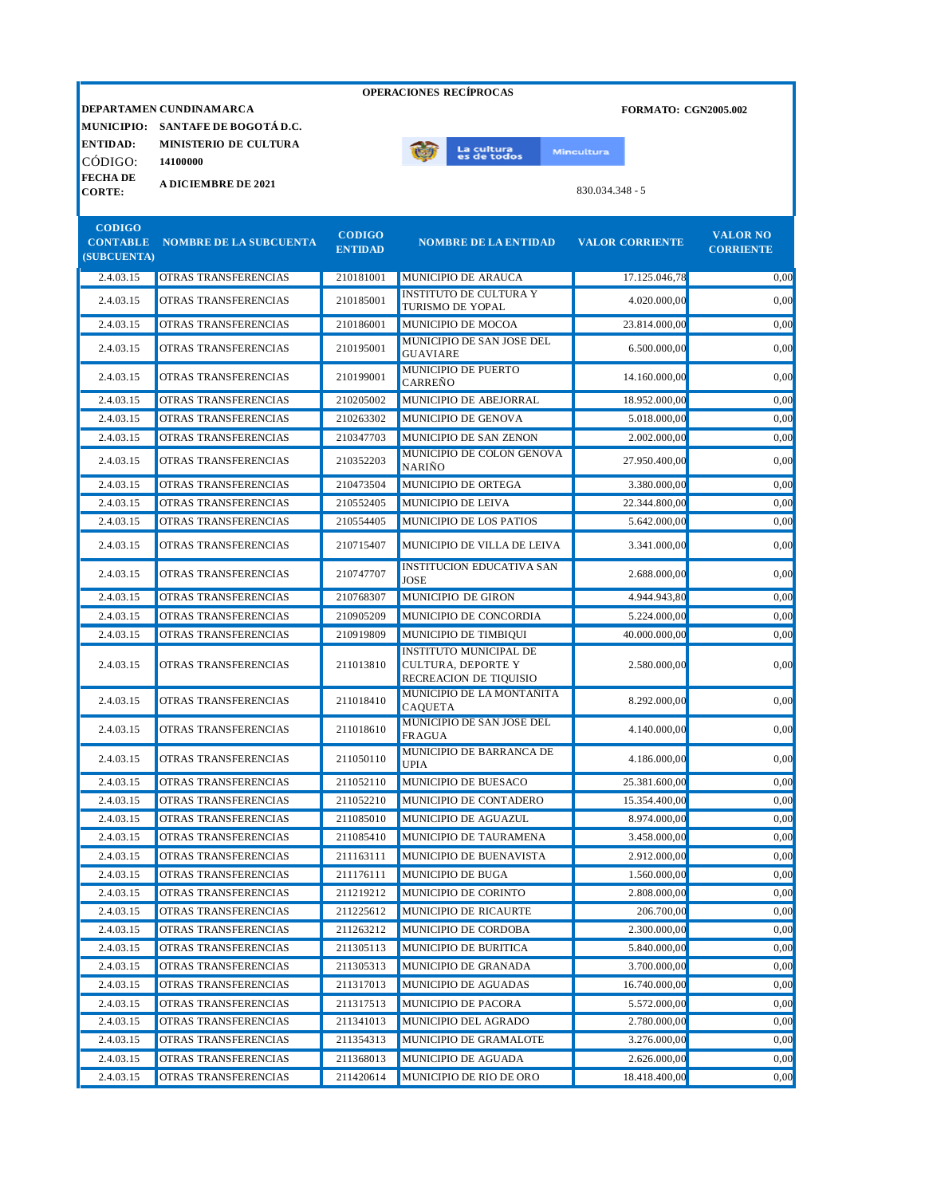**OPERACIONES RECÍPROCAS**

**DEPARTAMEN** CUNDINAMARCA **FORMATO: CGN2005.002**

**MUNICIPIO:** SANTAFE DE BOGOTÁ D.C.

**ENTIDAD:** MINISTERIO DE CULTURA

CÓDIGO: 14100000

**FECHA DE CORTE:** A DICIEMBRE DE 2021

830.034.348 - 5

| CODIGO CONTABLE (SUBCUENTA) | NOMBRE DE LA SUBCUENTA | CODIGO ENTIDAD | NOMBRE DE LA ENTIDAD | VALOR CORRIENTE | VALOR NO CORRIENTE |
|---|---|---|---|---|---|
| 2.4.03.15 | OTRAS TRANSFERENCIAS | 210181001 | MUNICIPIO DE ARAUCA | 17.125.046,78 | 0,00 |
| 2.4.03.15 | OTRAS TRANSFERENCIAS | 210185001 | INSTITUTO DE CULTURA Y TURISMO DE YOPAL | 4.020.000,00 | 0,00 |
| 2.4.03.15 | OTRAS TRANSFERENCIAS | 210186001 | MUNICIPIO DE MOCOA | 23.814.000,00 | 0,00 |
| 2.4.03.15 | OTRAS TRANSFERENCIAS | 210195001 | MUNICIPIO DE SAN JOSE DEL GUAVIARE | 6.500.000,00 | 0,00 |
| 2.4.03.15 | OTRAS TRANSFERENCIAS | 210199001 | MUNICIPIO DE PUERTO CARREÑO | 14.160.000,00 | 0,00 |
| 2.4.03.15 | OTRAS TRANSFERENCIAS | 210205002 | MUNICIPIO DE ABEJORRAL | 18.952.000,00 | 0,00 |
| 2.4.03.15 | OTRAS TRANSFERENCIAS | 210263302 | MUNICIPIO DE GENOVA | 5.018.000,00 | 0,00 |
| 2.4.03.15 | OTRAS TRANSFERENCIAS | 210347703 | MUNICIPIO DE SAN ZENON | 2.002.000,00 | 0,00 |
| 2.4.03.15 | OTRAS TRANSFERENCIAS | 210352203 | MUNICIPIO DE COLON GENOVA NARIÑO | 27.950.400,00 | 0,00 |
| 2.4.03.15 | OTRAS TRANSFERENCIAS | 210473504 | MUNICIPIO DE ORTEGA | 3.380.000,00 | 0,00 |
| 2.4.03.15 | OTRAS TRANSFERENCIAS | 210552405 | MUNICIPIO DE LEIVA | 22.344.800,00 | 0,00 |
| 2.4.03.15 | OTRAS TRANSFERENCIAS | 210554405 | MUNICIPIO DE LOS PATIOS | 5.642.000,00 | 0,00 |
| 2.4.03.15 | OTRAS TRANSFERENCIAS | 210715407 | MUNICIPIO DE VILLA DE LEIVA | 3.341.000,00 | 0,00 |
| 2.4.03.15 | OTRAS TRANSFERENCIAS | 210747707 | INSTITUCION EDUCATIVA SAN JOSE | 2.688.000,00 | 0,00 |
| 2.4.03.15 | OTRAS TRANSFERENCIAS | 210768307 | MUNICIPIO DE GIRON | 4.944.943,80 | 0,00 |
| 2.4.03.15 | OTRAS TRANSFERENCIAS | 210905209 | MUNICIPIO DE CONCORDIA | 5.224.000,00 | 0,00 |
| 2.4.03.15 | OTRAS TRANSFERENCIAS | 210919809 | MUNICIPIO DE TIMBIQUI | 40.000.000,00 | 0,00 |
| 2.4.03.15 | OTRAS TRANSFERENCIAS | 211013810 | INSTITUTO MUNICIPAL DE CULTURA, DEPORTE Y RECREACION DE TIQUISIO | 2.580.000,00 | 0,00 |
| 2.4.03.15 | OTRAS TRANSFERENCIAS | 211018410 | MUNICIPIO DE LA MONTANITA CAQUETA | 8.292.000,00 | 0,00 |
| 2.4.03.15 | OTRAS TRANSFERENCIAS | 211018610 | MUNICIPIO DE SAN JOSE DEL FRAGUA | 4.140.000,00 | 0,00 |
| 2.4.03.15 | OTRAS TRANSFERENCIAS | 211050110 | MUNICIPIO DE BARRANCA DE UPIA | 4.186.000,00 | 0,00 |
| 2.4.03.15 | OTRAS TRANSFERENCIAS | 211052110 | MUNICIPIO DE BUESACO | 25.381.600,00 | 0,00 |
| 2.4.03.15 | OTRAS TRANSFERENCIAS | 211052210 | MUNICIPIO DE CONTADERO | 15.354.400,00 | 0,00 |
| 2.4.03.15 | OTRAS TRANSFERENCIAS | 211085010 | MUNICIPIO DE AGUAZUL | 8.974.000,00 | 0,00 |
| 2.4.03.15 | OTRAS TRANSFERENCIAS | 211085410 | MUNICIPIO DE TAURAMENA | 3.458.000,00 | 0,00 |
| 2.4.03.15 | OTRAS TRANSFERENCIAS | 211163111 | MUNICIPIO DE BUENAVISTA | 2.912.000,00 | 0,00 |
| 2.4.03.15 | OTRAS TRANSFERENCIAS | 211176111 | MUNICIPIO DE BUGA | 1.560.000,00 | 0,00 |
| 2.4.03.15 | OTRAS TRANSFERENCIAS | 211219212 | MUNICIPIO DE CORINTO | 2.808.000,00 | 0,00 |
| 2.4.03.15 | OTRAS TRANSFERENCIAS | 211225612 | MUNICIPIO DE RICAURTE | 206.700,00 | 0,00 |
| 2.4.03.15 | OTRAS TRANSFERENCIAS | 211263212 | MUNICIPIO DE CORDOBA | 2.300.000,00 | 0,00 |
| 2.4.03.15 | OTRAS TRANSFERENCIAS | 211305113 | MUNICIPIO DE BURITICA | 5.840.000,00 | 0,00 |
| 2.4.03.15 | OTRAS TRANSFERENCIAS | 211305313 | MUNICIPIO DE GRANADA | 3.700.000,00 | 0,00 |
| 2.4.03.15 | OTRAS TRANSFERENCIAS | 211317013 | MUNICIPIO DE AGUADAS | 16.740.000,00 | 0,00 |
| 2.4.03.15 | OTRAS TRANSFERENCIAS | 211317513 | MUNICIPIO DE PACORA | 5.572.000,00 | 0,00 |
| 2.4.03.15 | OTRAS TRANSFERENCIAS | 211341013 | MUNICIPIO DEL AGRADO | 2.780.000,00 | 0,00 |
| 2.4.03.15 | OTRAS TRANSFERENCIAS | 211354313 | MUNICIPIO DE GRAMALOTE | 3.276.000,00 | 0,00 |
| 2.4.03.15 | OTRAS TRANSFERENCIAS | 211368013 | MUNICIPIO DE AGUADA | 2.626.000,00 | 0,00 |
| 2.4.03.15 | OTRAS TRANSFERENCIAS | 211420614 | MUNICIPIO DE RIO DE ORO | 18.418.400,00 | 0,00 |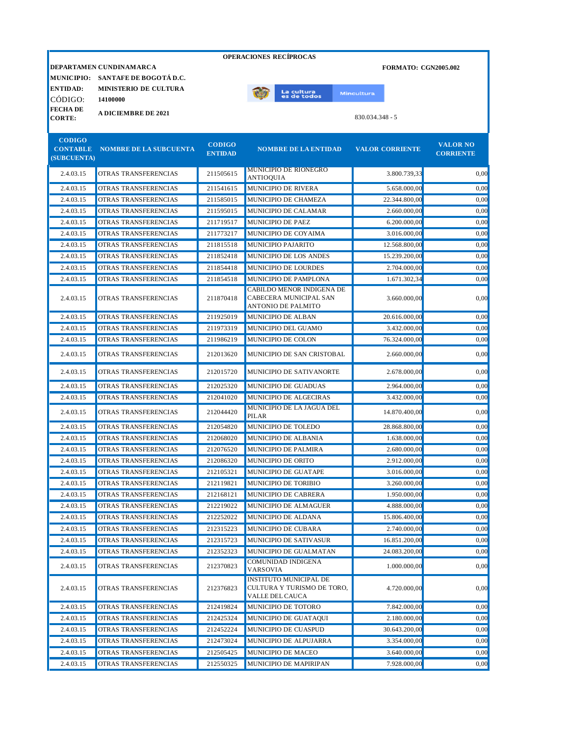**OPERACIONES RECÍPROCAS**

**DEPARTAMEN CUNDINAMARCA** — **FORMATO: CGN2005.002**

**MUNICIPIO:** SANTAFE DE BOGOTÁ D.C.

**ENTIDAD:** MINISTERIO DE CULTURA

CÓDIGO: **14100000**

**FECHA DE CORTE:** A DICIEMBRE DE 2021

830.034.348 - 5

| CODIGO CONTABLE (SUBCUENTA) | NOMBRE DE LA SUBCUENTA | CODIGO ENTIDAD | NOMBRE DE LA ENTIDAD | VALOR CORRIENTE | VALOR NO CORRIENTE |
|---|---|---|---|---|---|
| 2.4.03.15 | OTRAS TRANSFERENCIAS | 211505615 | MUNICIPIO DE RIONEGRO ANTIOQUIA | 3.800.739,33 | 0,00 |
| 2.4.03.15 | OTRAS TRANSFERENCIAS | 211541615 | MUNICIPIO DE RIVERA | 5.658.000,00 | 0,00 |
| 2.4.03.15 | OTRAS TRANSFERENCIAS | 211585015 | MUNICIPIO DE CHAMEZA | 22.344.800,00 | 0,00 |
| 2.4.03.15 | OTRAS TRANSFERENCIAS | 211595015 | MUNICIPIO DE CALAMAR | 2.660.000,00 | 0,00 |
| 2.4.03.15 | OTRAS TRANSFERENCIAS | 211719517 | MUNICIPIO DE PAEZ | 6.200.000,00 | 0,00 |
| 2.4.03.15 | OTRAS TRANSFERENCIAS | 211773217 | MUNICIPIO DE COYAIMA | 3.016.000,00 | 0,00 |
| 2.4.03.15 | OTRAS TRANSFERENCIAS | 211815518 | MUNICIPIO PAJARITO | 12.568.800,00 | 0,00 |
| 2.4.03.15 | OTRAS TRANSFERENCIAS | 211852418 | MUNICIPIO DE LOS ANDES | 15.239.200,00 | 0,00 |
| 2.4.03.15 | OTRAS TRANSFERENCIAS | 211854418 | MUNICIPIO DE LOURDES | 2.704.000,00 | 0,00 |
| 2.4.03.15 | OTRAS TRANSFERENCIAS | 211854518 | MUNICIPIO DE PAMPLONA | 1.671.302,34 | 0,00 |
| 2.4.03.15 | OTRAS TRANSFERENCIAS | 211870418 | CABILDO MENOR INDIGENA DE CABECERA MUNICIPAL SAN ANTONIO DE PALMITO | 3.660.000,00 | 0,00 |
| 2.4.03.15 | OTRAS TRANSFERENCIAS | 211925019 | MUNICIPIO DE ALBAN | 20.616.000,00 | 0,00 |
| 2.4.03.15 | OTRAS TRANSFERENCIAS | 211973319 | MUNICIPIO DEL GUAMO | 3.432.000,00 | 0,00 |
| 2.4.03.15 | OTRAS TRANSFERENCIAS | 211986219 | MUNICIPIO DE COLON | 76.324.000,00 | 0,00 |
| 2.4.03.15 | OTRAS TRANSFERENCIAS | 212013620 | MUNICIPIO DE SAN CRISTOBAL | 2.660.000,00 | 0,00 |
| 2.4.03.15 | OTRAS TRANSFERENCIAS | 212015720 | MUNICIPIO DE SATIVANORTE | 2.678.000,00 | 0,00 |
| 2.4.03.15 | OTRAS TRANSFERENCIAS | 212025320 | MUNICIPIO DE GUADUAS | 2.964.000,00 | 0,00 |
| 2.4.03.15 | OTRAS TRANSFERENCIAS | 212041020 | MUNICIPIO DE ALGECIRAS | 3.432.000,00 | 0,00 |
| 2.4.03.15 | OTRAS TRANSFERENCIAS | 212044420 | MUNICIPIO DE LA JAGUA DEL PILAR | 14.870.400,00 | 0,00 |
| 2.4.03.15 | OTRAS TRANSFERENCIAS | 212054820 | MUNICIPIO DE TOLEDO | 28.868.800,00 | 0,00 |
| 2.4.03.15 | OTRAS TRANSFERENCIAS | 212068020 | MUNICIPIO DE ALBANIA | 1.638.000,00 | 0,00 |
| 2.4.03.15 | OTRAS TRANSFERENCIAS | 212076520 | MUNICIPIO DE PALMIRA | 2.680.000,00 | 0,00 |
| 2.4.03.15 | OTRAS TRANSFERENCIAS | 212086320 | MUNICIPIO DE ORITO | 2.912.000,00 | 0,00 |
| 2.4.03.15 | OTRAS TRANSFERENCIAS | 212105321 | MUNICIPIO DE GUATAPE | 3.016.000,00 | 0,00 |
| 2.4.03.15 | OTRAS TRANSFERENCIAS | 212119821 | MUNICIPIO DE TORIBIO | 3.260.000,00 | 0,00 |
| 2.4.03.15 | OTRAS TRANSFERENCIAS | 212168121 | MUNICIPIO DE CABRERA | 1.950.000,00 | 0,00 |
| 2.4.03.15 | OTRAS TRANSFERENCIAS | 212219022 | MUNICIPIO DE ALMAGUER | 4.888.000,00 | 0,00 |
| 2.4.03.15 | OTRAS TRANSFERENCIAS | 212252022 | MUNICIPIO DE ALDANA | 15.806.400,00 | 0,00 |
| 2.4.03.15 | OTRAS TRANSFERENCIAS | 212315223 | MUNICIPIO DE CUBARA | 2.740.000,00 | 0,00 |
| 2.4.03.15 | OTRAS TRANSFERENCIAS | 212315723 | MUNICIPIO DE SATIVASUR | 16.851.200,00 | 0,00 |
| 2.4.03.15 | OTRAS TRANSFERENCIAS | 212352323 | MUNICIPIO DE GUALMATAN | 24.083.200,00 | 0,00 |
| 2.4.03.15 | OTRAS TRANSFERENCIAS | 212370823 | COMUNIDAD INDIGENA VARSOVIA | 1.000.000,00 | 0,00 |
| 2.4.03.15 | OTRAS TRANSFERENCIAS | 212376823 | INSTITUTO MUNICIPAL DE CULTURA Y TURISMO DE TORO, VALLE DEL CAUCA | 4.720.000,00 | 0,00 |
| 2.4.03.15 | OTRAS TRANSFERENCIAS | 212419824 | MUNICIPIO DE TOTORO | 7.842.000,00 | 0,00 |
| 2.4.03.15 | OTRAS TRANSFERENCIAS | 212425324 | MUNICIPIO DE GUATAQUI | 2.180.000,00 | 0,00 |
| 2.4.03.15 | OTRAS TRANSFERENCIAS | 212452224 | MUNICIPIO DE CUASPUD | 30.643.200,00 | 0,00 |
| 2.4.03.15 | OTRAS TRANSFERENCIAS | 212473024 | MUNICIPIO DE ALPUJARRA | 3.354.000,00 | 0,00 |
| 2.4.03.15 | OTRAS TRANSFERENCIAS | 212505425 | MUNICIPIO DE MACEO | 3.640.000,00 | 0,00 |
| 2.4.03.15 | OTRAS TRANSFERENCIAS | 212550325 | MUNICIPIO DE MAPIRIPAN | 7.928.000,00 | 0,00 |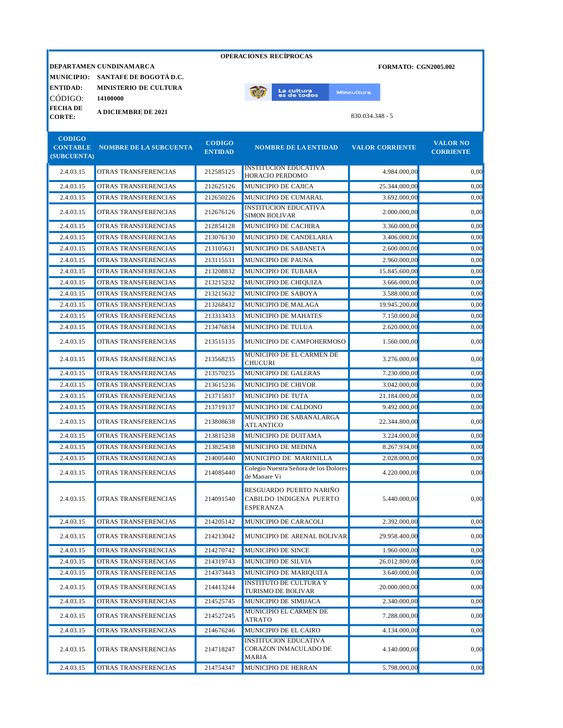**OPERACIONES RECÍPROCAS**

**DEPARTAMEN CUNDINAMARCA** **FORMATO: CGN2005.002**

**MUNICIPIO:** **SANTAFE DE BOGOTÁ D.C.**

**ENTIDAD:** **MINISTERIO DE CULTURA**

CÓDIGO: **14100000**

**FECHA DE CORTE:** **A DICIEMBRE DE 2021**

830.034.348 - 5

| CODIGO CONTABLE (SUBCUENTA) | NOMBRE DE LA SUBCUENTA | CODIGO ENTIDAD | NOMBRE DE LA ENTIDAD | VALOR CORRIENTE | VALOR NO CORRIENTE |
|---|---|---|---|---|---|
| 2.4.03.15 | OTRAS TRANSFERENCIAS | 212585125 | INSTITUCION EDUCATIVA HORACIO PERDOMO | 4.984.000,00 | 0,00 |
| 2.4.03.15 | OTRAS TRANSFERENCIAS | 212625126 | MUNICIPIO DE CAJICA | 25.344.000,00 | 0,00 |
| 2.4.03.15 | OTRAS TRANSFERENCIAS | 212650226 | MUNICIPIO DE CUMARAL | 3.692.000,00 | 0,00 |
| 2.4.03.15 | OTRAS TRANSFERENCIAS | 212676126 | INSTITUCION EDUCATIVA SIMON BOLIVAR | 2.000.000,00 | 0,00 |
| 2.4.03.15 | OTRAS TRANSFERENCIAS | 212854128 | MUNICIPIO DE CACHIRA | 3.360.000,00 | 0,00 |
| 2.4.03.15 | OTRAS TRANSFERENCIAS | 213076130 | MUNICIPIO DE CANDELARIA | 3.406.000,00 | 0,00 |
| 2.4.03.15 | OTRAS TRANSFERENCIAS | 213105631 | MUNICIPIO DE SABANETA | 2.600.000,00 | 0,00 |
| 2.4.03.15 | OTRAS TRANSFERENCIAS | 213115531 | MUNICIPIO DE PAUNA | 2.960.000,00 | 0,00 |
| 2.4.03.15 | OTRAS TRANSFERENCIAS | 213208832 | MUNICIPIO DE TUBARA | 15.845.600,00 | 0,00 |
| 2.4.03.15 | OTRAS TRANSFERENCIAS | 213215232 | MUNICIPIO DE CHIQUIZA | 3.666.000,00 | 0,00 |
| 2.4.03.15 | OTRAS TRANSFERENCIAS | 213215632 | MUNICIPIO DE SABOYA | 3.588.000,00 | 0,00 |
| 2.4.03.15 | OTRAS TRANSFERENCIAS | 213268432 | MUNICIPIO DE MALAGA | 19.945.200,00 | 0,00 |
| 2.4.03.15 | OTRAS TRANSFERENCIAS | 213313433 | MUNICIPIO DE MAHATES | 7.150.000,00 | 0,00 |
| 2.4.03.15 | OTRAS TRANSFERENCIAS | 213476834 | MUNICIPIO DE TULUA | 2.620.000,00 | 0,00 |
| 2.4.03.15 | OTRAS TRANSFERENCIAS | 213515135 | MUNICIPIO DE CAMPOHERMOSO | 1.560.000,00 | 0,00 |
| 2.4.03.15 | OTRAS TRANSFERENCIAS | 213568235 | MUNICIPIO DE EL CARMEN DE CHUCURI | 3.276.000,00 | 0,00 |
| 2.4.03.15 | OTRAS TRANSFERENCIAS | 213570235 | MUNICIPIO DE GALERAS | 7.230.000,00 | 0,00 |
| 2.4.03.15 | OTRAS TRANSFERENCIAS | 213615236 | MUNICIPIO DE CHIVOR | 3.042.000,00 | 0,00 |
| 2.4.03.15 | OTRAS TRANSFERENCIAS | 213715837 | MUNICIPIO DE TUTA | 21.184.000,00 | 0,00 |
| 2.4.03.15 | OTRAS TRANSFERENCIAS | 213719137 | MUNICIPIO DE CALDONO | 9.492.000,00 | 0,00 |
| 2.4.03.15 | OTRAS TRANSFERENCIAS | 213808638 | MUNICIPIO DE SABANALARGA ATLANTICO | 22.344.800,00 | 0,00 |
| 2.4.03.15 | OTRAS TRANSFERENCIAS | 213815238 | MUNICIPIO DE DUITAMA | 3.224.000,00 | 0,00 |
| 2.4.03.15 | OTRAS TRANSFERENCIAS | 213825438 | MUNICIPIO DE MEDINA | 8.267.934,00 | 0,00 |
| 2.4.03.15 | OTRAS TRANSFERENCIAS | 214005440 | MUNICIPIO DE MARINILLA | 2.028.000,00 | 0,00 |
| 2.4.03.15 | OTRAS TRANSFERENCIAS | 214085440 | Colegio Nuestra Señora de los Dolores de Manare Vi | 4.220.000,00 | 0,00 |
| 2.4.03.15 | OTRAS TRANSFERENCIAS | 214091540 | RESGUARDO PUERTO NARIÑO CABILDO INDIGENA PUERTO ESPERANZA | 5.440.000,00 | 0,00 |
| 2.4.03.15 | OTRAS TRANSFERENCIAS | 214205142 | MUNICIPIO DE CARACOLI | 2.392.000,00 | 0,00 |
| 2.4.03.15 | OTRAS TRANSFERENCIAS | 214213042 | MUNICIPIO DE ARENAL BOLIVAR | 29.958.400,00 | 0,00 |
| 2.4.03.15 | OTRAS TRANSFERENCIAS | 214270742 | MUNICIPIO DE SINCE | 1.960.000,00 | 0,00 |
| 2.4.03.15 | OTRAS TRANSFERENCIAS | 214319743 | MUNICIPIO DE SILVIA | 26.012.800,00 | 0,00 |
| 2.4.03.15 | OTRAS TRANSFERENCIAS | 214373443 | MUNICIPIO DE MARIQUITA | 3.640.000,00 | 0,00 |
| 2.4.03.15 | OTRAS TRANSFERENCIAS | 214413244 | INSTITUTO DE CULTURA Y TURISMO DE BOLIVAR | 20.000.000,00 | 0,00 |
| 2.4.03.15 | OTRAS TRANSFERENCIAS | 214525745 | MUNICIPIO DE SIMIJACA | 2.340.000,00 | 0,00 |
| 2.4.03.15 | OTRAS TRANSFERENCIAS | 214527245 | MUNICIPIO EL CARMEN DE ATRATO | 7.288.000,00 | 0,00 |
| 2.4.03.15 | OTRAS TRANSFERENCIAS | 214676246 | MUNICIPIO DE EL CAIRO | 4.134.000,00 | 0,00 |
| 2.4.03.15 | OTRAS TRANSFERENCIAS | 214718247 | INSTITUCION EDUCATIVA CORAZON INMACULADO DE MARIA | 4.140.000,00 | 0,00 |
| 2.4.03.15 | OTRAS TRANSFERENCIAS | 214754347 | MUNICIPIO DE HERRAN | 5.798.000,00 | 0,00 |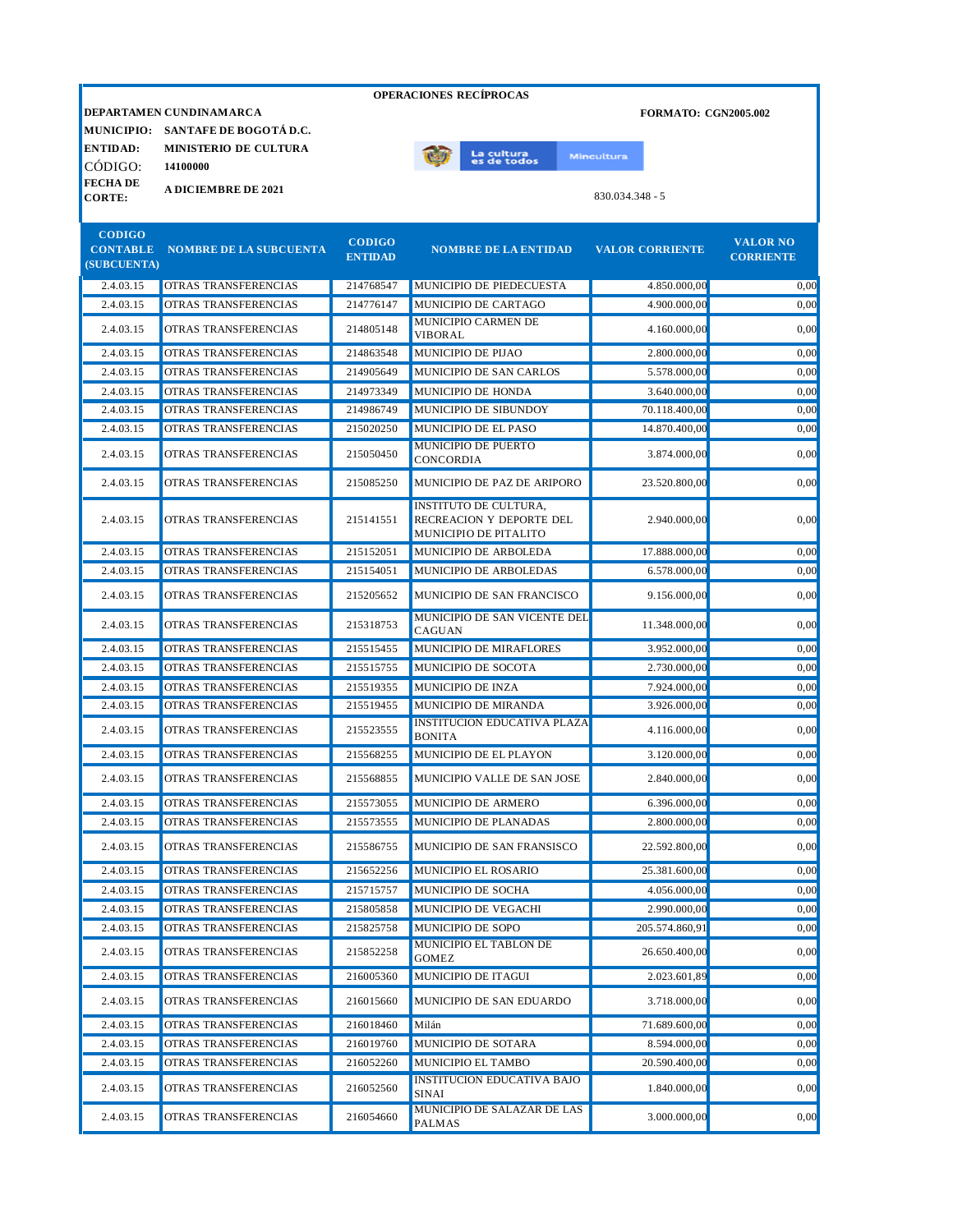**OPERACIONES RECÍPROCAS**

**DEPARTAMEN** **CUNDINAMARCA** **FORMATO: CGN2005.002**

**MUNICIPIO:** **SANTAFE DE BOGOTÁ D.C.**

**ENTIDAD:** **MINISTERIO DE CULTURA**

CÓDIGO: **14100000**

**FECHA DE CORTE:** **A DICIEMBRE DE 2021**

830.034.348 - 5

| CODIGO CONTABLE (SUBCUENTA) | NOMBRE DE LA SUBCUENTA | CODIGO ENTIDAD | NOMBRE DE LA ENTIDAD | VALOR CORRIENTE | VALOR NO CORRIENTE |
|---|---|---|---|---|---|
| 2.4.03.15 | OTRAS TRANSFERENCIAS | 214768547 | MUNICIPIO DE PIEDECUESTA | 4.850.000,00 | 0,00 |
| 2.4.03.15 | OTRAS TRANSFERENCIAS | 214776147 | MUNICIPIO DE CARTAGO | 4.900.000,00 | 0,00 |
| 2.4.03.15 | OTRAS TRANSFERENCIAS | 214805148 | MUNICIPIO CARMEN DE VIBORAL | 4.160.000,00 | 0,00 |
| 2.4.03.15 | OTRAS TRANSFERENCIAS | 214863548 | MUNICIPIO DE PIJAO | 2.800.000,00 | 0,00 |
| 2.4.03.15 | OTRAS TRANSFERENCIAS | 214905649 | MUNICIPIO DE SAN CARLOS | 5.578.000,00 | 0,00 |
| 2.4.03.15 | OTRAS TRANSFERENCIAS | 214973349 | MUNICIPIO DE HONDA | 3.640.000,00 | 0,00 |
| 2.4.03.15 | OTRAS TRANSFERENCIAS | 214986749 | MUNICIPIO DE SIBUNDOY | 70.118.400,00 | 0,00 |
| 2.4.03.15 | OTRAS TRANSFERENCIAS | 215020250 | MUNICIPIO DE EL PASO | 14.870.400,00 | 0,00 |
| 2.4.03.15 | OTRAS TRANSFERENCIAS | 215050450 | MUNICIPIO DE PUERTO CONCORDIA | 3.874.000,00 | 0,00 |
| 2.4.03.15 | OTRAS TRANSFERENCIAS | 215085250 | MUNICIPIO DE PAZ DE ARIPORO | 23.520.800,00 | 0,00 |
| 2.4.03.15 | OTRAS TRANSFERENCIAS | 215141551 | INSTITUTO DE CULTURA, RECREACION Y DEPORTE DEL MUNICIPIO DE PITALITO | 2.940.000,00 | 0,00 |
| 2.4.03.15 | OTRAS TRANSFERENCIAS | 215152051 | MUNICIPIO DE ARBOLEDA | 17.888.000,00 | 0,00 |
| 2.4.03.15 | OTRAS TRANSFERENCIAS | 215154051 | MUNICIPIO DE ARBOLEDAS | 6.578.000,00 | 0,00 |
| 2.4.03.15 | OTRAS TRANSFERENCIAS | 215205652 | MUNICIPIO DE SAN FRANCISCO | 9.156.000,00 | 0,00 |
| 2.4.03.15 | OTRAS TRANSFERENCIAS | 215318753 | MUNICIPIO DE SAN VICENTE DEL CAGUAN | 11.348.000,00 | 0,00 |
| 2.4.03.15 | OTRAS TRANSFERENCIAS | 215515455 | MUNICIPIO DE MIRAFLORES | 3.952.000,00 | 0,00 |
| 2.4.03.15 | OTRAS TRANSFERENCIAS | 215515755 | MUNICIPIO DE SOCOTA | 2.730.000,00 | 0,00 |
| 2.4.03.15 | OTRAS TRANSFERENCIAS | 215519355 | MUNICIPIO DE INZA | 7.924.000,00 | 0,00 |
| 2.4.03.15 | OTRAS TRANSFERENCIAS | 215519455 | MUNICIPIO DE MIRANDA | 3.926.000,00 | 0,00 |
| 2.4.03.15 | OTRAS TRANSFERENCIAS | 215523555 | INSTITUCION EDUCATIVA PLAZA BONITA | 4.116.000,00 | 0,00 |
| 2.4.03.15 | OTRAS TRANSFERENCIAS | 215568255 | MUNICIPIO DE EL PLAYON | 3.120.000,00 | 0,00 |
| 2.4.03.15 | OTRAS TRANSFERENCIAS | 215568855 | MUNICIPIO VALLE DE SAN JOSE | 2.840.000,00 | 0,00 |
| 2.4.03.15 | OTRAS TRANSFERENCIAS | 215573055 | MUNICIPIO DE ARMERO | 6.396.000,00 | 0,00 |
| 2.4.03.15 | OTRAS TRANSFERENCIAS | 215573555 | MUNICIPIO DE PLANADAS | 2.800.000,00 | 0,00 |
| 2.4.03.15 | OTRAS TRANSFERENCIAS | 215586755 | MUNICIPIO DE SAN FRANSISCO | 22.592.800,00 | 0,00 |
| 2.4.03.15 | OTRAS TRANSFERENCIAS | 215652256 | MUNICIPIO EL ROSARIO | 25.381.600,00 | 0,00 |
| 2.4.03.15 | OTRAS TRANSFERENCIAS | 215715757 | MUNICIPIO DE SOCHA | 4.056.000,00 | 0,00 |
| 2.4.03.15 | OTRAS TRANSFERENCIAS | 215805858 | MUNICIPIO DE VEGACHI | 2.990.000,00 | 0,00 |
| 2.4.03.15 | OTRAS TRANSFERENCIAS | 215825758 | MUNICIPIO DE SOPO | 205.574.860,91 | 0,00 |
| 2.4.03.15 | OTRAS TRANSFERENCIAS | 215852258 | MUNICIPIO EL TABLON DE GOMEZ | 26.650.400,00 | 0,00 |
| 2.4.03.15 | OTRAS TRANSFERENCIAS | 216005360 | MUNICIPIO DE ITAGUI | 2.023.601,89 | 0,00 |
| 2.4.03.15 | OTRAS TRANSFERENCIAS | 216015660 | MUNICIPIO DE SAN EDUARDO | 3.718.000,00 | 0,00 |
| 2.4.03.15 | OTRAS TRANSFERENCIAS | 216018460 | Milán | 71.689.600,00 | 0,00 |
| 2.4.03.15 | OTRAS TRANSFERENCIAS | 216019760 | MUNICIPIO DE SOTARA | 8.594.000,00 | 0,00 |
| 2.4.03.15 | OTRAS TRANSFERENCIAS | 216052260 | MUNICIPIO EL TAMBO | 20.590.400,00 | 0,00 |
| 2.4.03.15 | OTRAS TRANSFERENCIAS | 216052560 | INSTITUCION EDUCATIVA BAJO SINAI | 1.840.000,00 | 0,00 |
| 2.4.03.15 | OTRAS TRANSFERENCIAS | 216054660 | MUNICIPIO DE SALAZAR DE LAS PALMAS | 3.000.000,00 | 0,00 |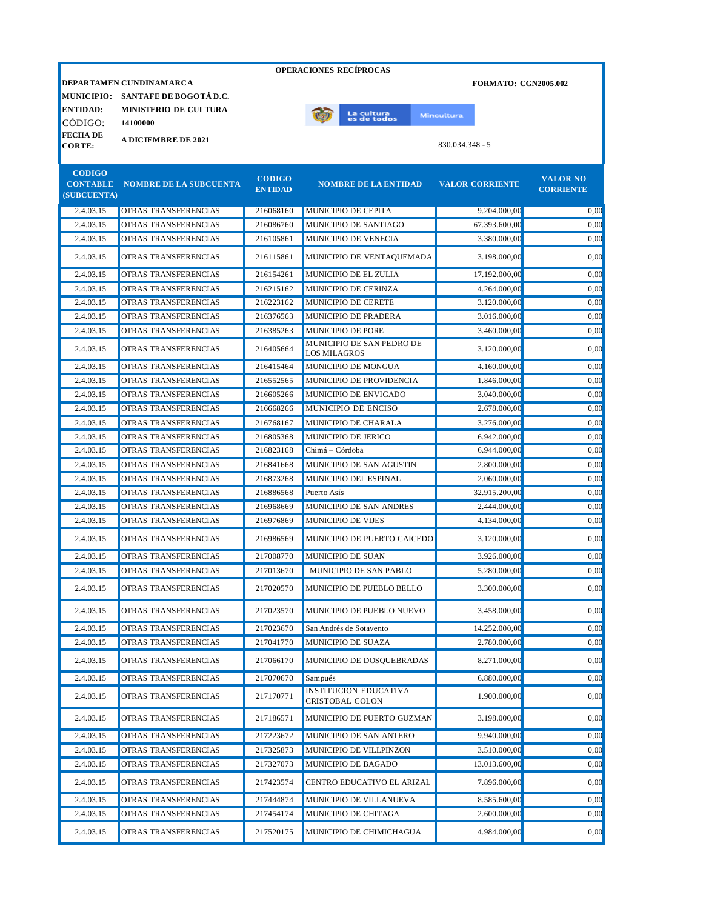**OPERACIONES RECÍPROCAS**

**DEPARTAMEN CUNDINAMARCA** | **FORMATO: CGN2005.002**

**MUNICIPIO:** SANTAFE DE BOGOTÁ D.C.

**ENTIDAD:** MINISTERIO DE CULTURA

CÓDIGO: **14100000**

**FECHA DE CORTE:** **A DICIEMBRE DE 2021**

830.034.348 - 5

| CODIGO CONTABLE (SUBCUENTA) | NOMBRE DE LA SUBCUENTA | CODIGO ENTIDAD | NOMBRE DE LA ENTIDAD | VALOR CORRIENTE | VALOR NO CORRIENTE |
|---|---|---|---|---|---|
| 2.4.03.15 | OTRAS TRANSFERENCIAS | 216068160 | MUNICIPIO DE CEPITA | 9.204.000,00 | 0,00 |
| 2.4.03.15 | OTRAS TRANSFERENCIAS | 216086760 | MUNICIPIO DE SANTIAGO | 67.393.600,00 | 0,00 |
| 2.4.03.15 | OTRAS TRANSFERENCIAS | 216105861 | MUNICIPIO DE VENECIA | 3.380.000,00 | 0,00 |
| 2.4.03.15 | OTRAS TRANSFERENCIAS | 216115861 | MUNICIPIO DE VENTAQUEMADA | 3.198.000,00 | 0,00 |
| 2.4.03.15 | OTRAS TRANSFERENCIAS | 216154261 | MUNICIPIO DE EL ZULIA | 17.192.000,00 | 0,00 |
| 2.4.03.15 | OTRAS TRANSFERENCIAS | 216215162 | MUNICIPIO DE CERINZA | 4.264.000,00 | 0,00 |
| 2.4.03.15 | OTRAS TRANSFERENCIAS | 216223162 | MUNICIPIO DE CERETE | 3.120.000,00 | 0,00 |
| 2.4.03.15 | OTRAS TRANSFERENCIAS | 216376563 | MUNICIPIO DE PRADERA | 3.016.000,00 | 0,00 |
| 2.4.03.15 | OTRAS TRANSFERENCIAS | 216385263 | MUNICIPIO DE PORE | 3.460.000,00 | 0,00 |
| 2.4.03.15 | OTRAS TRANSFERENCIAS | 216405664 | MUNICIPIO DE SAN PEDRO DE LOS MILAGROS | 3.120.000,00 | 0,00 |
| 2.4.03.15 | OTRAS TRANSFERENCIAS | 216415464 | MUNICIPIO DE MONGUA | 4.160.000,00 | 0,00 |
| 2.4.03.15 | OTRAS TRANSFERENCIAS | 216552565 | MUNICIPIO DE PROVIDENCIA | 1.846.000,00 | 0,00 |
| 2.4.03.15 | OTRAS TRANSFERENCIAS | 216605266 | MUNICIPIO DE ENVIGADO | 3.040.000,00 | 0,00 |
| 2.4.03.15 | OTRAS TRANSFERENCIAS | 216668266 | MUNICIPIO DE ENCISO | 2.678.000,00 | 0,00 |
| 2.4.03.15 | OTRAS TRANSFERENCIAS | 216768167 | MUNICIPIO DE CHARALA | 3.276.000,00 | 0,00 |
| 2.4.03.15 | OTRAS TRANSFERENCIAS | 216805368 | MUNICIPIO DE JERICO | 6.942.000,00 | 0,00 |
| 2.4.03.15 | OTRAS TRANSFERENCIAS | 216823168 | Chimá – Córdoba | 6.944.000,00 | 0,00 |
| 2.4.03.15 | OTRAS TRANSFERENCIAS | 216841668 | MUNICIPIO DE SAN AGUSTIN | 2.800.000,00 | 0,00 |
| 2.4.03.15 | OTRAS TRANSFERENCIAS | 216873268 | MUNICIPIO DEL ESPINAL | 2.060.000,00 | 0,00 |
| 2.4.03.15 | OTRAS TRANSFERENCIAS | 216886568 | Puerto Asís | 32.915.200,00 | 0,00 |
| 2.4.03.15 | OTRAS TRANSFERENCIAS | 216968669 | MUNICIPIO DE SAN ANDRES | 2.444.000,00 | 0,00 |
| 2.4.03.15 | OTRAS TRANSFERENCIAS | 216976869 | MUNICIPIO DE VIJES | 4.134.000,00 | 0,00 |
| 2.4.03.15 | OTRAS TRANSFERENCIAS | 216986569 | MUNICIPIO DE PUERTO CAICEDO | 3.120.000,00 | 0,00 |
| 2.4.03.15 | OTRAS TRANSFERENCIAS | 217008770 | MUNICIPIO DE SUAN | 3.926.000,00 | 0,00 |
| 2.4.03.15 | OTRAS TRANSFERENCIAS | 217013670 | MUNICIPIO DE SAN PABLO | 5.280.000,00 | 0,00 |
| 2.4.03.15 | OTRAS TRANSFERENCIAS | 217020570 | MUNICIPIO DE PUEBLO BELLO | 3.300.000,00 | 0,00 |
| 2.4.03.15 | OTRAS TRANSFERENCIAS | 217023570 | MUNICIPIO DE PUEBLO NUEVO | 3.458.000,00 | 0,00 |
| 2.4.03.15 | OTRAS TRANSFERENCIAS | 217023670 | San Andrés de Sotavento | 14.252.000,00 | 0,00 |
| 2.4.03.15 | OTRAS TRANSFERENCIAS | 217041770 | MUNICIPIO DE SUAZA | 2.780.000,00 | 0,00 |
| 2.4.03.15 | OTRAS TRANSFERENCIAS | 217066170 | MUNICIPIO DE DOSQUEBRADAS | 8.271.000,00 | 0,00 |
| 2.4.03.15 | OTRAS TRANSFERENCIAS | 217070670 | Sampués | 6.880.000,00 | 0,00 |
| 2.4.03.15 | OTRAS TRANSFERENCIAS | 217170771 | INSTITUCION EDUCATIVA CRISTOBAL COLON | 1.900.000,00 | 0,00 |
| 2.4.03.15 | OTRAS TRANSFERENCIAS | 217186571 | MUNICIPIO DE PUERTO GUZMAN | 3.198.000,00 | 0,00 |
| 2.4.03.15 | OTRAS TRANSFERENCIAS | 217223672 | MUNICIPIO DE SAN ANTERO | 9.940.000,00 | 0,00 |
| 2.4.03.15 | OTRAS TRANSFERENCIAS | 217325873 | MUNICIPIO DE VILLPINZON | 3.510.000,00 | 0,00 |
| 2.4.03.15 | OTRAS TRANSFERENCIAS | 217327073 | MUNICIPIO DE BAGADO | 13.013.600,00 | 0,00 |
| 2.4.03.15 | OTRAS TRANSFERENCIAS | 217423574 | CENTRO EDUCATIVO EL ARIZAL | 7.896.000,00 | 0,00 |
| 2.4.03.15 | OTRAS TRANSFERENCIAS | 217444874 | MUNICIPIO DE VILLANUEVA | 8.585.600,00 | 0,00 |
| 2.4.03.15 | OTRAS TRANSFERENCIAS | 217454174 | MUNICIPIO DE CHITAGA | 2.600.000,00 | 0,00 |
| 2.4.03.15 | OTRAS TRANSFERENCIAS | 217520175 | MUNICIPIO DE CHIMICHAGUA | 4.984.000,00 | 0,00 |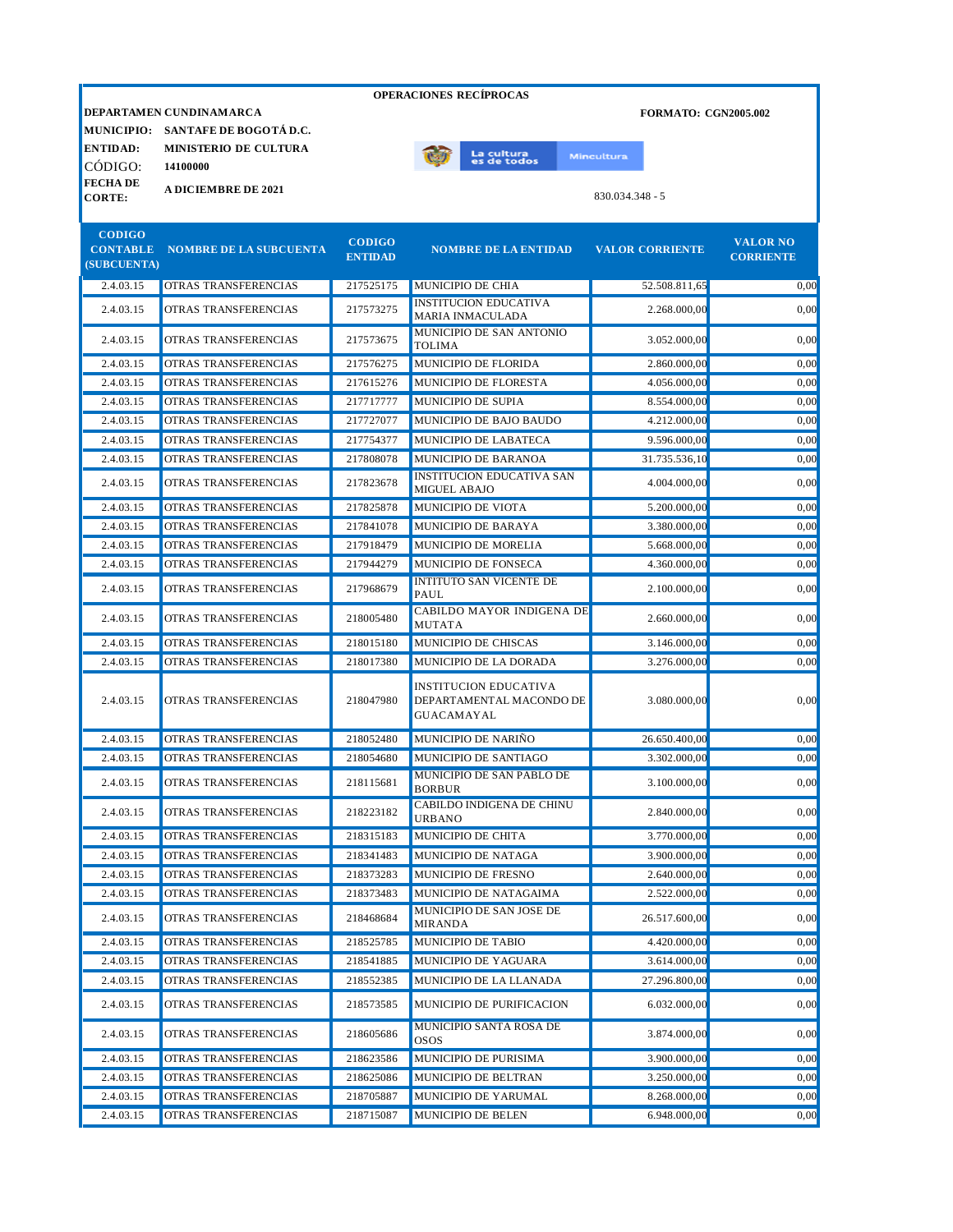**OPERACIONES RECÍPROCAS**

**DEPARTAMEN CUNDINAMARCA** — **FORMATO: CGN2005.002**

**MUNICIPIO:** SANTAFE DE BOGOTÁ D.C.

**ENTIDAD:** MINISTERIO DE CULTURA

**CÓDIGO:** 14100000

**FECHA DE CORTE:** A DICIEMBRE DE 2021

830.034.348 - 5

| CODIGO CONTABLE (SUBCUENTA) | NOMBRE DE LA SUBCUENTA | CODIGO ENTIDAD | NOMBRE DE LA ENTIDAD | VALOR CORRIENTE | VALOR NO CORRIENTE |
|---|---|---|---|---|---|
| 2.4.03.15 | OTRAS TRANSFERENCIAS | 217525175 | MUNICIPIO DE CHIA | 52.508.811,65 | 0,00 |
| 2.4.03.15 | OTRAS TRANSFERENCIAS | 217573275 | INSTITUCION EDUCATIVA MARIA INMACULADA | 2.268.000,00 | 0,00 |
| 2.4.03.15 | OTRAS TRANSFERENCIAS | 217573675 | MUNICIPIO DE SAN ANTONIO TOLIMA | 3.052.000,00 | 0,00 |
| 2.4.03.15 | OTRAS TRANSFERENCIAS | 217576275 | MUNICIPIO DE FLORIDA | 2.860.000,00 | 0,00 |
| 2.4.03.15 | OTRAS TRANSFERENCIAS | 217615276 | MUNICIPIO DE FLORESTA | 4.056.000,00 | 0,00 |
| 2.4.03.15 | OTRAS TRANSFERENCIAS | 217717777 | MUNICIPIO DE SUPIA | 8.554.000,00 | 0,00 |
| 2.4.03.15 | OTRAS TRANSFERENCIAS | 217727077 | MUNICIPIO DE BAJO BAUDO | 4.212.000,00 | 0,00 |
| 2.4.03.15 | OTRAS TRANSFERENCIAS | 217754377 | MUNICIPIO DE LABATECA | 9.596.000,00 | 0,00 |
| 2.4.03.15 | OTRAS TRANSFERENCIAS | 217808078 | MUNICIPIO DE BARANOA | 31.735.536,10 | 0,00 |
| 2.4.03.15 | OTRAS TRANSFERENCIAS | 217823678 | INSTITUCION EDUCATIVA SAN MIGUEL ABAJO | 4.004.000,00 | 0,00 |
| 2.4.03.15 | OTRAS TRANSFERENCIAS | 217825878 | MUNICIPIO DE VIOTA | 5.200.000,00 | 0,00 |
| 2.4.03.15 | OTRAS TRANSFERENCIAS | 217841078 | MUNICIPIO DE BARAYA | 3.380.000,00 | 0,00 |
| 2.4.03.15 | OTRAS TRANSFERENCIAS | 217918479 | MUNICIPIO DE MORELIA | 5.668.000,00 | 0,00 |
| 2.4.03.15 | OTRAS TRANSFERENCIAS | 217944279 | MUNICIPIO DE FONSECA | 4.360.000,00 | 0,00 |
| 2.4.03.15 | OTRAS TRANSFERENCIAS | 217968679 | INTITUTO SAN VICENTE DE PAUL | 2.100.000,00 | 0,00 |
| 2.4.03.15 | OTRAS TRANSFERENCIAS | 218005480 | CABILDO MAYOR INDIGENA DE MUTATA | 2.660.000,00 | 0,00 |
| 2.4.03.15 | OTRAS TRANSFERENCIAS | 218015180 | MUNICIPIO DE CHISCAS | 3.146.000,00 | 0,00 |
| 2.4.03.15 | OTRAS TRANSFERENCIAS | 218017380 | MUNICIPIO DE LA DORADA | 3.276.000,00 | 0,00 |
| 2.4.03.15 | OTRAS TRANSFERENCIAS | 218047980 | INSTITUCION EDUCATIVA DEPARTAMENTAL MACONDO DE GUACAMAYAL | 3.080.000,00 | 0,00 |
| 2.4.03.15 | OTRAS TRANSFERENCIAS | 218052480 | MUNICIPIO DE NARIÑO | 26.650.400,00 | 0,00 |
| 2.4.03.15 | OTRAS TRANSFERENCIAS | 218054680 | MUNICIPIO DE SANTIAGO | 3.302.000,00 | 0,00 |
| 2.4.03.15 | OTRAS TRANSFERENCIAS | 218115681 | MUNICIPIO DE SAN PABLO DE BORBUR | 3.100.000,00 | 0,00 |
| 2.4.03.15 | OTRAS TRANSFERENCIAS | 218223182 | CABILDO INDIGENA DE CHINU URBANO | 2.840.000,00 | 0,00 |
| 2.4.03.15 | OTRAS TRANSFERENCIAS | 218315183 | MUNICIPIO DE CHITA | 3.770.000,00 | 0,00 |
| 2.4.03.15 | OTRAS TRANSFERENCIAS | 218341483 | MUNICIPIO DE NATAGA | 3.900.000,00 | 0,00 |
| 2.4.03.15 | OTRAS TRANSFERENCIAS | 218373283 | MUNICIPIO DE FRESNO | 2.640.000,00 | 0,00 |
| 2.4.03.15 | OTRAS TRANSFERENCIAS | 218373483 | MUNICIPIO DE NATAGAIMA | 2.522.000,00 | 0,00 |
| 2.4.03.15 | OTRAS TRANSFERENCIAS | 218468684 | MUNICIPIO DE SAN JOSE DE MIRANDA | 26.517.600,00 | 0,00 |
| 2.4.03.15 | OTRAS TRANSFERENCIAS | 218525785 | MUNICIPIO DE TABIO | 4.420.000,00 | 0,00 |
| 2.4.03.15 | OTRAS TRANSFERENCIAS | 218541885 | MUNICIPIO DE YAGUARA | 3.614.000,00 | 0,00 |
| 2.4.03.15 | OTRAS TRANSFERENCIAS | 218552385 | MUNICIPIO DE LA LLANADA | 27.296.800,00 | 0,00 |
| 2.4.03.15 | OTRAS TRANSFERENCIAS | 218573585 | MUNICIPIO DE PURIFICACION | 6.032.000,00 | 0,00 |
| 2.4.03.15 | OTRAS TRANSFERENCIAS | 218605686 | MUNICIPIO SANTA ROSA DE OSOS | 3.874.000,00 | 0,00 |
| 2.4.03.15 | OTRAS TRANSFERENCIAS | 218623586 | MUNICIPIO DE PURISIMA | 3.900.000,00 | 0,00 |
| 2.4.03.15 | OTRAS TRANSFERENCIAS | 218625086 | MUNICIPIO DE BELTRAN | 3.250.000,00 | 0,00 |
| 2.4.03.15 | OTRAS TRANSFERENCIAS | 218705887 | MUNICIPIO DE YARUMAL | 8.268.000,00 | 0,00 |
| 2.4.03.15 | OTRAS TRANSFERENCIAS | 218715087 | MUNICIPIO DE BELEN | 6.948.000,00 | 0,00 |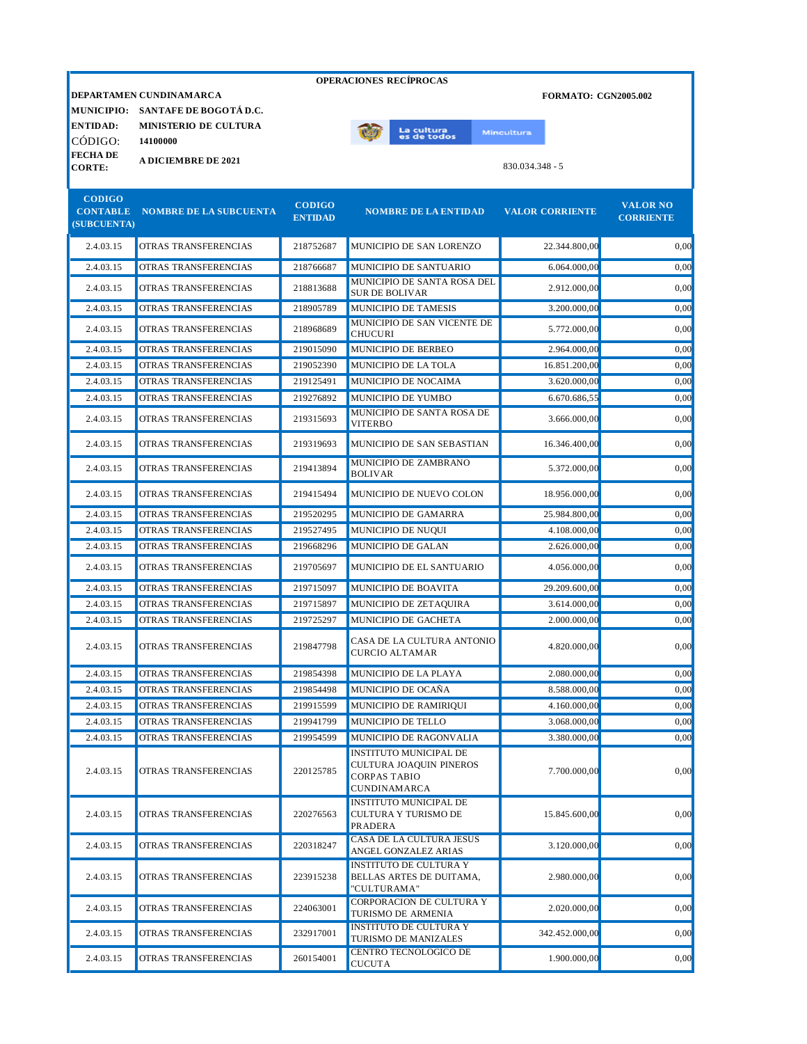**OPERACIONES RECÍPROCAS**

**DEPARTAMEN** **CUNDINAMARCA** | **FORMATO: CGN2005.002**

**MUNICIPIO:** **SANTAFE DE BOGOTÁ D.C.**

**ENTIDAD:** **MINISTERIO DE CULTURA**

CÓDIGO: **14100000**

**FECHA DE CORTE:** **A DICIEMBRE DE 2021**

830.034.348 - 5

| CODIGO CONTABLE (SUBCUENTA) | NOMBRE DE LA SUBCUENTA | CODIGO ENTIDAD | NOMBRE DE LA ENTIDAD | VALOR CORRIENTE | VALOR NO CORRIENTE |
|---|---|---|---|---|---|
| 2.4.03.15 | OTRAS TRANSFERENCIAS | 218752687 | MUNICIPIO DE SAN LORENZO | 22.344.800,00 | 0,00 |
| 2.4.03.15 | OTRAS TRANSFERENCIAS | 218766687 | MUNICIPIO DE SANTUARIO | 6.064.000,00 | 0,00 |
| 2.4.03.15 | OTRAS TRANSFERENCIAS | 218813688 | MUNICIPIO DE SANTA ROSA DEL SUR DE BOLIVAR | 2.912.000,00 | 0,00 |
| 2.4.03.15 | OTRAS TRANSFERENCIAS | 218905789 | MUNICIPIO DE TAMESIS | 3.200.000,00 | 0,00 |
| 2.4.03.15 | OTRAS TRANSFERENCIAS | 218968689 | MUNICIPIO DE SAN VICENTE DE CHUCURI | 5.772.000,00 | 0,00 |
| 2.4.03.15 | OTRAS TRANSFERENCIAS | 219015090 | MUNICIPIO DE BERBEO | 2.964.000,00 | 0,00 |
| 2.4.03.15 | OTRAS TRANSFERENCIAS | 219052390 | MUNICIPIO DE LA TOLA | 16.851.200,00 | 0,00 |
| 2.4.03.15 | OTRAS TRANSFERENCIAS | 219125491 | MUNICIPIO DE NOCAIMA | 3.620.000,00 | 0,00 |
| 2.4.03.15 | OTRAS TRANSFERENCIAS | 219276892 | MUNICIPIO DE YUMBO | 6.670.686,55 | 0,00 |
| 2.4.03.15 | OTRAS TRANSFERENCIAS | 219315693 | MUNICIPIO DE SANTA ROSA DE VITERBO | 3.666.000,00 | 0,00 |
| 2.4.03.15 | OTRAS TRANSFERENCIAS | 219319693 | MUNICIPIO DE SAN SEBASTIAN | 16.346.400,00 | 0,00 |
| 2.4.03.15 | OTRAS TRANSFERENCIAS | 219413894 | MUNICIPIO DE ZAMBRANO BOLIVAR | 5.372.000,00 | 0,00 |
| 2.4.03.15 | OTRAS TRANSFERENCIAS | 219415494 | MUNICIPIO DE NUEVO COLON | 18.956.000,00 | 0,00 |
| 2.4.03.15 | OTRAS TRANSFERENCIAS | 219520295 | MUNICIPIO DE GAMARRA | 25.984.800,00 | 0,00 |
| 2.4.03.15 | OTRAS TRANSFERENCIAS | 219527495 | MUNICIPIO DE NUQUI | 4.108.000,00 | 0,00 |
| 2.4.03.15 | OTRAS TRANSFERENCIAS | 219668296 | MUNICIPIO DE GALAN | 2.626.000,00 | 0,00 |
| 2.4.03.15 | OTRAS TRANSFERENCIAS | 219705697 | MUNICIPIO DE EL SANTUARIO | 4.056.000,00 | 0,00 |
| 2.4.03.15 | OTRAS TRANSFERENCIAS | 219715097 | MUNICIPIO DE BOAVITA | 29.209.600,00 | 0,00 |
| 2.4.03.15 | OTRAS TRANSFERENCIAS | 219715897 | MUNICIPIO DE ZETAQUIRA | 3.614.000,00 | 0,00 |
| 2.4.03.15 | OTRAS TRANSFERENCIAS | 219725297 | MUNICIPIO DE GACHETA | 2.000.000,00 | 0,00 |
| 2.4.03.15 | OTRAS TRANSFERENCIAS | 219847798 | CASA DE LA CULTURA ANTONIO CURCIO ALTAMAR | 4.820.000,00 | 0,00 |
| 2.4.03.15 | OTRAS TRANSFERENCIAS | 219854398 | MUNICIPIO DE LA PLAYA | 2.080.000,00 | 0,00 |
| 2.4.03.15 | OTRAS TRANSFERENCIAS | 219854498 | MUNICIPIO DE OCAÑA | 8.588.000,00 | 0,00 |
| 2.4.03.15 | OTRAS TRANSFERENCIAS | 219915599 | MUNICIPIO DE RAMIRIQUI | 4.160.000,00 | 0,00 |
| 2.4.03.15 | OTRAS TRANSFERENCIAS | 219941799 | MUNICIPIO DE TELLO | 3.068.000,00 | 0,00 |
| 2.4.03.15 | OTRAS TRANSFERENCIAS | 219954599 | MUNICIPIO DE RAGONVALIA | 3.380.000,00 | 0,00 |
| 2.4.03.15 | OTRAS TRANSFERENCIAS | 220125785 | INSTITUTO MUNICIPAL DE CULTURA JOAQUIN PINEROS CORPAS TABIO CUNDINAMARCA | 7.700.000,00 | 0,00 |
| 2.4.03.15 | OTRAS TRANSFERENCIAS | 220276563 | INSTITUTO MUNICIPAL DE CULTURA Y TURISMO DE PRADERA | 15.845.600,00 | 0,00 |
| 2.4.03.15 | OTRAS TRANSFERENCIAS | 220318247 | CASA DE LA CULTURA JESUS ANGEL GONZALEZ ARIAS | 3.120.000,00 | 0,00 |
| 2.4.03.15 | OTRAS TRANSFERENCIAS | 223915238 | INSTITUTO DE CULTURA Y BELLAS ARTES DE DUITAMA, "CULTURAMA" | 2.980.000,00 | 0,00 |
| 2.4.03.15 | OTRAS TRANSFERENCIAS | 224063001 | CORPORACION DE CULTURA Y TURISMO DE ARMENIA | 2.020.000,00 | 0,00 |
| 2.4.03.15 | OTRAS TRANSFERENCIAS | 232917001 | INSTITUTO DE CULTURA Y TURISMO DE MANIZALES | 342.452.000,00 | 0,00 |
| 2.4.03.15 | OTRAS TRANSFERENCIAS | 260154001 | CENTRO TECNOLOGICO DE CUCUTA | 1.900.000,00 | 0,00 |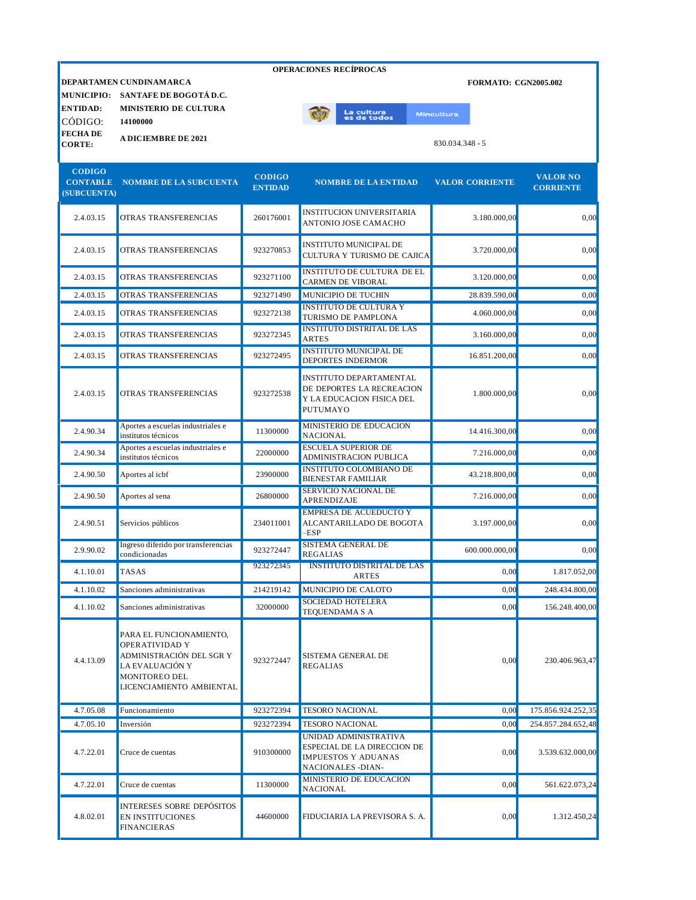**OPERACIONES RECÍPROCAS**

**DEPARTAMEN** **CUNDINAMARCA** — **FORMATO: CGN2005.002**

**MUNICIPIO:** **SANTAFE DE BOGOTÁ D.C.**

**ENTIDAD:** **MINISTERIO DE CULTURA**

CÓDIGO: **14100000**

**FECHA DE CORTE:** **A DICIEMBRE DE 2021**

830.034.348 - 5

| CODIGO CONTABLE (SUBCUENTA) | NOMBRE DE LA SUBCUENTA | CODIGO ENTIDAD | NOMBRE DE LA ENTIDAD | VALOR CORRIENTE | VALOR NO CORRIENTE |
|---|---|---|---|---|---|
| 2.4.03.15 | OTRAS TRANSFERENCIAS | 260176001 | INSTITUCION UNIVERSITARIA ANTONIO JOSE CAMACHO | 3.180.000,00 | 0,00 |
| 2.4.03.15 | OTRAS TRANSFERENCIAS | 923270853 | INSTITUTO MUNICIPAL DE CULTURA Y TURISMO DE CAJICA | 3.720.000,00 | 0,00 |
| 2.4.03.15 | OTRAS TRANSFERENCIAS | 923271100 | INSTITUTO DE CULTURA DE EL CARMEN DE VIBORAL | 3.120.000,00 | 0,00 |
| 2.4.03.15 | OTRAS TRANSFERENCIAS | 923271490 | MUNICIPIO DE TUCHIN | 28.839.590,00 | 0,00 |
| 2.4.03.15 | OTRAS TRANSFERENCIAS | 923272138 | INSTITUTO DE CULTURA Y TURISMO DE PAMPLONA | 4.060.000,00 | 0,00 |
| 2.4.03.15 | OTRAS TRANSFERENCIAS | 923272345 | INSTITUTO DISTRITAL DE LAS ARTES | 3.160.000,00 | 0,00 |
| 2.4.03.15 | OTRAS TRANSFERENCIAS | 923272495 | INSTITUTO MUNICIPAL DE DEPORTES INDERMOR | 16.851.200,00 | 0,00 |
| 2.4.03.15 | OTRAS TRANSFERENCIAS | 923272538 | INSTITUTO DEPARTAMENTAL DE DEPORTES LA RECREACION Y LA EDUCACION FISICA DEL PUTUMAYO | 1.800.000,00 | 0,00 |
| 2.4.90.34 | Aportes a escuelas industriales e institutos técnicos | 11300000 | MINISTERIO DE EDUCACION NACIONAL | 14.416.300,00 | 0,00 |
| 2.4.90.34 | Aportes a escuelas industriales e institutos técnicos | 22000000 | ESCUELA SUPERIOR DE ADMINISTRACION PUBLICA | 7.216.000,00 | 0,00 |
| 2.4.90.50 | Aportes al icbf | 23900000 | INSTITUTO COLOMBIANO DE BIENESTAR FAMILIAR | 43.218.800,00 | 0,00 |
| 2.4.90.50 | Aportes al sena | 26800000 | SERVICIO NACIONAL DE APRENDIZAJE | 7.216.000,00 | 0,00 |
| 2.4.90.51 | Servicios públicos | 234011001 | EMPRESA DE ACUEDUCTO Y ALCANTARILLADO DE BOGOTA –ESP | 3.197.000,00 | 0,00 |
| 2.9.90.02 | Ingreso diferido por transferencias condicionadas | 923272447 | SISTEMA GENERAL DE REGALIAS | 600.000.000,00 | 0,00 |
| 4.1.10.01 | TASAS | 923272345 | INSTITUTO DISTRITAL DE LAS ARTES | 0,00 | 1.817.052,00 |
| 4.1.10.02 | Sanciones administrativas | 214219142 | MUNICIPIO DE CALOTO | 0,00 | 248.434.800,00 |
| 4.1.10.02 | Sanciones administrativas | 32000000 | SOCIEDAD HOTELERA TEQUENDAMA S A | 0,00 | 156.248.400,00 |
| 4.4.13.09 | PARA EL FUNCIONAMIENTO, OPERATIVIDAD Y ADMINISTRACIÓN DEL SGR Y LA EVALUACIÓN Y MONITOREO DEL LICENCIAMIENTO AMBIENTAL | 923272447 | SISTEMA GENERAL DE REGALIAS | 0,00 | 230.406.963,47 |
| 4.7.05.08 | Funcionamiento | 923272394 | TESORO NACIONAL | 0,00 | 175.856.924.252,35 |
| 4.7.05.10 | Inversión | 923272394 | TESORO NACIONAL | 0,00 | 254.857.284.652,48 |
| 4.7.22.01 | Cruce de cuentas | 910300000 | UNIDAD ADMINISTRATIVA ESPECIAL DE LA DIRECCION DE IMPUESTOS Y ADUANAS NACIONALES -DIAN- | 0,00 | 3.539.632.000,00 |
| 4.7.22.01 | Cruce de cuentas | 11300000 | MINISTERIO DE EDUCACION NACIONAL | 0,00 | 561.622.073,24 |
| 4.8.02.01 | INTERESES SOBRE DEPÓSITOS EN INSTITUCIONES FINANCIERAS | 44600000 | FIDUCIARIA LA PREVISORA S. A. | 0,00 | 1.312.450,24 |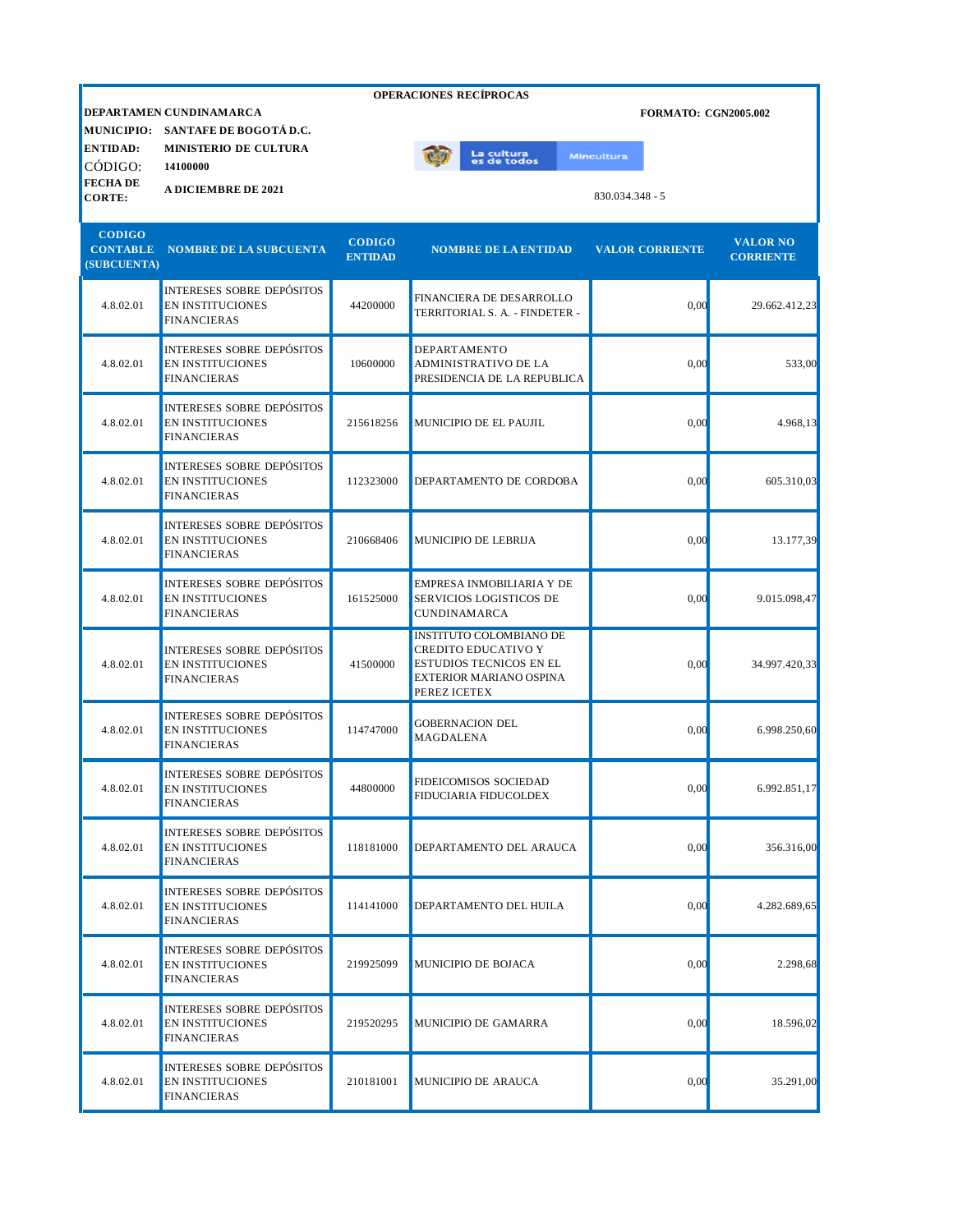**OPERACIONES RECÍPROCAS**

**DEPARTAMEN** **CUNDINAMARCA** **FORMATO: CGN2005.002**

**MUNICIPIO:** **SANTAFE DE BOGOTÁ D.C.**

**ENTIDAD:** **MINISTERIO DE CULTURA**

CÓDIGO: **14100000**

**FECHA DE CORTE:** **A DICIEMBRE DE 2021**

830.034.348 - 5

| CODIGO CONTABLE (SUBCUENTA) | NOMBRE DE LA SUBCUENTA | CODIGO ENTIDAD | NOMBRE DE LA ENTIDAD | VALOR CORRIENTE | VALOR NO CORRIENTE |
|---|---|---|---|---|---|
| 4.8.02.01 | INTERESES SOBRE DEPÓSITOS EN INSTITUCIONES FINANCIERAS | 44200000 | FINANCIERA DE DESARROLLO TERRITORIAL S. A. - FINDETER - | 0,00 | 29.662.412,23 |
| 4.8.02.01 | INTERESES SOBRE DEPÓSITOS EN INSTITUCIONES FINANCIERAS | 10600000 | DEPARTAMENTO ADMINISTRATIVO DE LA PRESIDENCIA DE LA REPUBLICA | 0,00 | 533,00 |
| 4.8.02.01 | INTERESES SOBRE DEPÓSITOS EN INSTITUCIONES FINANCIERAS | 215618256 | MUNICIPIO DE EL PAUJIL | 0,00 | 4.968,13 |
| 4.8.02.01 | INTERESES SOBRE DEPÓSITOS EN INSTITUCIONES FINANCIERAS | 112323000 | DEPARTAMENTO DE CORDOBA | 0,00 | 605.310,03 |
| 4.8.02.01 | INTERESES SOBRE DEPÓSITOS EN INSTITUCIONES FINANCIERAS | 210668406 | MUNICIPIO DE LEBRIJA | 0,00 | 13.177,39 |
| 4.8.02.01 | INTERESES SOBRE DEPÓSITOS EN INSTITUCIONES FINANCIERAS | 161525000 | EMPRESA INMOBILIARIA Y DE SERVICIOS LOGISTICOS DE CUNDINAMARCA | 0,00 | 9.015.098,47 |
| 4.8.02.01 | INTERESES SOBRE DEPÓSITOS EN INSTITUCIONES FINANCIERAS | 41500000 | INSTITUTO COLOMBIANO DE CREDITO EDUCATIVO Y ESTUDIOS TECNICOS EN EL EXTERIOR MARIANO OSPINA PEREZ ICETEX | 0,00 | 34.997.420,33 |
| 4.8.02.01 | INTERESES SOBRE DEPÓSITOS EN INSTITUCIONES FINANCIERAS | 114747000 | GOBERNACION DEL MAGDALENA | 0,00 | 6.998.250,60 |
| 4.8.02.01 | INTERESES SOBRE DEPÓSITOS EN INSTITUCIONES FINANCIERAS | 44800000 | FIDEICOMISOS SOCIEDAD FIDUCIARIA FIDUCOLDEX | 0,00 | 6.992.851,17 |
| 4.8.02.01 | INTERESES SOBRE DEPÓSITOS EN INSTITUCIONES FINANCIERAS | 118181000 | DEPARTAMENTO DEL ARAUCA | 0,00 | 356.316,00 |
| 4.8.02.01 | INTERESES SOBRE DEPÓSITOS EN INSTITUCIONES FINANCIERAS | 114141000 | DEPARTAMENTO DEL HUILA | 0,00 | 4.282.689,65 |
| 4.8.02.01 | INTERESES SOBRE DEPÓSITOS EN INSTITUCIONES FINANCIERAS | 219925099 | MUNICIPIO DE BOJACA | 0,00 | 2.298,68 |
| 4.8.02.01 | INTERESES SOBRE DEPÓSITOS EN INSTITUCIONES FINANCIERAS | 219520295 | MUNICIPIO DE GAMARRA | 0,00 | 18.596,02 |
| 4.8.02.01 | INTERESES SOBRE DEPÓSITOS EN INSTITUCIONES FINANCIERAS | 210181001 | MUNICIPIO DE ARAUCA | 0,00 | 35.291,00 |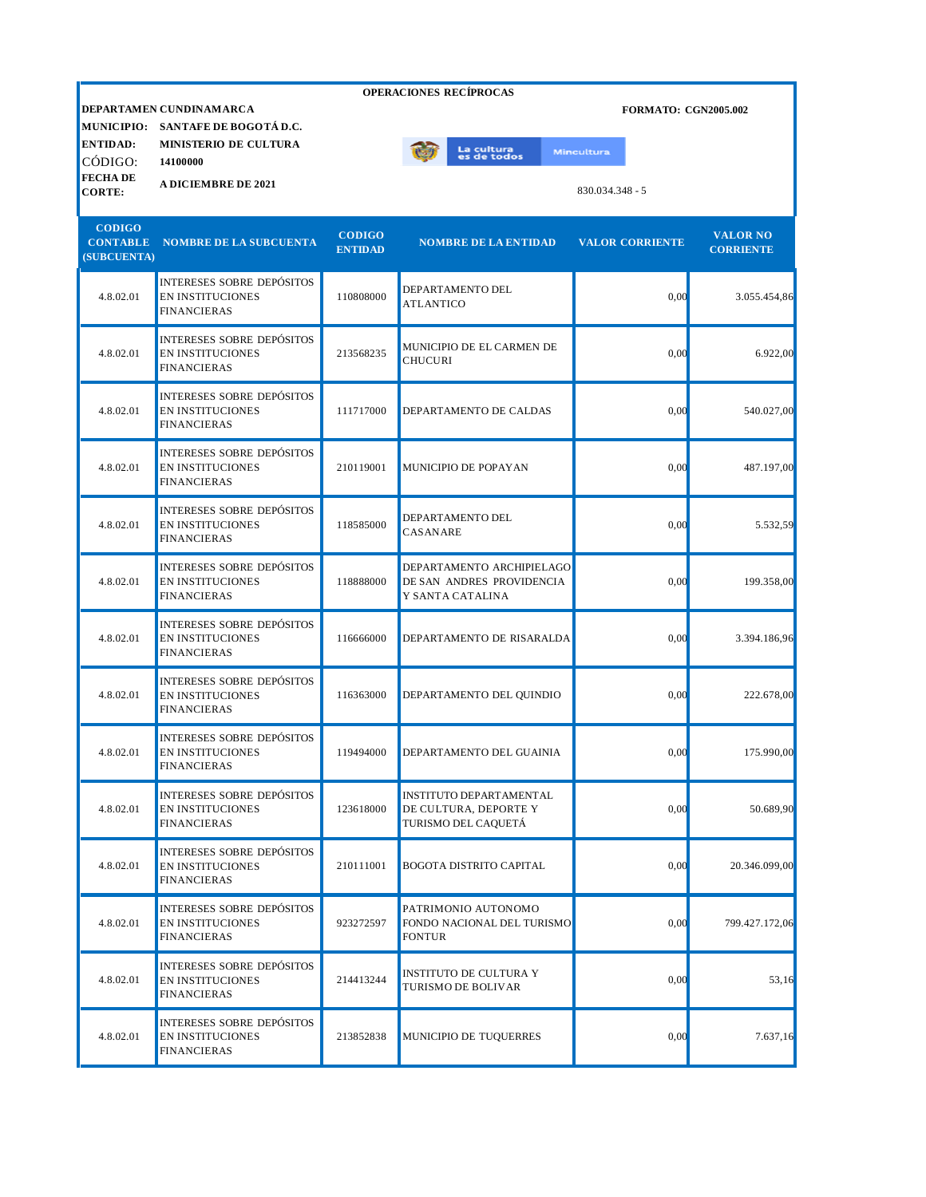**OPERACIONES RECÍPROCAS**

**DEPARTAMEN CUNDINAMARCA** **FORMATO: CGN2005.002**

**MUNICIPIO:** **SANTAFE DE BOGOTÁ D.C.**

**ENTIDAD:** **MINISTERIO DE CULTURA**

CÓDIGO: **14100000**

**FECHA DE CORTE:** **A DICIEMBRE DE 2021**

830.034.348 - 5

| CODIGO CONTABLE (SUBCUENTA) | NOMBRE DE LA SUBCUENTA | CODIGO ENTIDAD | NOMBRE DE LA ENTIDAD | VALOR CORRIENTE | VALOR NO CORRIENTE |
|---|---|---|---|---|---|
| 4.8.02.01 | INTERESES SOBRE DEPÓSITOS EN INSTITUCIONES FINANCIERAS | 110808000 | DEPARTAMENTO DEL ATLANTICO | 0,00 | 3.055.454,86 |
| 4.8.02.01 | INTERESES SOBRE DEPÓSITOS EN INSTITUCIONES FINANCIERAS | 213568235 | MUNICIPIO DE EL CARMEN DE CHUCURI | 0,00 | 6.922,00 |
| 4.8.02.01 | INTERESES SOBRE DEPÓSITOS EN INSTITUCIONES FINANCIERAS | 111717000 | DEPARTAMENTO DE CALDAS | 0,00 | 540.027,00 |
| 4.8.02.01 | INTERESES SOBRE DEPÓSITOS EN INSTITUCIONES FINANCIERAS | 210119001 | MUNICIPIO DE POPAYAN | 0,00 | 487.197,00 |
| 4.8.02.01 | INTERESES SOBRE DEPÓSITOS EN INSTITUCIONES FINANCIERAS | 118585000 | DEPARTAMENTO DEL CASANARE | 0,00 | 5.532,59 |
| 4.8.02.01 | INTERESES SOBRE DEPÓSITOS EN INSTITUCIONES FINANCIERAS | 118888000 | DEPARTAMENTO ARCHIPIELAGO DE SAN ANDRES PROVIDENCIA Y SANTA CATALINA | 0,00 | 199.358,00 |
| 4.8.02.01 | INTERESES SOBRE DEPÓSITOS EN INSTITUCIONES FINANCIERAS | 116666000 | DEPARTAMENTO DE RISARALDA | 0,00 | 3.394.186,96 |
| 4.8.02.01 | INTERESES SOBRE DEPÓSITOS EN INSTITUCIONES FINANCIERAS | 116363000 | DEPARTAMENTO DEL QUINDIO | 0,00 | 222.678,00 |
| 4.8.02.01 | INTERESES SOBRE DEPÓSITOS EN INSTITUCIONES FINANCIERAS | 119494000 | DEPARTAMENTO DEL GUAINIA | 0,00 | 175.990,00 |
| 4.8.02.01 | INTERESES SOBRE DEPÓSITOS EN INSTITUCIONES FINANCIERAS | 123618000 | INSTITUTO DEPARTAMENTAL DE CULTURA, DEPORTE Y TURISMO DEL CAQUETÁ | 0,00 | 50.689,90 |
| 4.8.02.01 | INTERESES SOBRE DEPÓSITOS EN INSTITUCIONES FINANCIERAS | 210111001 | BOGOTA DISTRITO CAPITAL | 0,00 | 20.346.099,00 |
| 4.8.02.01 | INTERESES SOBRE DEPÓSITOS EN INSTITUCIONES FINANCIERAS | 923272597 | PATRIMONIO AUTONOMO FONDO NACIONAL DEL TURISMO FONTUR | 0,00 | 799.427.172,06 |
| 4.8.02.01 | INTERESES SOBRE DEPÓSITOS EN INSTITUCIONES FINANCIERAS | 214413244 | INSTITUTO DE CULTURA Y TURISMO DE BOLIVAR | 0,00 | 53,16 |
| 4.8.02.01 | INTERESES SOBRE DEPÓSITOS EN INSTITUCIONES FINANCIERAS | 213852838 | MUNICIPIO DE TUQUERRES | 0,00 | 7.637,16 |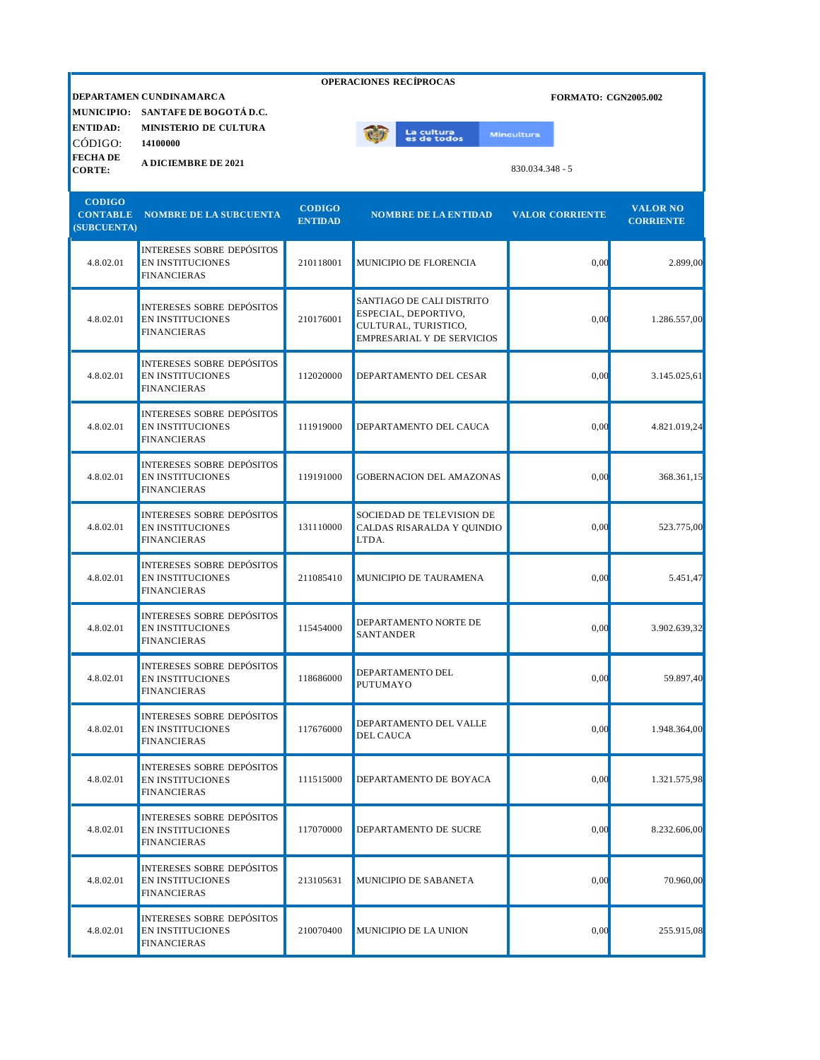**OPERACIONES RECÍPROCAS**

**DEPARTAMEN CUNDINAMARCA** | **FORMATO: CGN2005.002**

**MUNICIPIO:** SANTAFE DE BOGOTÁ D.C.

**ENTIDAD:** MINISTERIO DE CULTURA

CÓDIGO: **14100000**

**FECHA DE CORTE:** **A DICIEMBRE DE 2021**

830.034.348 - 5

| CODIGO CONTABLE (SUBCUENTA) | NOMBRE DE LA SUBCUENTA | CODIGO ENTIDAD | NOMBRE DE LA ENTIDAD | VALOR CORRIENTE | VALOR NO CORRIENTE |
|---|---|---|---|---|---|
| 4.8.02.01 | INTERESES SOBRE DEPÓSITOS EN INSTITUCIONES FINANCIERAS | 210118001 | MUNICIPIO DE FLORENCIA | 0,00 | 2.899,00 |
| 4.8.02.01 | INTERESES SOBRE DEPÓSITOS EN INSTITUCIONES FINANCIERAS | 210176001 | SANTIAGO DE CALI DISTRITO ESPECIAL, DEPORTIVO, CULTURAL, TURISTICO, EMPRESARIAL Y DE SERVICIOS | 0,00 | 1.286.557,00 |
| 4.8.02.01 | INTERESES SOBRE DEPÓSITOS EN INSTITUCIONES FINANCIERAS | 112020000 | DEPARTAMENTO DEL CESAR | 0,00 | 3.145.025,61 |
| 4.8.02.01 | INTERESES SOBRE DEPÓSITOS EN INSTITUCIONES FINANCIERAS | 111919000 | DEPARTAMENTO DEL CAUCA | 0,00 | 4.821.019,24 |
| 4.8.02.01 | INTERESES SOBRE DEPÓSITOS EN INSTITUCIONES FINANCIERAS | 119191000 | GOBERNACION DEL AMAZONAS | 0,00 | 368.361,15 |
| 4.8.02.01 | INTERESES SOBRE DEPÓSITOS EN INSTITUCIONES FINANCIERAS | 131110000 | SOCIEDAD DE TELEVISION DE CALDAS RISARALDA Y QUINDIO LTDA. | 0,00 | 523.775,00 |
| 4.8.02.01 | INTERESES SOBRE DEPÓSITOS EN INSTITUCIONES FINANCIERAS | 211085410 | MUNICIPIO DE TAURAMENA | 0,00 | 5.451,47 |
| 4.8.02.01 | INTERESES SOBRE DEPÓSITOS EN INSTITUCIONES FINANCIERAS | 115454000 | DEPARTAMENTO NORTE DE SANTANDER | 0,00 | 3.902.639,32 |
| 4.8.02.01 | INTERESES SOBRE DEPÓSITOS EN INSTITUCIONES FINANCIERAS | 118686000 | DEPARTAMENTO DEL PUTUMAYO | 0,00 | 59.897,40 |
| 4.8.02.01 | INTERESES SOBRE DEPÓSITOS EN INSTITUCIONES FINANCIERAS | 117676000 | DEPARTAMENTO DEL VALLE DEL CAUCA | 0,00 | 1.948.364,00 |
| 4.8.02.01 | INTERESES SOBRE DEPÓSITOS EN INSTITUCIONES FINANCIERAS | 111515000 | DEPARTAMENTO DE BOYACA | 0,00 | 1.321.575,98 |
| 4.8.02.01 | INTERESES SOBRE DEPÓSITOS EN INSTITUCIONES FINANCIERAS | 117070000 | DEPARTAMENTO DE SUCRE | 0,00 | 8.232.606,00 |
| 4.8.02.01 | INTERESES SOBRE DEPÓSITOS EN INSTITUCIONES FINANCIERAS | 213105631 | MUNICIPIO DE SABANETA | 0,00 | 70.960,00 |
| 4.8.02.01 | INTERESES SOBRE DEPÓSITOS EN INSTITUCIONES FINANCIERAS | 210070400 | MUNICIPIO DE LA UNION | 0,00 | 255.915,08 |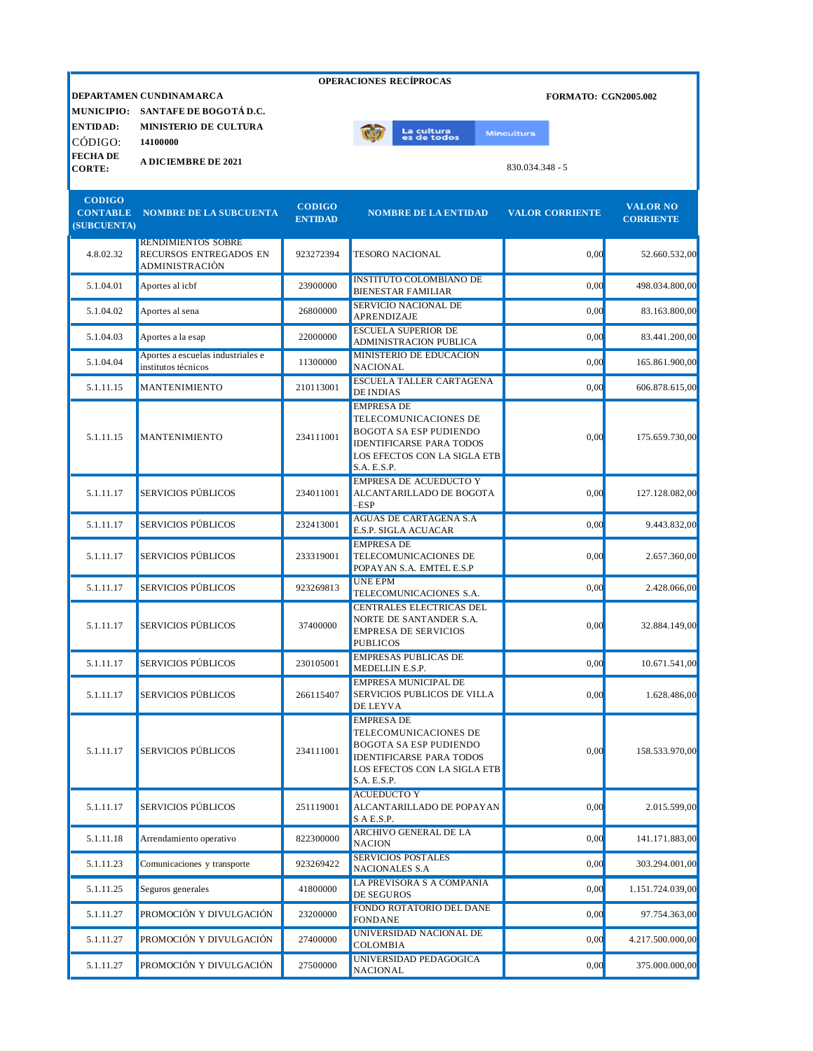**OPERACIONES RECÍPROCAS**

**DEPARTAMEN** **CUNDINAMARCA** **FORMATO: CGN2005.002**

**MUNICIPIO:** **SANTAFE DE BOGOTÁ D.C.**

**ENTIDAD:** **MINISTERIO DE CULTURA**

CÓDIGO: **14100000**

**FECHA DE CORTE:** **A DICIEMBRE DE 2021**

830.034.348 - 5

| CODIGO CONTABLE (SUBCUENTA) | NOMBRE DE LA SUBCUENTA | CODIGO ENTIDAD | NOMBRE DE LA ENTIDAD | VALOR CORRIENTE | VALOR NO CORRIENTE |
|---|---|---|---|---|---|
| 4.8.02.32 | RENDIMIENTOS SOBRE RECURSOS ENTREGADOS EN ADMINISTRACIÒN | 923272394 | TESORO NACIONAL | 0,00 | 52.660.532,00 |
| 5.1.04.01 | Aportes al icbf | 23900000 | INSTITUTO COLOMBIANO DE BIENESTAR FAMILIAR | 0,00 | 498.034.800,00 |
| 5.1.04.02 | Aportes al sena | 26800000 | SERVICIO NACIONAL DE APRENDIZAJE | 0,00 | 83.163.800,00 |
| 5.1.04.03 | Aportes a la esap | 22000000 | ESCUELA SUPERIOR DE ADMINISTRACION PUBLICA | 0,00 | 83.441.200,00 |
| 5.1.04.04 | Aportes a escuelas industriales e institutos técnicos | 11300000 | MINISTERIO DE EDUCACION NACIONAL | 0,00 | 165.861.900,00 |
| 5.1.11.15 | MANTENIMIENTO | 210113001 | ESCUELA TALLER CARTAGENA DE INDIAS | 0,00 | 606.878.615,00 |
| 5.1.11.15 | MANTENIMIENTO | 234111001 | EMPRESA DE TELECOMUNICACIONES DE BOGOTA SA ESP PUDIENDO IDENTIFICARSE PARA TODOS LOS EFECTOS CON LA SIGLA ETB S.A. E.S.P. | 0,00 | 175.659.730,00 |
| 5.1.11.17 | SERVICIOS PÚBLICOS | 234011001 | EMPRESA DE ACUEDUCTO Y ALCANTARILLADO DE BOGOTA –ESP | 0,00 | 127.128.082,00 |
| 5.1.11.17 | SERVICIOS PÚBLICOS | 232413001 | AGUAS DE CARTAGENA S.A E.S.P. SIGLA ACUACAR | 0,00 | 9.443.832,00 |
| 5.1.11.17 | SERVICIOS PÚBLICOS | 233319001 | EMPRESA DE TELECOMUNICACIONES DE POPAYAN S.A. EMTEL E.S.P | 0,00 | 2.657.360,00 |
| 5.1.11.17 | SERVICIOS PÚBLICOS | 923269813 | UNE EPM TELECOMUNICACIONES S.A. | 0,00 | 2.428.066,00 |
| 5.1.11.17 | SERVICIOS PÚBLICOS | 37400000 | CENTRALES ELECTRICAS DEL NORTE DE SANTANDER S.A. EMPRESA DE SERVICIOS PUBLICOS | 0,00 | 32.884.149,00 |
| 5.1.11.17 | SERVICIOS PÚBLICOS | 230105001 | EMPRESAS PUBLICAS DE MEDELLIN E.S.P. | 0,00 | 10.671.541,00 |
| 5.1.11.17 | SERVICIOS PÚBLICOS | 266115407 | EMPRESA MUNICIPAL DE SERVICIOS PUBLICOS DE VILLA DE LEYVA | 0,00 | 1.628.486,00 |
| 5.1.11.17 | SERVICIOS PÚBLICOS | 234111001 | EMPRESA DE TELECOMUNICACIONES DE BOGOTA SA ESP PUDIENDO IDENTIFICARSE PARA TODOS LOS EFECTOS CON LA SIGLA ETB S.A. E.S.P. | 0,00 | 158.533.970,00 |
| 5.1.11.17 | SERVICIOS PÚBLICOS | 251119001 | ACUEDUCTO Y ALCANTARILLADO DE POPAYAN S A E.S.P. | 0,00 | 2.015.599,00 |
| 5.1.11.18 | Arrendamiento operativo | 822300000 | ARCHIVO GENERAL DE LA NACION | 0,00 | 141.171.883,00 |
| 5.1.11.23 | Comunicaciones y transporte | 923269422 | SERVICIOS POSTALES NACIONALES S.A | 0,00 | 303.294.001,00 |
| 5.1.11.25 | Seguros generales | 41800000 | LA PREVISORA S A COMPAÑIA DE SEGUROS | 0,00 | 1.151.724.039,00 |
| 5.1.11.27 | PROMOCIÓN Y DIVULGACIÓN | 23200000 | FONDO ROTATORIO DEL DANE FONDANE | 0,00 | 97.754.363,00 |
| 5.1.11.27 | PROMOCIÓN Y DIVULGACIÓN | 27400000 | UNIVERSIDAD NACIONAL DE COLOMBIA | 0,00 | 4.217.500.000,00 |
| 5.1.11.27 | PROMOCIÓN Y DIVULGACIÓN | 27500000 | UNIVERSIDAD PEDAGOGICA NACIONAL | 0,00 | 375.000.000,00 |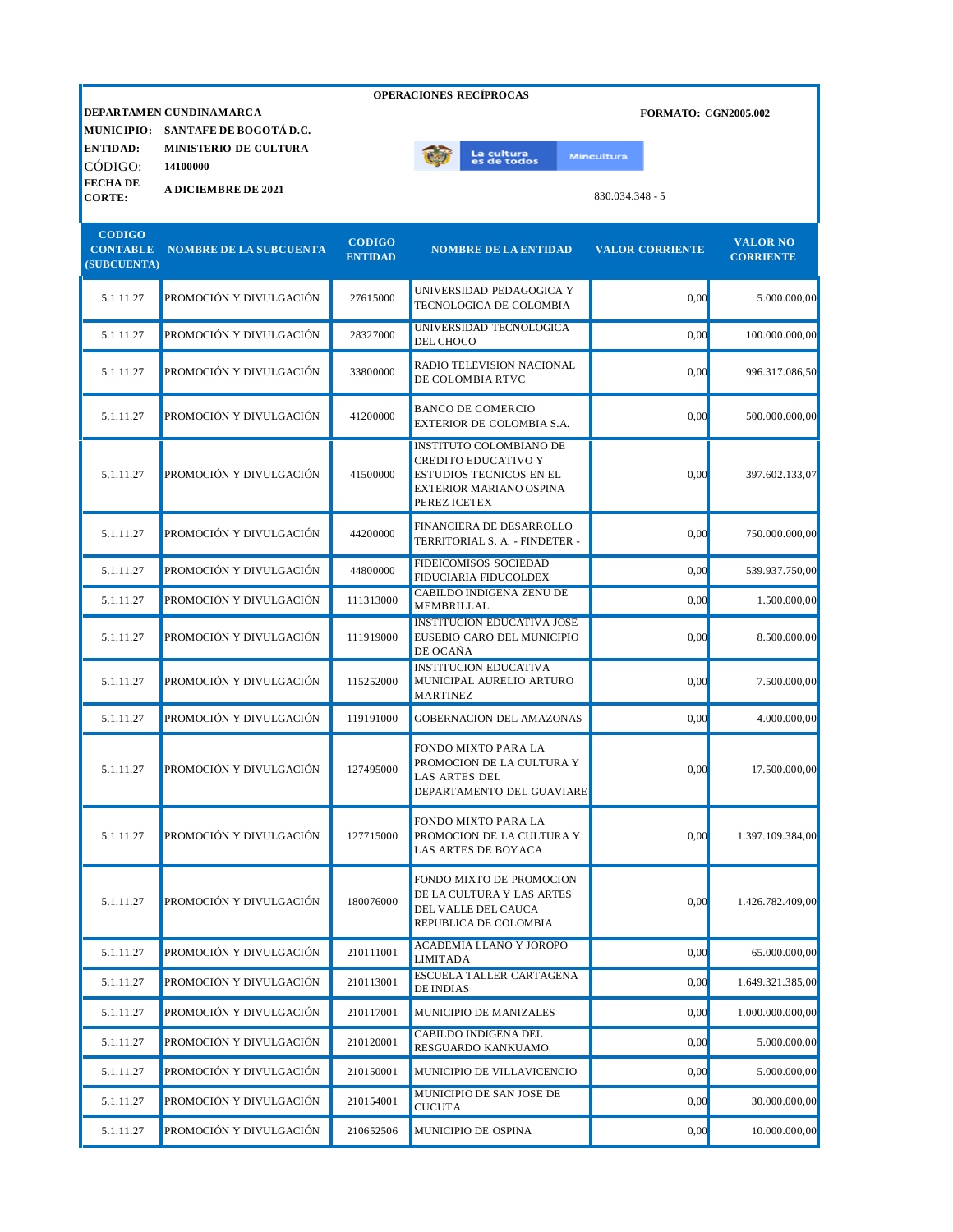**OPERACIONES RECÍPROCAS**

**DEPARTAMEN** **CUNDINAMARCA** | **FORMATO: CGN2005.002**

**MUNICIPIO:** **SANTAFE DE BOGOTÁ D.C.**

**ENTIDAD:** **MINISTERIO DE CULTURA**

CÓDIGO: **14100000**

**FECHA DE CORTE:** **A DICIEMBRE DE 2021**

830.034.348 - 5

| CODIGO CONTABLE (SUBCUENTA) | NOMBRE DE LA SUBCUENTA | CODIGO ENTIDAD | NOMBRE DE LA ENTIDAD | VALOR CORRIENTE | VALOR NO CORRIENTE |
|---|---|---|---|---|---|
| 5.1.11.27 | PROMOCIÓN Y DIVULGACIÓN | 27615000 | UNIVERSIDAD PEDAGOGICA Y TECNOLOGICA DE COLOMBIA | 0,00 | 5.000.000,00 |
| 5.1.11.27 | PROMOCIÓN Y DIVULGACIÓN | 28327000 | UNIVERSIDAD TECNOLOGICA DEL CHOCO | 0,00 | 100.000.000,00 |
| 5.1.11.27 | PROMOCIÓN Y DIVULGACIÓN | 33800000 | RADIO TELEVISION NACIONAL DE COLOMBIA RTVC | 0,00 | 996.317.086,50 |
| 5.1.11.27 | PROMOCIÓN Y DIVULGACIÓN | 41200000 | BANCO DE COMERCIO EXTERIOR DE COLOMBIA S.A. | 0,00 | 500.000.000,00 |
| 5.1.11.27 | PROMOCIÓN Y DIVULGACIÓN | 41500000 | INSTITUTO COLOMBIANO DE CREDITO EDUCATIVO Y ESTUDIOS TECNICOS EN EL EXTERIOR MARIANO OSPINA PEREZ ICETEX | 0,00 | 397.602.133,07 |
| 5.1.11.27 | PROMOCIÓN Y DIVULGACIÓN | 44200000 | FINANCIERA DE DESARROLLO TERRITORIAL S. A. - FINDETER - | 0,00 | 750.000.000,00 |
| 5.1.11.27 | PROMOCIÓN Y DIVULGACIÓN | 44800000 | FIDEICOMISOS SOCIEDAD FIDUCIARIA FIDUCOLDEX | 0,00 | 539.937.750,00 |
| 5.1.11.27 | PROMOCIÓN Y DIVULGACIÓN | 111313000 | CABILDO INDIGENA ZENU DE MEMBRILLAL | 0,00 | 1.500.000,00 |
| 5.1.11.27 | PROMOCIÓN Y DIVULGACIÓN | 111919000 | INSTITUCION EDUCATIVA JOSE EUSEBIO CARO DEL MUNICIPIO DE OCAÑA | 0,00 | 8.500.000,00 |
| 5.1.11.27 | PROMOCIÓN Y DIVULGACIÓN | 115252000 | INSTITUCION EDUCATIVA MUNICIPAL AURELIO ARTURO MARTINEZ | 0,00 | 7.500.000,00 |
| 5.1.11.27 | PROMOCIÓN Y DIVULGACIÓN | 119191000 | GOBERNACION DEL AMAZONAS | 0,00 | 4.000.000,00 |
| 5.1.11.27 | PROMOCIÓN Y DIVULGACIÓN | 127495000 | FONDO MIXTO PARA LA PROMOCION DE LA CULTURA Y LAS ARTES DEL DEPARTAMENTO DEL GUAVIARE | 0,00 | 17.500.000,00 |
| 5.1.11.27 | PROMOCIÓN Y DIVULGACIÓN | 127715000 | FONDO MIXTO PARA LA PROMOCION DE LA CULTURA Y LAS ARTES DE BOYACA | 0,00 | 1.397.109.384,00 |
| 5.1.11.27 | PROMOCIÓN Y DIVULGACIÓN | 180076000 | FONDO MIXTO DE PROMOCION DE LA CULTURA Y LAS ARTES DEL VALLE DEL CAUCA REPUBLICA DE COLOMBIA | 0,00 | 1.426.782.409,00 |
| 5.1.11.27 | PROMOCIÓN Y DIVULGACIÓN | 210111001 | ACADEMIA LLANO Y JOROPO LIMITADA | 0,00 | 65.000.000,00 |
| 5.1.11.27 | PROMOCIÓN Y DIVULGACIÓN | 210113001 | ESCUELA TALLER CARTAGENA DE INDIAS | 0,00 | 1.649.321.385,00 |
| 5.1.11.27 | PROMOCIÓN Y DIVULGACIÓN | 210117001 | MUNICIPIO DE MANIZALES | 0,00 | 1.000.000.000,00 |
| 5.1.11.27 | PROMOCIÓN Y DIVULGACIÓN | 210120001 | CABILDO INDIGENA DEL RESGUARDO KANKUAMO | 0,00 | 5.000.000,00 |
| 5.1.11.27 | PROMOCIÓN Y DIVULGACIÓN | 210150001 | MUNICIPIO DE VILLAVICENCIO | 0,00 | 5.000.000,00 |
| 5.1.11.27 | PROMOCIÓN Y DIVULGACIÓN | 210154001 | MUNICIPIO DE SAN JOSE DE CUCUTA | 0,00 | 30.000.000,00 |
| 5.1.11.27 | PROMOCIÓN Y DIVULGACIÓN | 210652506 | MUNICIPIO DE OSPINA | 0,00 | 10.000.000,00 |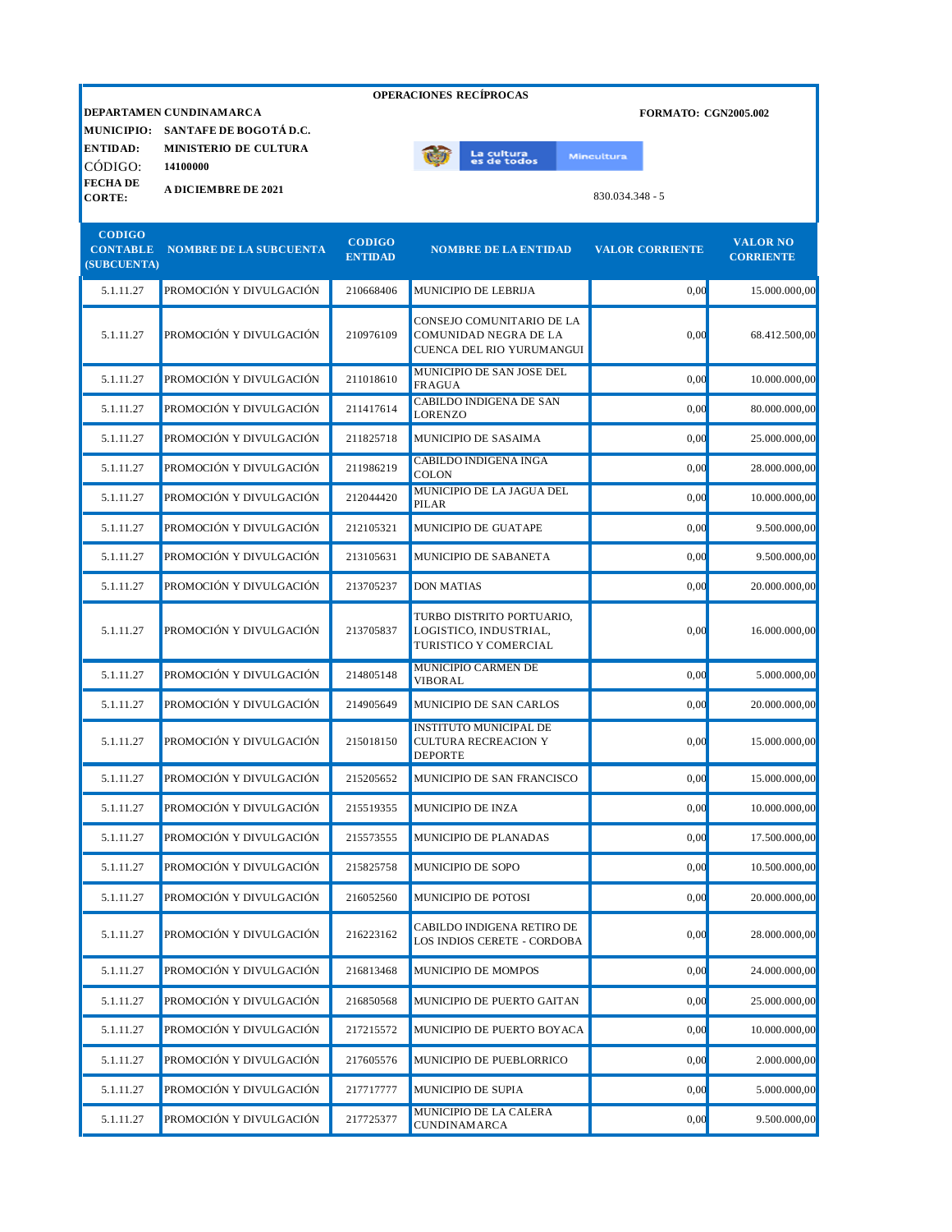**OPERACIONES RECÍPROCAS**

**DEPARTAMEN** **CUNDINAMARCA** — **FORMATO: CGN2005.002**

**MUNICIPIO:** **SANTAFE DE BOGOTÁ D.C.**

**ENTIDAD:** **MINISTERIO DE CULTURA**

CÓDIGO: **14100000**

**FECHA DE CORTE:** **A DICIEMBRE DE 2021**

830.034.348 - 5

| CODIGO CONTABLE (SUBCUENTA) | NOMBRE DE LA SUBCUENTA | CODIGO ENTIDAD | NOMBRE DE LA ENTIDAD | VALOR CORRIENTE | VALOR NO CORRIENTE |
|---|---|---|---|---|---|
| 5.1.11.27 | PROMOCIÓN Y DIVULGACIÓN | 210668406 | MUNICIPIO DE LEBRIJA | 0,00 | 15.000.000,00 |
| 5.1.11.27 | PROMOCIÓN Y DIVULGACIÓN | 210976109 | CONSEJO COMUNITARIO DE LA COMUNIDAD NEGRA DE LA CUENCA DEL RIO YURUMANGUI | 0,00 | 68.412.500,00 |
| 5.1.11.27 | PROMOCIÓN Y DIVULGACIÓN | 211018610 | MUNICIPIO DE SAN JOSE DEL FRAGUA | 0,00 | 10.000.000,00 |
| 5.1.11.27 | PROMOCIÓN Y DIVULGACIÓN | 211417614 | CABILDO INDIGENA DE SAN LORENZO | 0,00 | 80.000.000,00 |
| 5.1.11.27 | PROMOCIÓN Y DIVULGACIÓN | 211825718 | MUNICIPIO DE SASAIMA | 0,00 | 25.000.000,00 |
| 5.1.11.27 | PROMOCIÓN Y DIVULGACIÓN | 211986219 | CABILDO INDIGENA INGA COLON | 0,00 | 28.000.000,00 |
| 5.1.11.27 | PROMOCIÓN Y DIVULGACIÓN | 212044420 | MUNICIPIO DE LA JAGUA DEL PILAR | 0,00 | 10.000.000,00 |
| 5.1.11.27 | PROMOCIÓN Y DIVULGACIÓN | 212105321 | MUNICIPIO DE GUATAPE | 0,00 | 9.500.000,00 |
| 5.1.11.27 | PROMOCIÓN Y DIVULGACIÓN | 213105631 | MUNICIPIO DE SABANETA | 0,00 | 9.500.000,00 |
| 5.1.11.27 | PROMOCIÓN Y DIVULGACIÓN | 213705237 | DON MATIAS | 0,00 | 20.000.000,00 |
| 5.1.11.27 | PROMOCIÓN Y DIVULGACIÓN | 213705837 | TURBO DISTRITO PORTUARIO, LOGISTICO, INDUSTRIAL, TURISTICO Y COMERCIAL | 0,00 | 16.000.000,00 |
| 5.1.11.27 | PROMOCIÓN Y DIVULGACIÓN | 214805148 | MUNICIPIO CARMEN DE VIBORAL | 0,00 | 5.000.000,00 |
| 5.1.11.27 | PROMOCIÓN Y DIVULGACIÓN | 214905649 | MUNICIPIO DE SAN CARLOS | 0,00 | 20.000.000,00 |
| 5.1.11.27 | PROMOCIÓN Y DIVULGACIÓN | 215018150 | INSTITUTO MUNICIPAL DE CULTURA RECREACION Y DEPORTE | 0,00 | 15.000.000,00 |
| 5.1.11.27 | PROMOCIÓN Y DIVULGACIÓN | 215205652 | MUNICIPIO DE SAN FRANCISCO | 0,00 | 15.000.000,00 |
| 5.1.11.27 | PROMOCIÓN Y DIVULGACIÓN | 215519355 | MUNICIPIO DE INZA | 0,00 | 10.000.000,00 |
| 5.1.11.27 | PROMOCIÓN Y DIVULGACIÓN | 215573555 | MUNICIPIO DE PLANADAS | 0,00 | 17.500.000,00 |
| 5.1.11.27 | PROMOCIÓN Y DIVULGACIÓN | 215825758 | MUNICIPIO DE SOPO | 0,00 | 10.500.000,00 |
| 5.1.11.27 | PROMOCIÓN Y DIVULGACIÓN | 216052560 | MUNICIPIO DE POTOSI | 0,00 | 20.000.000,00 |
| 5.1.11.27 | PROMOCIÓN Y DIVULGACIÓN | 216223162 | CABILDO INDIGENA RETIRO DE LOS INDIOS CERETE - CORDOBA | 0,00 | 28.000.000,00 |
| 5.1.11.27 | PROMOCIÓN Y DIVULGACIÓN | 216813468 | MUNICIPIO DE MOMPOS | 0,00 | 24.000.000,00 |
| 5.1.11.27 | PROMOCIÓN Y DIVULGACIÓN | 216850568 | MUNICIPIO DE PUERTO GAITAN | 0,00 | 25.000.000,00 |
| 5.1.11.27 | PROMOCIÓN Y DIVULGACIÓN | 217215572 | MUNICIPIO DE PUERTO BOYACA | 0,00 | 10.000.000,00 |
| 5.1.11.27 | PROMOCIÓN Y DIVULGACIÓN | 217605576 | MUNICIPIO DE PUEBLORRICO | 0,00 | 2.000.000,00 |
| 5.1.11.27 | PROMOCIÓN Y DIVULGACIÓN | 217717777 | MUNICIPIO DE SUPIA | 0,00 | 5.000.000,00 |
| 5.1.11.27 | PROMOCIÓN Y DIVULGACIÓN | 217725377 | MUNICIPIO DE LA CALERA CUNDINAMARCA | 0,00 | 9.500.000,00 |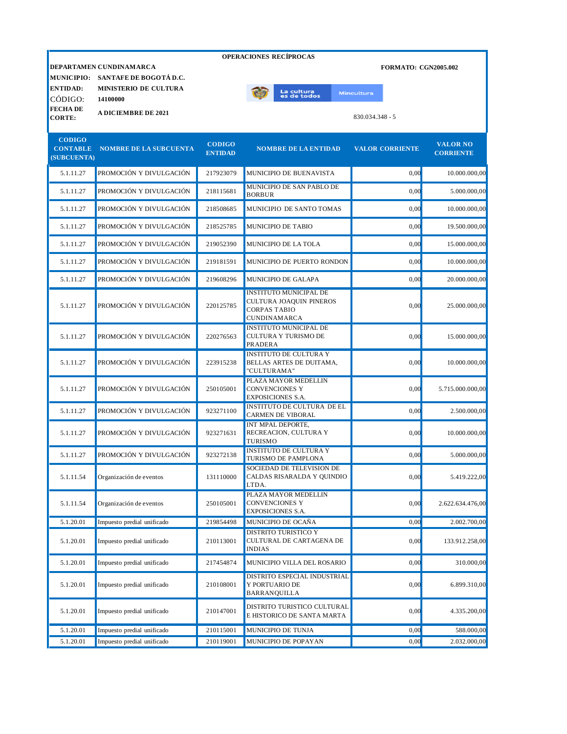**OPERACIONES RECÍPROCAS**

**DEPARTAMEN CUNDINAMARCA** — **FORMATO: CGN2005.002**

**MUNICIPIO:** SANTAFE DE BOGOTÁ D.C.

**ENTIDAD:** MINISTERIO DE CULTURA

CÓDIGO: **14100000**

**FECHA DE CORTE:** **A DICIEMBRE DE 2021**

830.034.348 - 5

| CODIGO CONTABLE (SUBCUENTA) | NOMBRE DE LA SUBCUENTA | CODIGO ENTIDAD | NOMBRE DE LA ENTIDAD | VALOR CORRIENTE | VALOR NO CORRIENTE |
|---|---|---|---|---|---|
| 5.1.11.27 | PROMOCIÓN Y DIVULGACIÓN | 217923079 | MUNICIPIO DE BUENAVISTA | 0,00 | 10.000.000,00 |
| 5.1.11.27 | PROMOCIÓN Y DIVULGACIÓN | 218115681 | MUNICIPIO DE SAN PABLO DE BORBUR | 0,00 | 5.000.000,00 |
| 5.1.11.27 | PROMOCIÓN Y DIVULGACIÓN | 218508685 | MUNICIPIO DE SANTO TOMAS | 0,00 | 10.000.000,00 |
| 5.1.11.27 | PROMOCIÓN Y DIVULGACIÓN | 218525785 | MUNICIPIO DE TABIO | 0,00 | 19.500.000,00 |
| 5.1.11.27 | PROMOCIÓN Y DIVULGACIÓN | 219052390 | MUNICIPIO DE LA TOLA | 0,00 | 15.000.000,00 |
| 5.1.11.27 | PROMOCIÓN Y DIVULGACIÓN | 219181591 | MUNICIPIO DE PUERTO RONDON | 0,00 | 10.000.000,00 |
| 5.1.11.27 | PROMOCIÓN Y DIVULGACIÓN | 219608296 | MUNICIPIO DE GALAPA | 0,00 | 20.000.000,00 |
| 5.1.11.27 | PROMOCIÓN Y DIVULGACIÓN | 220125785 | INSTITUTO MUNICIPAL DE CULTURA JOAQUIN PINEROS CORPAS TABIO CUNDINAMARCA | 0,00 | 25.000.000,00 |
| 5.1.11.27 | PROMOCIÓN Y DIVULGACIÓN | 220276563 | INSTITUTO MUNICIPAL DE CULTURA Y TURISMO DE PRADERA | 0,00 | 15.000.000,00 |
| 5.1.11.27 | PROMOCIÓN Y DIVULGACIÓN | 223915238 | INSTITUTO DE CULTURA Y BELLAS ARTES DE DUITAMA, "CULTURAMA" | 0,00 | 10.000.000,00 |
| 5.1.11.27 | PROMOCIÓN Y DIVULGACIÓN | 250105001 | PLAZA MAYOR MEDELLIN CONVENCIONES Y EXPOSICIONES S.A. | 0,00 | 5.715.000.000,00 |
| 5.1.11.27 | PROMOCIÓN Y DIVULGACIÓN | 923271100 | INSTITUTO DE CULTURA DE EL CARMEN DE VIBORAL | 0,00 | 2.500.000,00 |
| 5.1.11.27 | PROMOCIÓN Y DIVULGACIÓN | 923271631 | INT MPAL DEPORTE, RECREACION, CULTURA Y TURISMO | 0,00 | 10.000.000,00 |
| 5.1.11.27 | PROMOCIÓN Y DIVULGACIÓN | 923272138 | INSTITUTO DE CULTURA Y TURISMO DE PAMPLONA | 0,00 | 5.000.000,00 |
| 5.1.11.54 | Organización de eventos | 131110000 | SOCIEDAD DE TELEVISION DE CALDAS RISARALDA Y QUINDIO LTDA. | 0,00 | 5.419.222,00 |
| 5.1.11.54 | Organización de eventos | 250105001 | PLAZA MAYOR MEDELLIN CONVENCIONES Y EXPOSICIONES S.A. | 0,00 | 2.622.634.476,00 |
| 5.1.20.01 | Impuesto predial unificado | 219854498 | MUNICIPIO DE OCAÑA | 0,00 | 2.002.700,00 |
| 5.1.20.01 | Impuesto predial unificado | 210113001 | DISTRITO TURISTICO Y CULTURAL DE CARTAGENA DE INDIAS | 0,00 | 133.912.258,00 |
| 5.1.20.01 | Impuesto predial unificado | 217454874 | MUNICIPIO VILLA DEL ROSARIO | 0,00 | 310.000,00 |
| 5.1.20.01 | Impuesto predial unificado | 210108001 | DISTRITO ESPECIAL INDUSTRIAL Y PORTUARIO DE BARRANQUILLA | 0,00 | 6.899.310,00 |
| 5.1.20.01 | Impuesto predial unificado | 210147001 | DISTRITO TURISTICO CULTURAL E HISTORICO DE SANTA MARTA | 0,00 | 4.335.200,00 |
| 5.1.20.01 | Impuesto predial unificado | 210115001 | MUNICIPIO DE TUNJA | 0,00 | 588.000,00 |
| 5.1.20.01 | Impuesto predial unificado | 210119001 | MUNICIPIO DE POPAYAN | 0,00 | 2.032.000,00 |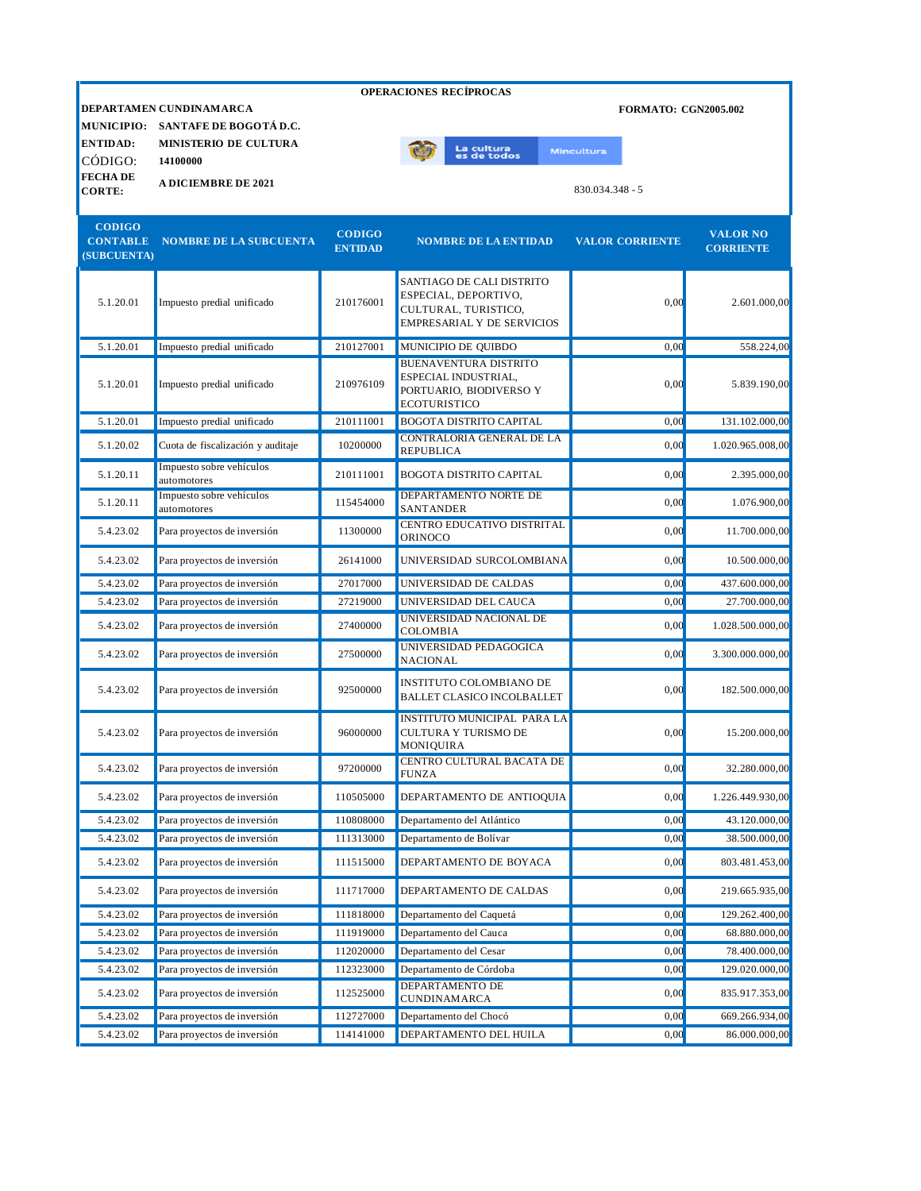**OPERACIONES RECÍPROCAS**

**DEPARTAMEN** **CUNDINAMARCA** **FORMATO: CGN2005.002**

**MUNICIPIO:** **SANTAFE DE BOGOTÁ D.C.**

**ENTIDAD:** **MINISTERIO DE CULTURA**

CÓDIGO: **14100000**

**FECHA DE CORTE:** **A DICIEMBRE DE 2021**

830.034.348 - 5

| CODIGO CONTABLE (SUBCUENTA) | NOMBRE DE LA SUBCUENTA | CODIGO ENTIDAD | NOMBRE DE LA ENTIDAD | VALOR CORRIENTE | VALOR NO CORRIENTE |
|---|---|---|---|---|---|
| 5.1.20.01 | Impuesto predial unificado | 210176001 | SANTIAGO DE CALI DISTRITO ESPECIAL, DEPORTIVO, CULTURAL, TURISTICO, EMPRESARIAL Y DE SERVICIOS | 0,00 | 2.601.000,00 |
| 5.1.20.01 | Impuesto predial unificado | 210127001 | MUNICIPIO DE QUIBDO | 0,00 | 558.224,00 |
| 5.1.20.01 | Impuesto predial unificado | 210976109 | BUENAVENTURA DISTRITO ESPECIAL INDUSTRIAL, PORTUARIO, BIODIVERSO Y ECOTURISTICO | 0,00 | 5.839.190,00 |
| 5.1.20.01 | Impuesto predial unificado | 210111001 | BOGOTA DISTRITO CAPITAL | 0,00 | 131.102.000,00 |
| 5.1.20.02 | Cuota de fiscalización y auditaje | 10200000 | CONTRALORIA GENERAL DE LA REPUBLICA | 0,00 | 1.020.965.008,00 |
| 5.1.20.11 | Impuesto sobre vehículos automotores | 210111001 | BOGOTA DISTRITO CAPITAL | 0,00 | 2.395.000,00 |
| 5.1.20.11 | Impuesto sobre vehículos automotores | 115454000 | DEPARTAMENTO NORTE DE SANTANDER | 0,00 | 1.076.900,00 |
| 5.4.23.02 | Para proyectos de inversión | 11300000 | CENTRO EDUCATIVO DISTRITAL ORINOCO | 0,00 | 11.700.000,00 |
| 5.4.23.02 | Para proyectos de inversión | 26141000 | UNIVERSIDAD SURCOLOMBIANA | 0,00 | 10.500.000,00 |
| 5.4.23.02 | Para proyectos de inversión | 27017000 | UNIVERSIDAD DE CALDAS | 0,00 | 437.600.000,00 |
| 5.4.23.02 | Para proyectos de inversión | 27219000 | UNIVERSIDAD DEL CAUCA | 0,00 | 27.700.000,00 |
| 5.4.23.02 | Para proyectos de inversión | 27400000 | UNIVERSIDAD NACIONAL DE COLOMBIA | 0,00 | 1.028.500.000,00 |
| 5.4.23.02 | Para proyectos de inversión | 27500000 | UNIVERSIDAD PEDAGOGICA NACIONAL | 0,00 | 3.300.000.000,00 |
| 5.4.23.02 | Para proyectos de inversión | 92500000 | INSTITUTO COLOMBIANO DE BALLET CLASICO INCOLBALLET | 0,00 | 182.500.000,00 |
| 5.4.23.02 | Para proyectos de inversión | 96000000 | INSTITUTO MUNICIPAL PARA LA CULTURA Y TURISMO DE MONIQUIRA | 0,00 | 15.200.000,00 |
| 5.4.23.02 | Para proyectos de inversión | 97200000 | CENTRO CULTURAL BACATA DE FUNZA | 0,00 | 32.280.000,00 |
| 5.4.23.02 | Para proyectos de inversión | 110505000 | DEPARTAMENTO DE ANTIOQUIA | 0,00 | 1.226.449.930,00 |
| 5.4.23.02 | Para proyectos de inversión | 110808000 | Departamento del Atlántico | 0,00 | 43.120.000,00 |
| 5.4.23.02 | Para proyectos de inversión | 111313000 | Departamento de Bolívar | 0,00 | 38.500.000,00 |
| 5.4.23.02 | Para proyectos de inversión | 111515000 | DEPARTAMENTO DE BOYACA | 0,00 | 803.481.453,00 |
| 5.4.23.02 | Para proyectos de inversión | 111717000 | DEPARTAMENTO DE CALDAS | 0,00 | 219.665.935,00 |
| 5.4.23.02 | Para proyectos de inversión | 111818000 | Departamento del Caquetá | 0,00 | 129.262.400,00 |
| 5.4.23.02 | Para proyectos de inversión | 111919000 | Departamento del Cauca | 0,00 | 68.880.000,00 |
| 5.4.23.02 | Para proyectos de inversión | 112020000 | Departamento del Cesar | 0,00 | 78.400.000,00 |
| 5.4.23.02 | Para proyectos de inversión | 112323000 | Departamento de Córdoba | 0,00 | 129.020.000,00 |
| 5.4.23.02 | Para proyectos de inversión | 112525000 | DEPARTAMENTO DE CUNDINAMARCA | 0,00 | 835.917.353,00 |
| 5.4.23.02 | Para proyectos de inversión | 112727000 | Departamento del Chocó | 0,00 | 669.266.934,00 |
| 5.4.23.02 | Para proyectos de inversión | 114141000 | DEPARTAMENTO DEL HUILA | 0,00 | 86.000.000,00 |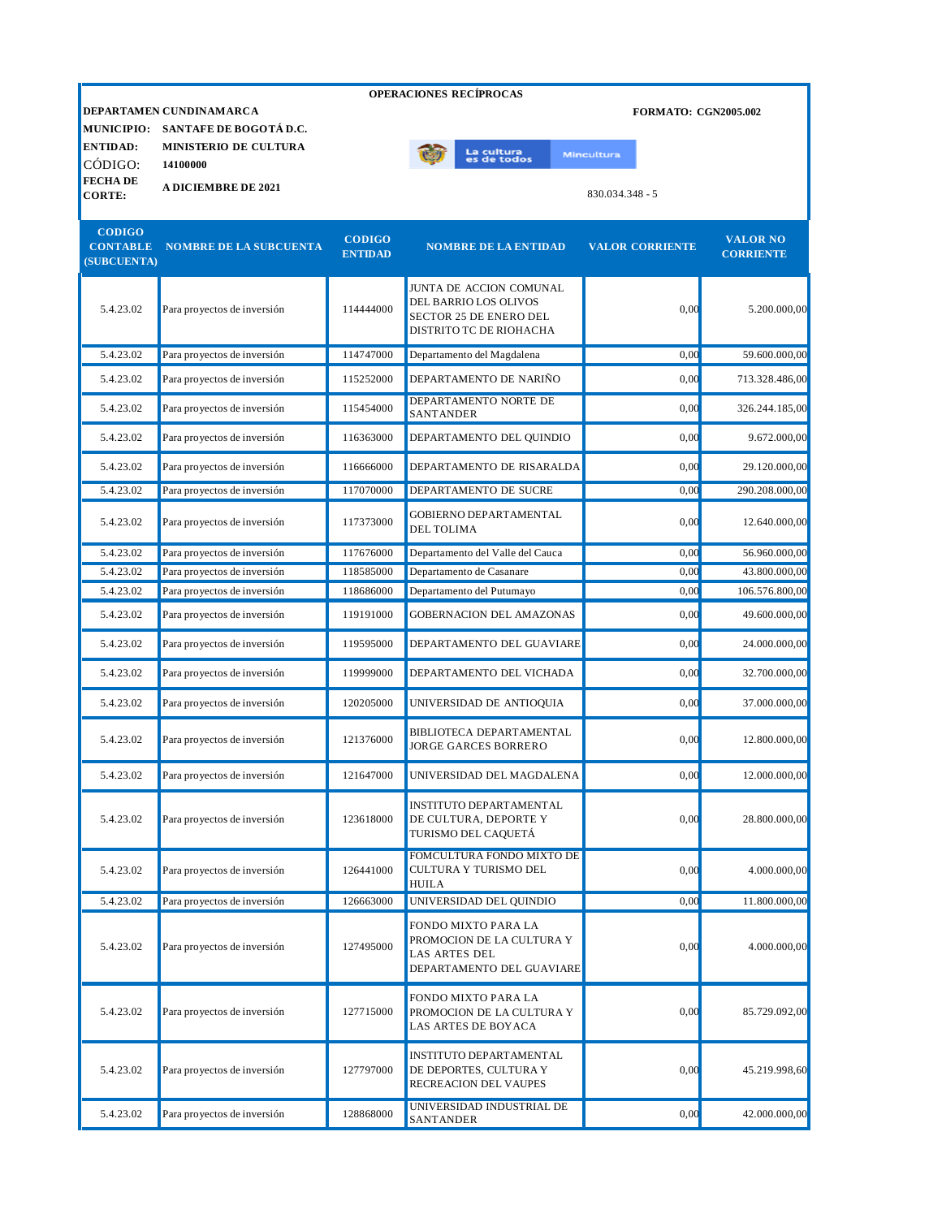**OPERACIONES RECÍPROCAS**

**DEPARTAMEN CUNDINAMARCA** | **FORMATO: CGN2005.002**

**MUNICIPIO:** **SANTAFE DE BOGOTÁ D.C.**

**ENTIDAD:** **MINISTERIO DE CULTURA**

CÓDIGO: **14100000**

**FECHA DE CORTE:** **A DICIEMBRE DE 2021**

830.034.348 - 5

| CODIGO CONTABLE (SUBCUENTA) | NOMBRE DE LA SUBCUENTA | CODIGO ENTIDAD | NOMBRE DE LA ENTIDAD | VALOR CORRIENTE | VALOR NO CORRIENTE |
|---|---|---|---|---|---|
| 5.4.23.02 | Para proyectos de inversión | 114444000 | JUNTA DE ACCION COMUNAL DEL BARRIO LOS OLIVOS SECTOR 25 DE ENERO DEL DISTRITO TC DE RIOHACHA | 0,00 | 5.200.000,00 |
| 5.4.23.02 | Para proyectos de inversión | 114747000 | Departamento del Magdalena | 0,00 | 59.600.000,00 |
| 5.4.23.02 | Para proyectos de inversión | 115252000 | DEPARTAMENTO DE NARIÑO | 0,00 | 713.328.486,00 |
| 5.4.23.02 | Para proyectos de inversión | 115454000 | DEPARTAMENTO NORTE DE SANTANDER | 0,00 | 326.244.185,00 |
| 5.4.23.02 | Para proyectos de inversión | 116363000 | DEPARTAMENTO DEL QUINDIO | 0,00 | 9.672.000,00 |
| 5.4.23.02 | Para proyectos de inversión | 116666000 | DEPARTAMENTO DE RISARALDA | 0,00 | 29.120.000,00 |
| 5.4.23.02 | Para proyectos de inversión | 117070000 | DEPARTAMENTO DE SUCRE | 0,00 | 290.208.000,00 |
| 5.4.23.02 | Para proyectos de inversión | 117373000 | GOBIERNO DEPARTAMENTAL DEL TOLIMA | 0,00 | 12.640.000,00 |
| 5.4.23.02 | Para proyectos de inversión | 117676000 | Departamento del Valle del Cauca | 0,00 | 56.960.000,00 |
| 5.4.23.02 | Para proyectos de inversión | 118585000 | Departamento de Casanare | 0,00 | 43.800.000,00 |
| 5.4.23.02 | Para proyectos de inversión | 118686000 | Departamento del Putumayo | 0,00 | 106.576.800,00 |
| 5.4.23.02 | Para proyectos de inversión | 119191000 | GOBERNACION DEL AMAZONAS | 0,00 | 49.600.000,00 |
| 5.4.23.02 | Para proyectos de inversión | 119595000 | DEPARTAMENTO DEL GUAVIARE | 0,00 | 24.000.000,00 |
| 5.4.23.02 | Para proyectos de inversión | 119999000 | DEPARTAMENTO DEL VICHADA | 0,00 | 32.700.000,00 |
| 5.4.23.02 | Para proyectos de inversión | 120205000 | UNIVERSIDAD DE ANTIOQUIA | 0,00 | 37.000.000,00 |
| 5.4.23.02 | Para proyectos de inversión | 121376000 | BIBLIOTECA DEPARTAMENTAL JORGE GARCES BORRERO | 0,00 | 12.800.000,00 |
| 5.4.23.02 | Para proyectos de inversión | 121647000 | UNIVERSIDAD DEL MAGDALENA | 0,00 | 12.000.000,00 |
| 5.4.23.02 | Para proyectos de inversión | 123618000 | INSTITUTO DEPARTAMENTAL DE CULTURA, DEPORTE Y TURISMO DEL CAQUETÁ | 0,00 | 28.800.000,00 |
| 5.4.23.02 | Para proyectos de inversión | 126441000 | FOMCULTURA FONDO MIXTO DE CULTURA Y TURISMO DEL HUILA | 0,00 | 4.000.000,00 |
| 5.4.23.02 | Para proyectos de inversión | 126663000 | UNIVERSIDAD DEL QUINDIO | 0,00 | 11.800.000,00 |
| 5.4.23.02 | Para proyectos de inversión | 127495000 | FONDO MIXTO PARA LA PROMOCION DE LA CULTURA Y LAS ARTES DEL DEPARTAMENTO DEL GUAVIARE | 0,00 | 4.000.000,00 |
| 5.4.23.02 | Para proyectos de inversión | 127715000 | FONDO MIXTO PARA LA PROMOCION DE LA CULTURA Y LAS ARTES DE BOYACA | 0,00 | 85.729.092,00 |
| 5.4.23.02 | Para proyectos de inversión | 127797000 | INSTITUTO DEPARTAMENTAL DE DEPORTES, CULTURA Y RECREACION DEL VAUPES | 0,00 | 45.219.998,60 |
| 5.4.23.02 | Para proyectos de inversión | 128868000 | UNIVERSIDAD INDUSTRIAL DE SANTANDER | 0,00 | 42.000.000,00 |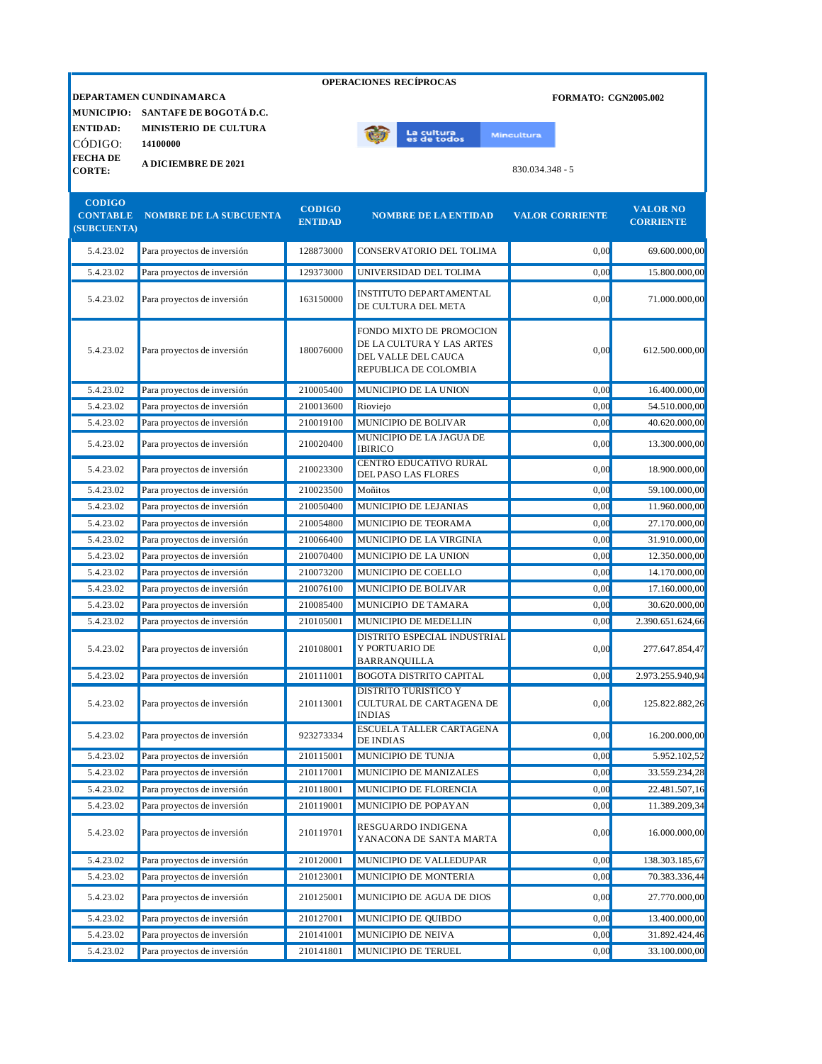**OPERACIONES RECÍPROCAS**

**DEPARTAMEN CUNDINAMARCA** | **FORMATO: CGN2005.002**

**MUNICIPIO:** **SANTAFE DE BOGOTÁ D.C.**

**ENTIDAD:** **MINISTERIO DE CULTURA**

CÓDIGO: **14100000**

**FECHA DE CORTE:** **A DICIEMBRE DE 2021**

830.034.348 - 5

| CODIGO CONTABLE (SUBCUENTA) | NOMBRE DE LA SUBCUENTA | CODIGO ENTIDAD | NOMBRE DE LA ENTIDAD | VALOR CORRIENTE | VALOR NO CORRIENTE |
|---|---|---|---|---|---|
| 5.4.23.02 | Para proyectos de inversión | 128873000 | CONSERVATORIO DEL TOLIMA | 0,00 | 69.600.000,00 |
| 5.4.23.02 | Para proyectos de inversión | 129373000 | UNIVERSIDAD DEL TOLIMA | 0,00 | 15.800.000,00 |
| 5.4.23.02 | Para proyectos de inversión | 163150000 | INSTITUTO DEPARTAMENTAL DE CULTURA DEL META | 0,00 | 71.000.000,00 |
| 5.4.23.02 | Para proyectos de inversión | 180076000 | FONDO MIXTO DE PROMOCION DE LA CULTURA Y LAS ARTES DEL VALLE DEL CAUCA REPUBLICA DE COLOMBIA | 0,00 | 612.500.000,00 |
| 5.4.23.02 | Para proyectos de inversión | 210005400 | MUNICIPIO DE LA UNION | 0,00 | 16.400.000,00 |
| 5.4.23.02 | Para proyectos de inversión | 210013600 | Rioviejo | 0,00 | 54.510.000,00 |
| 5.4.23.02 | Para proyectos de inversión | 210019100 | MUNICIPIO DE BOLIVAR | 0,00 | 40.620.000,00 |
| 5.4.23.02 | Para proyectos de inversión | 210020400 | MUNICIPIO DE LA JAGUA DE IBIRICO | 0,00 | 13.300.000,00 |
| 5.4.23.02 | Para proyectos de inversión | 210023300 | CENTRO EDUCATIVO RURAL DEL PASO LAS FLORES | 0,00 | 18.900.000,00 |
| 5.4.23.02 | Para proyectos de inversión | 210023500 | Moñitos | 0,00 | 59.100.000,00 |
| 5.4.23.02 | Para proyectos de inversión | 210050400 | MUNICIPIO DE LEJANIAS | 0,00 | 11.960.000,00 |
| 5.4.23.02 | Para proyectos de inversión | 210054800 | MUNICIPIO DE TEORAMA | 0,00 | 27.170.000,00 |
| 5.4.23.02 | Para proyectos de inversión | 210066400 | MUNICIPIO DE LA VIRGINIA | 0,00 | 31.910.000,00 |
| 5.4.23.02 | Para proyectos de inversión | 210070400 | MUNICIPIO DE LA UNION | 0,00 | 12.350.000,00 |
| 5.4.23.02 | Para proyectos de inversión | 210073200 | MUNICIPIO DE COELLO | 0,00 | 14.170.000,00 |
| 5.4.23.02 | Para proyectos de inversión | 210076100 | MUNICIPIO DE BOLIVAR | 0,00 | 17.160.000,00 |
| 5.4.23.02 | Para proyectos de inversión | 210085400 | MUNICIPIO DE TAMARA | 0,00 | 30.620.000,00 |
| 5.4.23.02 | Para proyectos de inversión | 210105001 | MUNICIPIO DE MEDELLIN | 0,00 | 2.390.651.624,66 |
| 5.4.23.02 | Para proyectos de inversión | 210108001 | DISTRITO ESPECIAL INDUSTRIAL Y PORTUARIO DE BARRANQUILLA | 0,00 | 277.647.854,47 |
| 5.4.23.02 | Para proyectos de inversión | 210111001 | BOGOTA DISTRITO CAPITAL | 0,00 | 2.973.255.940,94 |
| 5.4.23.02 | Para proyectos de inversión | 210113001 | DISTRITO TURISTICO Y CULTURAL DE CARTAGENA DE INDIAS | 0,00 | 125.822.882,26 |
| 5.4.23.02 | Para proyectos de inversión | 923273334 | ESCUELA TALLER CARTAGENA DE INDIAS | 0,00 | 16.200.000,00 |
| 5.4.23.02 | Para proyectos de inversión | 210115001 | MUNICIPIO DE TUNJA | 0,00 | 5.952.102,52 |
| 5.4.23.02 | Para proyectos de inversión | 210117001 | MUNICIPIO DE MANIZALES | 0,00 | 33.559.234,28 |
| 5.4.23.02 | Para proyectos de inversión | 210118001 | MUNICIPIO DE FLORENCIA | 0,00 | 22.481.507,16 |
| 5.4.23.02 | Para proyectos de inversión | 210119001 | MUNICIPIO DE POPAYAN | 0,00 | 11.389.209,34 |
| 5.4.23.02 | Para proyectos de inversión | 210119701 | RESGUARDO INDIGENA YANACONA DE SANTA MARTA | 0,00 | 16.000.000,00 |
| 5.4.23.02 | Para proyectos de inversión | 210120001 | MUNICIPIO DE VALLEDUPAR | 0,00 | 138.303.185,67 |
| 5.4.23.02 | Para proyectos de inversión | 210123001 | MUNICIPIO DE MONTERIA | 0,00 | 70.383.336,44 |
| 5.4.23.02 | Para proyectos de inversión | 210125001 | MUNICIPIO DE AGUA DE DIOS | 0,00 | 27.770.000,00 |
| 5.4.23.02 | Para proyectos de inversión | 210127001 | MUNICIPIO DE QUIBDO | 0,00 | 13.400.000,00 |
| 5.4.23.02 | Para proyectos de inversión | 210141001 | MUNICIPIO DE NEIVA | 0,00 | 31.892.424,46 |
| 5.4.23.02 | Para proyectos de inversión | 210141801 | MUNICIPIO DE TERUEL | 0,00 | 33.100.000,00 |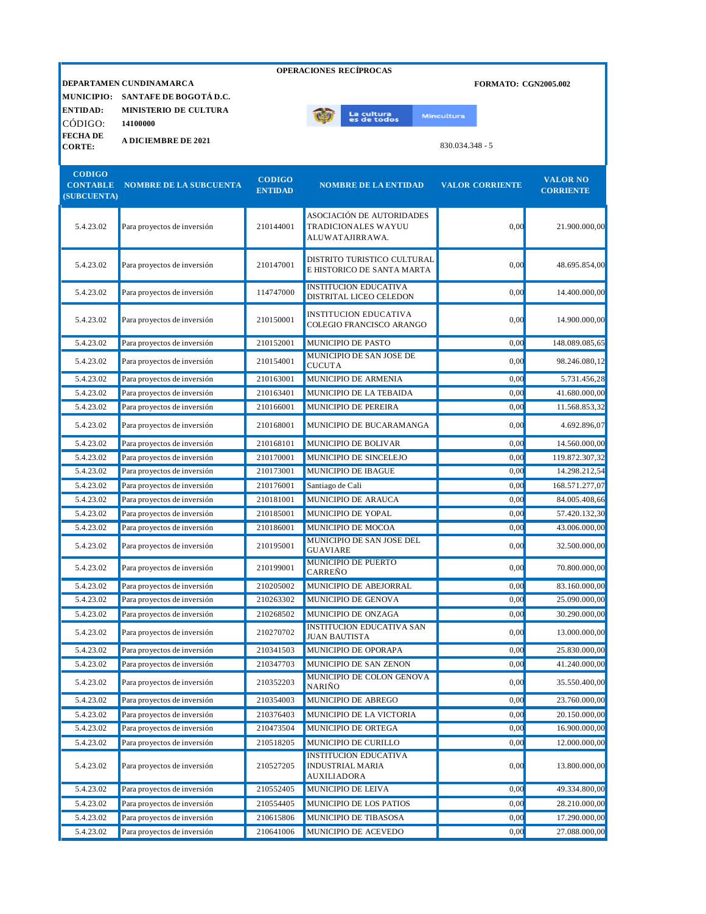**OPERACIONES RECÍPROCAS**

**DEPARTAMEN** **CUNDINAMARCA**

**FORMATO: CGN2005.002**

**MUNICIPIO:** **SANTAFE DE BOGOTÁ D.C.**

**ENTIDAD:** **MINISTERIO DE CULTURA**

CÓDIGO: **14100000**

**FECHA DE CORTE:** **A DICIEMBRE DE 2021**

830.034.348 - 5

| CODIGO CONTABLE (SUBCUENTA) | NOMBRE DE LA SUBCUENTA | CODIGO ENTIDAD | NOMBRE DE LA ENTIDAD | VALOR CORRIENTE | VALOR NO CORRIENTE |
|---|---|---|---|---|---|
| 5.4.23.02 | Para proyectos de inversión | 210144001 | ASOCIACIÓN DE AUTORIDADES TRADICIONALES WAYUU ALUWATAJIRRAWA. | 0,00 | 21.900.000,00 |
| 5.4.23.02 | Para proyectos de inversión | 210147001 | DISTRITO TURISTICO CULTURAL E HISTORICO DE SANTA MARTA | 0,00 | 48.695.854,00 |
| 5.4.23.02 | Para proyectos de inversión | 114747000 | INSTITUCION EDUCATIVA DISTRITAL LICEO CELEDON | 0,00 | 14.400.000,00 |
| 5.4.23.02 | Para proyectos de inversión | 210150001 | INSTITUCION EDUCATIVA COLEGIO FRANCISCO ARANGO | 0,00 | 14.900.000,00 |
| 5.4.23.02 | Para proyectos de inversión | 210152001 | MUNICIPIO DE PASTO | 0,00 | 148.089.085,65 |
| 5.4.23.02 | Para proyectos de inversión | 210154001 | MUNICIPIO DE SAN JOSE DE CUCUTA | 0,00 | 98.246.080,12 |
| 5.4.23.02 | Para proyectos de inversión | 210163001 | MUNICIPIO DE ARMENIA | 0,00 | 5.731.456,28 |
| 5.4.23.02 | Para proyectos de inversión | 210163401 | MUNICIPIO DE LA TEBAIDA | 0,00 | 41.680.000,00 |
| 5.4.23.02 | Para proyectos de inversión | 210166001 | MUNICIPIO DE PEREIRA | 0,00 | 11.568.853,32 |
| 5.4.23.02 | Para proyectos de inversión | 210168001 | MUNICIPIO DE BUCARAMANGA | 0,00 | 4.692.896,07 |
| 5.4.23.02 | Para proyectos de inversión | 210168101 | MUNICIPIO DE BOLIVAR | 0,00 | 14.560.000,00 |
| 5.4.23.02 | Para proyectos de inversión | 210170001 | MUNICIPIO DE SINCELEJO | 0,00 | 119.872.307,32 |
| 5.4.23.02 | Para proyectos de inversión | 210173001 | MUNICIPIO DE IBAGUE | 0,00 | 14.298.212,54 |
| 5.4.23.02 | Para proyectos de inversión | 210176001 | Santiago de Cali | 0,00 | 168.571.277,07 |
| 5.4.23.02 | Para proyectos de inversión | 210181001 | MUNICIPIO DE ARAUCA | 0,00 | 84.005.408,66 |
| 5.4.23.02 | Para proyectos de inversión | 210185001 | MUNICIPIO DE YOPAL | 0,00 | 57.420.132,30 |
| 5.4.23.02 | Para proyectos de inversión | 210186001 | MUNICIPIO DE MOCOA | 0,00 | 43.006.000,00 |
| 5.4.23.02 | Para proyectos de inversión | 210195001 | MUNICIPIO DE SAN JOSE DEL GUAVIARE | 0,00 | 32.500.000,00 |
| 5.4.23.02 | Para proyectos de inversión | 210199001 | MUNICIPIO DE PUERTO CARREÑO | 0,00 | 70.800.000,00 |
| 5.4.23.02 | Para proyectos de inversión | 210205002 | MUNICIPIO DE ABEJORRAL | 0,00 | 83.160.000,00 |
| 5.4.23.02 | Para proyectos de inversión | 210263302 | MUNICIPIO DE GENOVA | 0,00 | 25.090.000,00 |
| 5.4.23.02 | Para proyectos de inversión | 210268502 | MUNICIPIO DE ONZAGA | 0,00 | 30.290.000,00 |
| 5.4.23.02 | Para proyectos de inversión | 210270702 | INSTITUCION EDUCATIVA SAN JUAN BAUTISTA | 0,00 | 13.000.000,00 |
| 5.4.23.02 | Para proyectos de inversión | 210341503 | MUNICIPIO DE OPORAPA | 0,00 | 25.830.000,00 |
| 5.4.23.02 | Para proyectos de inversión | 210347703 | MUNICIPIO DE SAN ZENON | 0,00 | 41.240.000,00 |
| 5.4.23.02 | Para proyectos de inversión | 210352203 | MUNICIPIO DE COLON GENOVA NARIÑO | 0,00 | 35.550.400,00 |
| 5.4.23.02 | Para proyectos de inversión | 210354003 | MUNICIPIO DE ABREGO | 0,00 | 23.760.000,00 |
| 5.4.23.02 | Para proyectos de inversión | 210376403 | MUNICIPIO DE LA VICTORIA | 0,00 | 20.150.000,00 |
| 5.4.23.02 | Para proyectos de inversión | 210473504 | MUNICIPIO DE ORTEGA | 0,00 | 16.900.000,00 |
| 5.4.23.02 | Para proyectos de inversión | 210518205 | MUNICIPIO DE CURILLO | 0,00 | 12.000.000,00 |
| 5.4.23.02 | Para proyectos de inversión | 210527205 | INSTITUCION EDUCATIVA INDUSTRIAL MARIA AUXILIADORA | 0,00 | 13.800.000,00 |
| 5.4.23.02 | Para proyectos de inversión | 210552405 | MUNICIPIO DE LEIVA | 0,00 | 49.334.800,00 |
| 5.4.23.02 | Para proyectos de inversión | 210554405 | MUNICIPIO DE LOS PATIOS | 0,00 | 28.210.000,00 |
| 5.4.23.02 | Para proyectos de inversión | 210615806 | MUNICIPIO DE TIBASOSA | 0,00 | 17.290.000,00 |
| 5.4.23.02 | Para proyectos de inversión | 210641006 | MUNICIPIO DE ACEVEDO | 0,00 | 27.088.000,00 |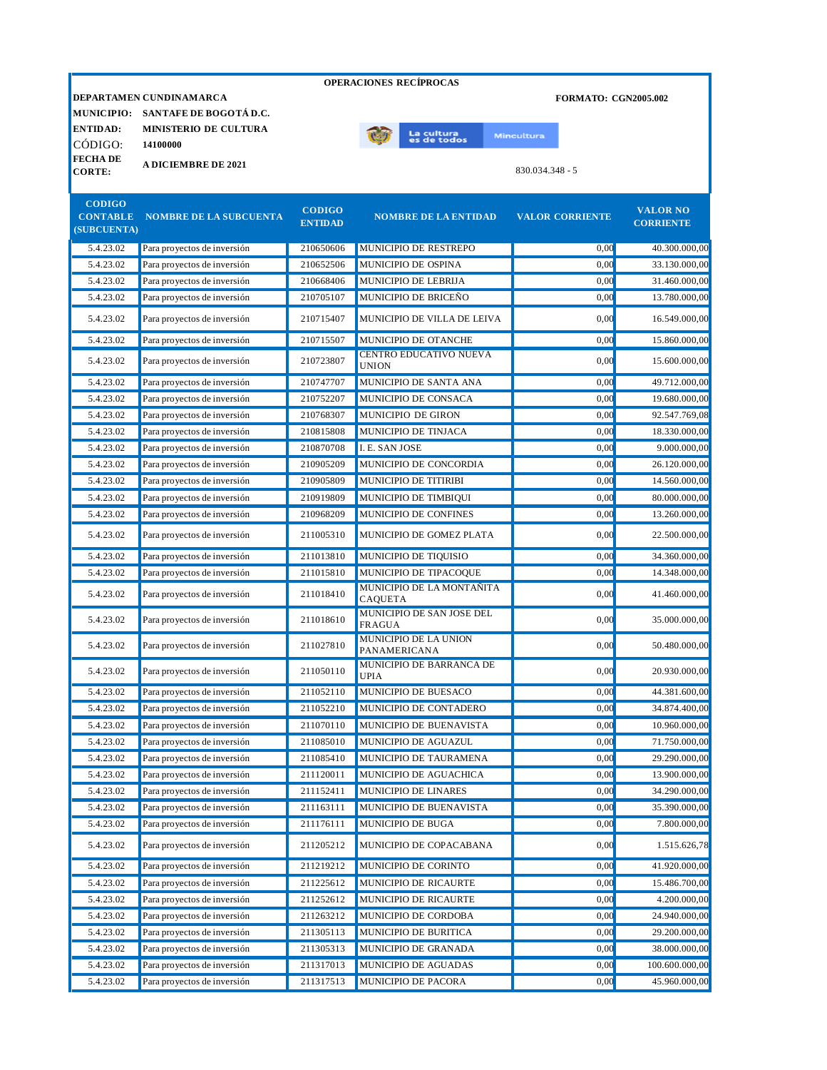**OPERACIONES RECÍPROCAS**

**DEPARTAMEN CUNDINAMARCA** — **FORMATO: CGN2005.002**

**MUNICIPIO:** **SANTAFE DE BOGOTÁ D.C.**

**ENTIDAD:** **MINISTERIO DE CULTURA**

CÓDIGO: **14100000**

**FECHA DE CORTE:** **A DICIEMBRE DE 2021**

830.034.348 - 5

| CODIGO CONTABLE (SUBCUENTA) | NOMBRE DE LA SUBCUENTA | CODIGO ENTIDAD | NOMBRE DE LA ENTIDAD | VALOR CORRIENTE | VALOR NO CORRIENTE |
|---|---|---|---|---|---|
| 5.4.23.02 | Para proyectos de inversión | 210650606 | MUNICIPIO DE RESTREPO | 0,00 | 40.300.000,00 |
| 5.4.23.02 | Para proyectos de inversión | 210652506 | MUNICIPIO DE OSPINA | 0,00 | 33.130.000,00 |
| 5.4.23.02 | Para proyectos de inversión | 210668406 | MUNICIPIO DE LEBRIJA | 0,00 | 31.460.000,00 |
| 5.4.23.02 | Para proyectos de inversión | 210705107 | MUNICIPIO DE BRICEÑO | 0,00 | 13.780.000,00 |
| 5.4.23.02 | Para proyectos de inversión | 210715407 | MUNICIPIO DE VILLA DE LEIVA | 0,00 | 16.549.000,00 |
| 5.4.23.02 | Para proyectos de inversión | 210715507 | MUNICIPIO DE OTANCHE | 0,00 | 15.860.000,00 |
| 5.4.23.02 | Para proyectos de inversión | 210723807 | CENTRO EDUCATIVO NUEVA UNION | 0,00 | 15.600.000,00 |
| 5.4.23.02 | Para proyectos de inversión | 210747707 | MUNICIPIO DE SANTA ANA | 0,00 | 49.712.000,00 |
| 5.4.23.02 | Para proyectos de inversión | 210752207 | MUNICIPIO DE CONSACA | 0,00 | 19.680.000,00 |
| 5.4.23.02 | Para proyectos de inversión | 210768307 | MUNICIPIO DE GIRON | 0,00 | 92.547.769,08 |
| 5.4.23.02 | Para proyectos de inversión | 210815808 | MUNICIPIO DE TINJACA | 0,00 | 18.330.000,00 |
| 5.4.23.02 | Para proyectos de inversión | 210870708 | I. E. SAN JOSE | 0,00 | 9.000.000,00 |
| 5.4.23.02 | Para proyectos de inversión | 210905209 | MUNICIPIO DE CONCORDIA | 0,00 | 26.120.000,00 |
| 5.4.23.02 | Para proyectos de inversión | 210905809 | MUNICIPIO DE TITIRIBI | 0,00 | 14.560.000,00 |
| 5.4.23.02 | Para proyectos de inversión | 210919809 | MUNICIPIO DE TIMBIQUI | 0,00 | 80.000.000,00 |
| 5.4.23.02 | Para proyectos de inversión | 210968209 | MUNICIPIO DE CONFINES | 0,00 | 13.260.000,00 |
| 5.4.23.02 | Para proyectos de inversión | 211005310 | MUNICIPIO DE GOMEZ PLATA | 0,00 | 22.500.000,00 |
| 5.4.23.02 | Para proyectos de inversión | 211013810 | MUNICIPIO DE TIQUISIO | 0,00 | 34.360.000,00 |
| 5.4.23.02 | Para proyectos de inversión | 211015810 | MUNICIPIO DE TIPACOQUE | 0,00 | 14.348.000,00 |
| 5.4.23.02 | Para proyectos de inversión | 211018410 | MUNICIPIO DE LA MONTAÑITA CAQUETA | 0,00 | 41.460.000,00 |
| 5.4.23.02 | Para proyectos de inversión | 211018610 | MUNICIPIO DE SAN JOSE DEL FRAGUA | 0,00 | 35.000.000,00 |
| 5.4.23.02 | Para proyectos de inversión | 211027810 | MUNICIPIO DE LA UNION PANAMERICANA | 0,00 | 50.480.000,00 |
| 5.4.23.02 | Para proyectos de inversión | 211050110 | MUNICIPIO DE BARRANCA DE UPIA | 0,00 | 20.930.000,00 |
| 5.4.23.02 | Para proyectos de inversión | 211052110 | MUNICIPIO DE BUESACO | 0,00 | 44.381.600,00 |
| 5.4.23.02 | Para proyectos de inversión | 211052210 | MUNICIPIO DE CONTADERO | 0,00 | 34.874.400,00 |
| 5.4.23.02 | Para proyectos de inversión | 211070110 | MUNICIPIO DE BUENAVISTA | 0,00 | 10.960.000,00 |
| 5.4.23.02 | Para proyectos de inversión | 211085010 | MUNICIPIO DE AGUAZUL | 0,00 | 71.750.000,00 |
| 5.4.23.02 | Para proyectos de inversión | 211085410 | MUNICIPIO DE TAURAMENA | 0,00 | 29.290.000,00 |
| 5.4.23.02 | Para proyectos de inversión | 211120011 | MUNICIPIO DE AGUACHICA | 0,00 | 13.900.000,00 |
| 5.4.23.02 | Para proyectos de inversión | 211152411 | MUNICIPIO DE LINARES | 0,00 | 34.290.000,00 |
| 5.4.23.02 | Para proyectos de inversión | 211163111 | MUNICIPIO DE BUENAVISTA | 0,00 | 35.390.000,00 |
| 5.4.23.02 | Para proyectos de inversión | 211176111 | MUNICIPIO DE BUGA | 0,00 | 7.800.000,00 |
| 5.4.23.02 | Para proyectos de inversión | 211205212 | MUNICIPIO DE COPACABANA | 0,00 | 1.515.626,78 |
| 5.4.23.02 | Para proyectos de inversión | 211219212 | MUNICIPIO DE CORINTO | 0,00 | 41.920.000,00 |
| 5.4.23.02 | Para proyectos de inversión | 211225612 | MUNICIPIO DE RICAURTE | 0,00 | 15.486.700,00 |
| 5.4.23.02 | Para proyectos de inversión | 211252612 | MUNICIPIO DE RICAURTE | 0,00 | 4.200.000,00 |
| 5.4.23.02 | Para proyectos de inversión | 211263212 | MUNICIPIO DE CORDOBA | 0,00 | 24.940.000,00 |
| 5.4.23.02 | Para proyectos de inversión | 211305113 | MUNICIPIO DE BURITICA | 0,00 | 29.200.000,00 |
| 5.4.23.02 | Para proyectos de inversión | 211305313 | MUNICIPIO DE GRANADA | 0,00 | 38.000.000,00 |
| 5.4.23.02 | Para proyectos de inversión | 211317013 | MUNICIPIO DE AGUADAS | 0,00 | 100.600.000,00 |
| 5.4.23.02 | Para proyectos de inversión | 211317513 | MUNICIPIO DE PACORA | 0,00 | 45.960.000,00 |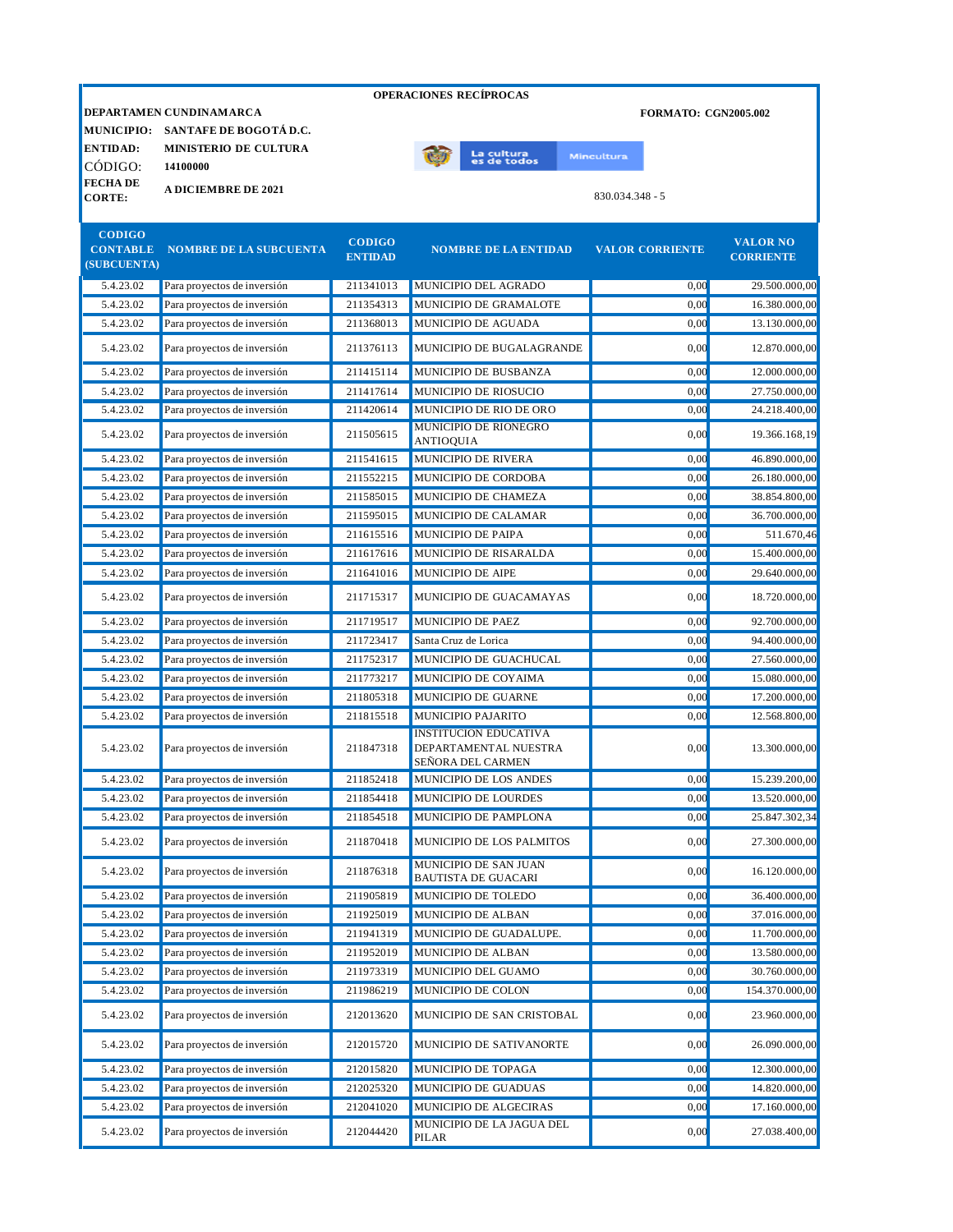**OPERACIONES RECÍPROCAS**

**DEPARTAMEN CUNDINAMARCA** | **FORMATO: CGN2005.002**

**MUNICIPIO:** **SANTAFE DE BOGOTÁ D.C.**

**ENTIDAD:** **MINISTERIO DE CULTURA**

CÓDIGO: **14100000**

**FECHA DE CORTE:** **A DICIEMBRE DE 2021**

830.034.348 - 5

| CODIGO CONTABLE (SUBCUENTA) | NOMBRE DE LA SUBCUENTA | CODIGO ENTIDAD | NOMBRE DE LA ENTIDAD | VALOR CORRIENTE | VALOR NO CORRIENTE |
|---|---|---|---|---|---|
| 5.4.23.02 | Para proyectos de inversión | 211341013 | MUNICIPIO DEL AGRADO | 0,00 | 29.500.000,00 |
| 5.4.23.02 | Para proyectos de inversión | 211354313 | MUNICIPIO DE GRAMALOTE | 0,00 | 16.380.000,00 |
| 5.4.23.02 | Para proyectos de inversión | 211368013 | MUNICIPIO DE AGUADA | 0,00 | 13.130.000,00 |
| 5.4.23.02 | Para proyectos de inversión | 211376113 | MUNICIPIO DE BUGALAGRANDE | 0,00 | 12.870.000,00 |
| 5.4.23.02 | Para proyectos de inversión | 211415114 | MUNICIPIO DE BUSBANZA | 0,00 | 12.000.000,00 |
| 5.4.23.02 | Para proyectos de inversión | 211417614 | MUNICIPIO DE RIOSUCIO | 0,00 | 27.750.000,00 |
| 5.4.23.02 | Para proyectos de inversión | 211420614 | MUNICIPIO DE RIO DE ORO | 0,00 | 24.218.400,00 |
| 5.4.23.02 | Para proyectos de inversión | 211505615 | MUNICIPIO DE RIONEGRO ANTIOQUIA | 0,00 | 19.366.168,19 |
| 5.4.23.02 | Para proyectos de inversión | 211541615 | MUNICIPIO DE RIVERA | 0,00 | 46.890.000,00 |
| 5.4.23.02 | Para proyectos de inversión | 211552215 | MUNICIPIO DE CORDOBA | 0,00 | 26.180.000,00 |
| 5.4.23.02 | Para proyectos de inversión | 211585015 | MUNICIPIO DE CHAMEZA | 0,00 | 38.854.800,00 |
| 5.4.23.02 | Para proyectos de inversión | 211595015 | MUNICIPIO DE CALAMAR | 0,00 | 36.700.000,00 |
| 5.4.23.02 | Para proyectos de inversión | 211615516 | MUNICIPIO DE PAIPA | 0,00 | 511.670,46 |
| 5.4.23.02 | Para proyectos de inversión | 211617616 | MUNICIPIO DE RISARALDA | 0,00 | 15.400.000,00 |
| 5.4.23.02 | Para proyectos de inversión | 211641016 | MUNICIPIO DE AIPE | 0,00 | 29.640.000,00 |
| 5.4.23.02 | Para proyectos de inversión | 211715317 | MUNICIPIO DE GUACAMAYAS | 0,00 | 18.720.000,00 |
| 5.4.23.02 | Para proyectos de inversión | 211719517 | MUNICIPIO DE PAEZ | 0,00 | 92.700.000,00 |
| 5.4.23.02 | Para proyectos de inversión | 211723417 | Santa Cruz de Lorica | 0,00 | 94.400.000,00 |
| 5.4.23.02 | Para proyectos de inversión | 211752317 | MUNICIPIO DE GUACHUCAL | 0,00 | 27.560.000,00 |
| 5.4.23.02 | Para proyectos de inversión | 211773217 | MUNICIPIO DE COYAIMA | 0,00 | 15.080.000,00 |
| 5.4.23.02 | Para proyectos de inversión | 211805318 | MUNICIPIO DE GUARNE | 0,00 | 17.200.000,00 |
| 5.4.23.02 | Para proyectos de inversión | 211815518 | MUNICIPIO PAJARITO | 0,00 | 12.568.800,00 |
| 5.4.23.02 | Para proyectos de inversión | 211847318 | INSTITUCION EDUCATIVA DEPARTAMENTAL NUESTRA SEÑORA DEL CARMEN | 0,00 | 13.300.000,00 |
| 5.4.23.02 | Para proyectos de inversión | 211852418 | MUNICIPIO DE LOS ANDES | 0,00 | 15.239.200,00 |
| 5.4.23.02 | Para proyectos de inversión | 211854418 | MUNICIPIO DE LOURDES | 0,00 | 13.520.000,00 |
| 5.4.23.02 | Para proyectos de inversión | 211854518 | MUNICIPIO DE PAMPLONA | 0,00 | 25.847.302,34 |
| 5.4.23.02 | Para proyectos de inversión | 211870418 | MUNICIPIO DE LOS PALMITOS | 0,00 | 27.300.000,00 |
| 5.4.23.02 | Para proyectos de inversión | 211876318 | MUNICIPIO DE SAN JUAN BAUTISTA DE GUACARI | 0,00 | 16.120.000,00 |
| 5.4.23.02 | Para proyectos de inversión | 211905819 | MUNICIPIO DE TOLEDO | 0,00 | 36.400.000,00 |
| 5.4.23.02 | Para proyectos de inversión | 211925019 | MUNICIPIO DE ALBAN | 0,00 | 37.016.000,00 |
| 5.4.23.02 | Para proyectos de inversión | 211941319 | MUNICIPIO DE GUADALUPE. | 0,00 | 11.700.000,00 |
| 5.4.23.02 | Para proyectos de inversión | 211952019 | MUNICIPIO DE ALBAN | 0,00 | 13.580.000,00 |
| 5.4.23.02 | Para proyectos de inversión | 211973319 | MUNICIPIO DEL GUAMO | 0,00 | 30.760.000,00 |
| 5.4.23.02 | Para proyectos de inversión | 211986219 | MUNICIPIO DE COLON | 0,00 | 154.370.000,00 |
| 5.4.23.02 | Para proyectos de inversión | 212013620 | MUNICIPIO DE SAN CRISTOBAL | 0,00 | 23.960.000,00 |
| 5.4.23.02 | Para proyectos de inversión | 212015720 | MUNICIPIO DE SATIVANORTE | 0,00 | 26.090.000,00 |
| 5.4.23.02 | Para proyectos de inversión | 212015820 | MUNICIPIO DE TOPAGA | 0,00 | 12.300.000,00 |
| 5.4.23.02 | Para proyectos de inversión | 212025320 | MUNICIPIO DE GUADUAS | 0,00 | 14.820.000,00 |
| 5.4.23.02 | Para proyectos de inversión | 212041020 | MUNICIPIO DE ALGECIRAS | 0,00 | 17.160.000,00 |
| 5.4.23.02 | Para proyectos de inversión | 212044420 | MUNICIPIO DE LA JAGUA DEL PILAR | 0,00 | 27.038.400,00 |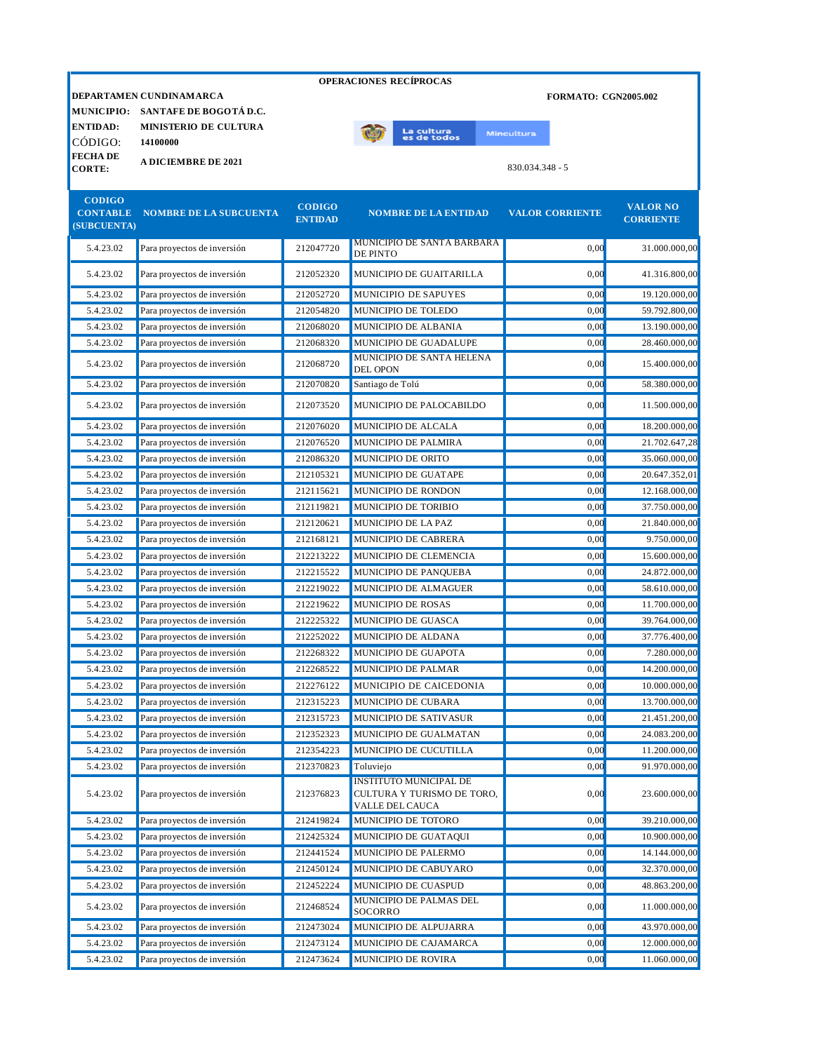**OPERACIONES RECÍPROCAS**

**DEPARTAMEN** **CUNDINAMARCA** **FORMATO: CGN2005.002**

**MUNICIPIO:** **SANTAFE DE BOGOTÁ D.C.**

**ENTIDAD:** **MINISTERIO DE CULTURA**

CÓDIGO: **14100000**

**FECHA DE CORTE:** **A DICIEMBRE DE 2021**

830.034.348 - 5

| CODIGO CONTABLE (SUBCUENTA) | NOMBRE DE LA SUBCUENTA | CODIGO ENTIDAD | NOMBRE DE LA ENTIDAD | VALOR CORRIENTE | VALOR NO CORRIENTE |
|---|---|---|---|---|---|
| 5.4.23.02 | Para proyectos de inversión | 212047720 | MUNICIPIO DE SANTA BARBARA DE PINTO | 0,00 | 31.000.000,00 |
| 5.4.23.02 | Para proyectos de inversión | 212052320 | MUNICIPIO DE GUAITARILLA | 0,00 | 41.316.800,00 |
| 5.4.23.02 | Para proyectos de inversión | 212052720 | MUNICIPIO DE SAPUYES | 0,00 | 19.120.000,00 |
| 5.4.23.02 | Para proyectos de inversión | 212054820 | MUNICIPIO DE TOLEDO | 0,00 | 59.792.800,00 |
| 5.4.23.02 | Para proyectos de inversión | 212068020 | MUNICIPIO DE ALBANIA | 0,00 | 13.190.000,00 |
| 5.4.23.02 | Para proyectos de inversión | 212068320 | MUNICIPIO DE GUADALUPE | 0,00 | 28.460.000,00 |
| 5.4.23.02 | Para proyectos de inversión | 212068720 | MUNICIPIO DE SANTA HELENA DEL OPON | 0,00 | 15.400.000,00 |
| 5.4.23.02 | Para proyectos de inversión | 212070820 | Santiago de Tolú | 0,00 | 58.380.000,00 |
| 5.4.23.02 | Para proyectos de inversión | 212073520 | MUNICIPIO DE PALOCABILDO | 0,00 | 11.500.000,00 |
| 5.4.23.02 | Para proyectos de inversión | 212076020 | MUNICIPIO DE ALCALA | 0,00 | 18.200.000,00 |
| 5.4.23.02 | Para proyectos de inversión | 212076520 | MUNICIPIO DE PALMIRA | 0,00 | 21.702.647,28 |
| 5.4.23.02 | Para proyectos de inversión | 212086320 | MUNICIPIO DE ORITO | 0,00 | 35.060.000,00 |
| 5.4.23.02 | Para proyectos de inversión | 212105321 | MUNICIPIO DE GUATAPE | 0,00 | 20.647.352,01 |
| 5.4.23.02 | Para proyectos de inversión | 212115621 | MUNICIPIO DE RONDON | 0,00 | 12.168.000,00 |
| 5.4.23.02 | Para proyectos de inversión | 212119821 | MUNICIPIO DE TORIBIO | 0,00 | 37.750.000,00 |
| 5.4.23.02 | Para proyectos de inversión | 212120621 | MUNICIPIO DE LA PAZ | 0,00 | 21.840.000,00 |
| 5.4.23.02 | Para proyectos de inversión | 212168121 | MUNICIPIO DE CABRERA | 0,00 | 9.750.000,00 |
| 5.4.23.02 | Para proyectos de inversión | 212213222 | MUNICIPIO DE CLEMENCIA | 0,00 | 15.600.000,00 |
| 5.4.23.02 | Para proyectos de inversión | 212215522 | MUNICIPIO DE PANQUEBA | 0,00 | 24.872.000,00 |
| 5.4.23.02 | Para proyectos de inversión | 212219022 | MUNICIPIO DE ALMAGUER | 0,00 | 58.610.000,00 |
| 5.4.23.02 | Para proyectos de inversión | 212219622 | MUNICIPIO DE ROSAS | 0,00 | 11.700.000,00 |
| 5.4.23.02 | Para proyectos de inversión | 212225322 | MUNICIPIO DE GUASCA | 0,00 | 39.764.000,00 |
| 5.4.23.02 | Para proyectos de inversión | 212252022 | MUNICIPIO DE ALDANA | 0,00 | 37.776.400,00 |
| 5.4.23.02 | Para proyectos de inversión | 212268322 | MUNICIPIO DE GUAPOTA | 0,00 | 7.280.000,00 |
| 5.4.23.02 | Para proyectos de inversión | 212268522 | MUNICIPIO DE PALMAR | 0,00 | 14.200.000,00 |
| 5.4.23.02 | Para proyectos de inversión | 212276122 | MUNICIPIO DE CAICEDONIA | 0,00 | 10.000.000,00 |
| 5.4.23.02 | Para proyectos de inversión | 212315223 | MUNICIPIO DE CUBARA | 0,00 | 13.700.000,00 |
| 5.4.23.02 | Para proyectos de inversión | 212315723 | MUNICIPIO DE SATIVASUR | 0,00 | 21.451.200,00 |
| 5.4.23.02 | Para proyectos de inversión | 212352323 | MUNICIPIO DE GUALMATAN | 0,00 | 24.083.200,00 |
| 5.4.23.02 | Para proyectos de inversión | 212354223 | MUNICIPIO DE CUCUTILLA | 0,00 | 11.200.000,00 |
| 5.4.23.02 | Para proyectos de inversión | 212370823 | Toluviejo | 0,00 | 91.970.000,00 |
| 5.4.23.02 | Para proyectos de inversión | 212376823 | INSTITUTO MUNICIPAL DE CULTURA Y TURISMO DE TORO, VALLE DEL CAUCA | 0,00 | 23.600.000,00 |
| 5.4.23.02 | Para proyectos de inversión | 212419824 | MUNICIPIO DE TOTORO | 0,00 | 39.210.000,00 |
| 5.4.23.02 | Para proyectos de inversión | 212425324 | MUNICIPIO DE GUATAQUI | 0,00 | 10.900.000,00 |
| 5.4.23.02 | Para proyectos de inversión | 212441524 | MUNICIPIO DE PALERMO | 0,00 | 14.144.000,00 |
| 5.4.23.02 | Para proyectos de inversión | 212450124 | MUNICIPIO DE CABUYARO | 0,00 | 32.370.000,00 |
| 5.4.23.02 | Para proyectos de inversión | 212452224 | MUNICIPIO DE CUASPUD | 0,00 | 48.863.200,00 |
| 5.4.23.02 | Para proyectos de inversión | 212468524 | MUNICIPIO DE PALMAS DEL SOCORRO | 0,00 | 11.000.000,00 |
| 5.4.23.02 | Para proyectos de inversión | 212473024 | MUNICIPIO DE ALPUJARRA | 0,00 | 43.970.000,00 |
| 5.4.23.02 | Para proyectos de inversión | 212473124 | MUNICIPIO DE CAJAMARCA | 0,00 | 12.000.000,00 |
| 5.4.23.02 | Para proyectos de inversión | 212473624 | MUNICIPIO DE ROVIRA | 0,00 | 11.060.000,00 |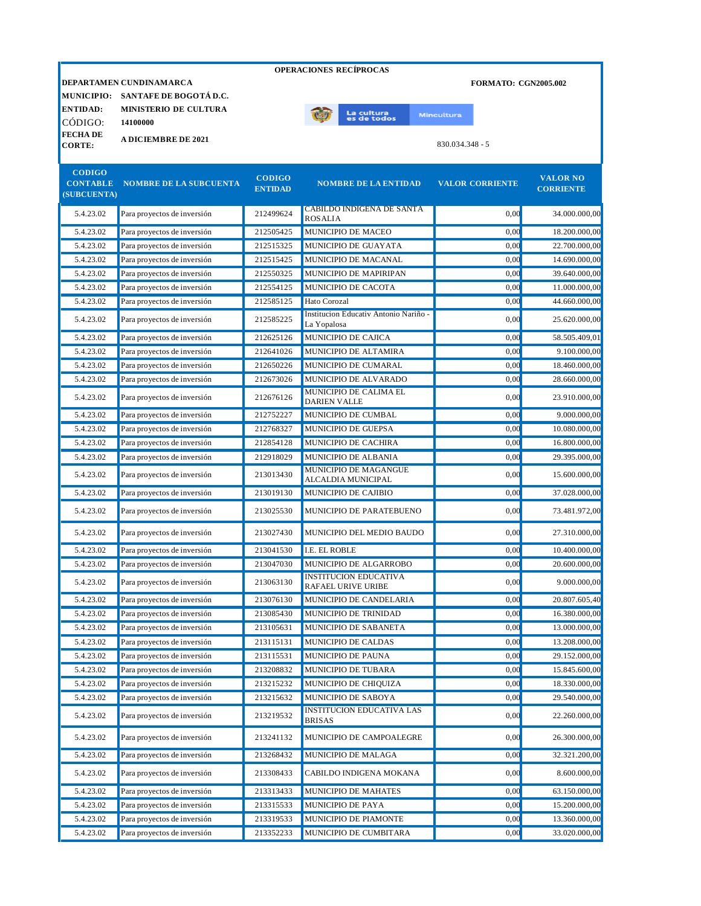**OPERACIONES RECÍPROCAS**

**DEPARTAMEN** **CUNDINAMARCA** **FORMATO: CGN2005.002**

**MUNICIPIO:** **SANTAFE DE BOGOTÁ D.C.**

**ENTIDAD:** **MINISTERIO DE CULTURA**

CÓDIGO: **14100000**

**FECHA DE CORTE:** **A DICIEMBRE DE 2021**

830.034.348 - 5

| CODIGO CONTABLE (SUBCUENTA) | NOMBRE DE LA SUBCUENTA | CODIGO ENTIDAD | NOMBRE DE LA ENTIDAD | VALOR CORRIENTE | VALOR NO CORRIENTE |
|---|---|---|---|---|---|
| 5.4.23.02 | Para proyectos de inversión | 212499624 | CABILDO INDIGENA DE SANTA ROSALIA | 0,00 | 34.000.000,00 |
| 5.4.23.02 | Para proyectos de inversión | 212505425 | MUNICIPIO DE MACEO | 0,00 | 18.200.000,00 |
| 5.4.23.02 | Para proyectos de inversión | 212515325 | MUNICIPIO DE GUAYATA | 0,00 | 22.700.000,00 |
| 5.4.23.02 | Para proyectos de inversión | 212515425 | MUNICIPIO DE MACANAL | 0,00 | 14.690.000,00 |
| 5.4.23.02 | Para proyectos de inversión | 212550325 | MUNICIPIO DE MAPIRIPAN | 0,00 | 39.640.000,00 |
| 5.4.23.02 | Para proyectos de inversión | 212554125 | MUNICIPIO DE CACOTA | 0,00 | 11.000.000,00 |
| 5.4.23.02 | Para proyectos de inversión | 212585125 | Hato Corozal | 0,00 | 44.660.000,00 |
| 5.4.23.02 | Para proyectos de inversión | 212585225 | Institucion Educativ Antonio Nariño - La Yopalosa | 0,00 | 25.620.000,00 |
| 5.4.23.02 | Para proyectos de inversión | 212625126 | MUNICIPIO DE CAJICA | 0,00 | 58.505.409,01 |
| 5.4.23.02 | Para proyectos de inversión | 212641026 | MUNICIPIO DE ALTAMIRA | 0,00 | 9.100.000,00 |
| 5.4.23.02 | Para proyectos de inversión | 212650226 | MUNICIPIO DE CUMARAL | 0,00 | 18.460.000,00 |
| 5.4.23.02 | Para proyectos de inversión | 212673026 | MUNICIPIO DE ALVARADO | 0,00 | 28.660.000,00 |
| 5.4.23.02 | Para proyectos de inversión | 212676126 | MUNICIPIO DE CALIMA EL DARIEN VALLE | 0,00 | 23.910.000,00 |
| 5.4.23.02 | Para proyectos de inversión | 212752227 | MUNICIPIO DE CUMBAL | 0,00 | 9.000.000,00 |
| 5.4.23.02 | Para proyectos de inversión | 212768327 | MUNICIPIO DE GUEPSA | 0,00 | 10.080.000,00 |
| 5.4.23.02 | Para proyectos de inversión | 212854128 | MUNICIPIO DE CACHIRA | 0,00 | 16.800.000,00 |
| 5.4.23.02 | Para proyectos de inversión | 212918029 | MUNICIPIO DE ALBANIA | 0,00 | 29.395.000,00 |
| 5.4.23.02 | Para proyectos de inversión | 213013430 | MUNICIPIO DE MAGANGUE ALCALDIA MUNICIPAL | 0,00 | 15.600.000,00 |
| 5.4.23.02 | Para proyectos de inversión | 213019130 | MUNICIPIO DE CAJIBIO | 0,00 | 37.028.000,00 |
| 5.4.23.02 | Para proyectos de inversión | 213025530 | MUNICIPIO DE PARATEBUENO | 0,00 | 73.481.972,00 |
| 5.4.23.02 | Para proyectos de inversión | 213027430 | MUNICIPIO DEL MEDIO BAUDO | 0,00 | 27.310.000,00 |
| 5.4.23.02 | Para proyectos de inversión | 213041530 | I.E. EL ROBLE | 0,00 | 10.400.000,00 |
| 5.4.23.02 | Para proyectos de inversión | 213047030 | MUNICIPIO DE ALGARROBO | 0,00 | 20.600.000,00 |
| 5.4.23.02 | Para proyectos de inversión | 213063130 | INSTITUCION EDUCATIVA RAFAEL URIVE URIBE | 0,00 | 9.000.000,00 |
| 5.4.23.02 | Para proyectos de inversión | 213076130 | MUNICIPIO DE CANDELARIA | 0,00 | 20.807.605,40 |
| 5.4.23.02 | Para proyectos de inversión | 213085430 | MUNICIPIO DE TRINIDAD | 0,00 | 16.380.000,00 |
| 5.4.23.02 | Para proyectos de inversión | 213105631 | MUNICIPIO DE SABANETA | 0,00 | 13.000.000,00 |
| 5.4.23.02 | Para proyectos de inversión | 213115131 | MUNICIPIO DE CALDAS | 0,00 | 13.208.000,00 |
| 5.4.23.02 | Para proyectos de inversión | 213115531 | MUNICIPIO DE PAUNA | 0,00 | 29.152.000,00 |
| 5.4.23.02 | Para proyectos de inversión | 213208832 | MUNICIPIO DE TUBARA | 0,00 | 15.845.600,00 |
| 5.4.23.02 | Para proyectos de inversión | 213215232 | MUNICIPIO DE CHIQUIZA | 0,00 | 18.330.000,00 |
| 5.4.23.02 | Para proyectos de inversión | 213215632 | MUNICIPIO DE SABOYA | 0,00 | 29.540.000,00 |
| 5.4.23.02 | Para proyectos de inversión | 213219532 | INSTITUCION EDUCATIVA LAS BRISAS | 0,00 | 22.260.000,00 |
| 5.4.23.02 | Para proyectos de inversión | 213241132 | MUNICIPIO DE CAMPOALEGRE | 0,00 | 26.300.000,00 |
| 5.4.23.02 | Para proyectos de inversión | 213268432 | MUNICIPIO DE MALAGA | 0,00 | 32.321.200,00 |
| 5.4.23.02 | Para proyectos de inversión | 213308433 | CABILDO INDIGENA MOKANA | 0,00 | 8.600.000,00 |
| 5.4.23.02 | Para proyectos de inversión | 213313433 | MUNICIPIO DE MAHATES | 0,00 | 63.150.000,00 |
| 5.4.23.02 | Para proyectos de inversión | 213315533 | MUNICIPIO DE PAYA | 0,00 | 15.200.000,00 |
| 5.4.23.02 | Para proyectos de inversión | 213319533 | MUNICIPIO DE PIAMONTE | 0,00 | 13.360.000,00 |
| 5.4.23.02 | Para proyectos de inversión | 213352233 | MUNICIPIO DE CUMBITARA | 0,00 | 33.020.000,00 |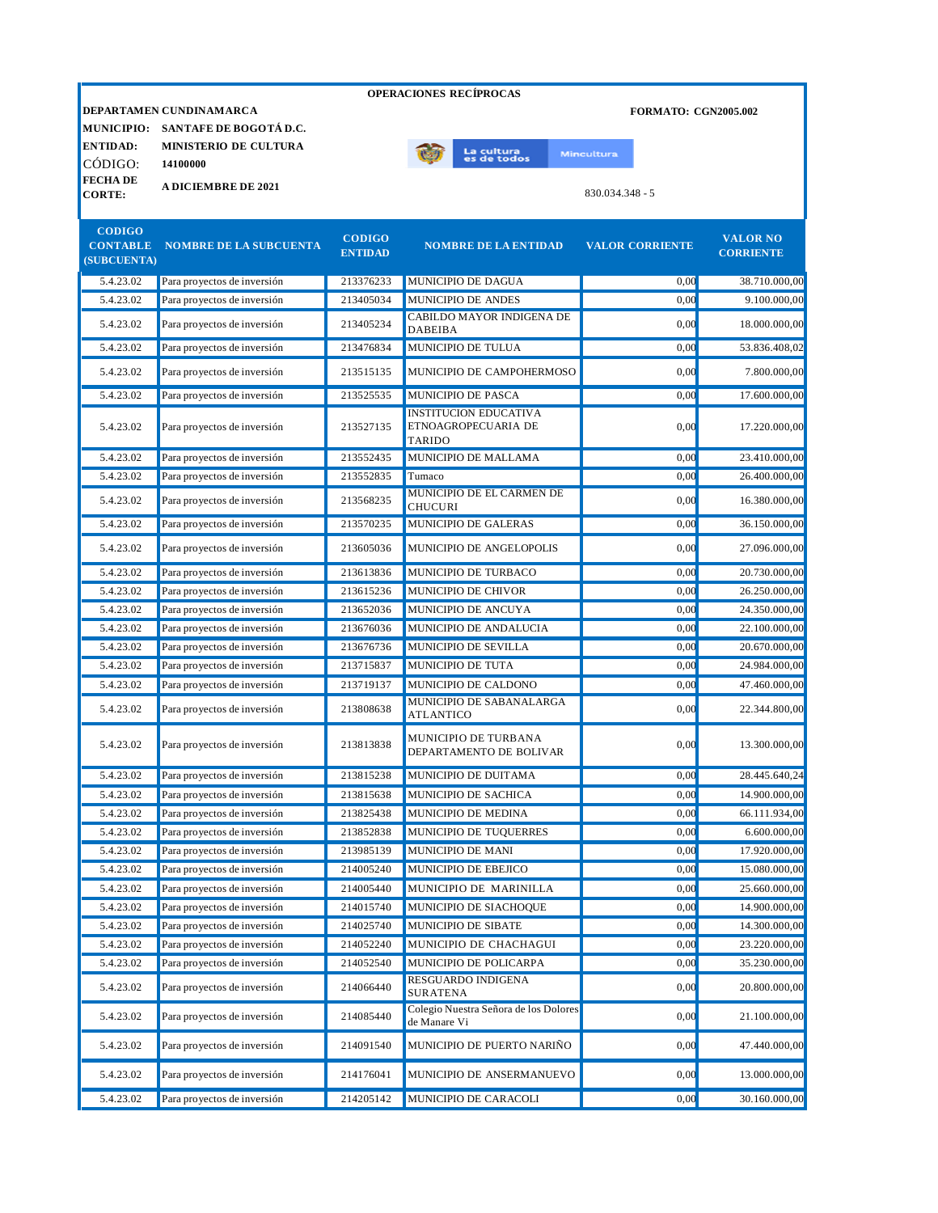**OPERACIONES RECÍPROCAS**

**DEPARTAMEN** **CUNDINAMARCA** | **FORMATO: CGN2005.002**

**MUNICIPIO:** **SANTAFE DE BOGOTÁ D.C.**

**ENTIDAD:** **MINISTERIO DE CULTURA**

CÓDIGO: **14100000**

**FECHA DE CORTE:** **A DICIEMBRE DE 2021**

830.034.348 - 5

| CODIGO CONTABLE (SUBCUENTA) | NOMBRE DE LA SUBCUENTA | CODIGO ENTIDAD | NOMBRE DE LA ENTIDAD | VALOR CORRIENTE | VALOR NO CORRIENTE |
|---|---|---|---|---|---|
| 5.4.23.02 | Para proyectos de inversión | 213376233 | MUNICIPIO DE DAGUA | 0,00 | 38.710.000,00 |
| 5.4.23.02 | Para proyectos de inversión | 213405034 | MUNICIPIO DE ANDES | 0,00 | 9.100.000,00 |
| 5.4.23.02 | Para proyectos de inversión | 213405234 | CABILDO MAYOR INDIGENA DE DABEIBA | 0,00 | 18.000.000,00 |
| 5.4.23.02 | Para proyectos de inversión | 213476834 | MUNICIPIO DE TULUA | 0,00 | 53.836.408,02 |
| 5.4.23.02 | Para proyectos de inversión | 213515135 | MUNICIPIO DE CAMPOHERMOSO | 0,00 | 7.800.000,00 |
| 5.4.23.02 | Para proyectos de inversión | 213525535 | MUNICIPIO DE PASCA | 0,00 | 17.600.000,00 |
| 5.4.23.02 | Para proyectos de inversión | 213527135 | INSTITUCION EDUCATIVA ETNOAGROPECUARIA DE TARIDO | 0,00 | 17.220.000,00 |
| 5.4.23.02 | Para proyectos de inversión | 213552435 | MUNICIPIO DE MALLAMA | 0,00 | 23.410.000,00 |
| 5.4.23.02 | Para proyectos de inversión | 213552835 | Tumaco | 0,00 | 26.400.000,00 |
| 5.4.23.02 | Para proyectos de inversión | 213568235 | MUNICIPIO DE EL CARMEN DE CHUCURI | 0,00 | 16.380.000,00 |
| 5.4.23.02 | Para proyectos de inversión | 213570235 | MUNICIPIO DE GALERAS | 0,00 | 36.150.000,00 |
| 5.4.23.02 | Para proyectos de inversión | 213605036 | MUNICIPIO DE ANGELOPOLIS | 0,00 | 27.096.000,00 |
| 5.4.23.02 | Para proyectos de inversión | 213613836 | MUNICIPIO DE TURBACO | 0,00 | 20.730.000,00 |
| 5.4.23.02 | Para proyectos de inversión | 213615236 | MUNICIPIO DE CHIVOR | 0,00 | 26.250.000,00 |
| 5.4.23.02 | Para proyectos de inversión | 213652036 | MUNICIPIO DE ANCUYA | 0,00 | 24.350.000,00 |
| 5.4.23.02 | Para proyectos de inversión | 213676036 | MUNICIPIO DE ANDALUCIA | 0,00 | 22.100.000,00 |
| 5.4.23.02 | Para proyectos de inversión | 213676736 | MUNICIPIO DE SEVILLA | 0,00 | 20.670.000,00 |
| 5.4.23.02 | Para proyectos de inversión | 213715837 | MUNICIPIO DE TUTA | 0,00 | 24.984.000,00 |
| 5.4.23.02 | Para proyectos de inversión | 213719137 | MUNICIPIO DE CALDONO | 0,00 | 47.460.000,00 |
| 5.4.23.02 | Para proyectos de inversión | 213808638 | MUNICIPIO DE SABANALARGA ATLANTICO | 0,00 | 22.344.800,00 |
| 5.4.23.02 | Para proyectos de inversión | 213813838 | MUNICIPIO DE TURBANA DEPARTAMENTO DE BOLIVAR | 0,00 | 13.300.000,00 |
| 5.4.23.02 | Para proyectos de inversión | 213815238 | MUNICIPIO DE DUITAMA | 0,00 | 28.445.640,24 |
| 5.4.23.02 | Para proyectos de inversión | 213815638 | MUNICIPIO DE SACHICA | 0,00 | 14.900.000,00 |
| 5.4.23.02 | Para proyectos de inversión | 213825438 | MUNICIPIO DE MEDINA | 0,00 | 66.111.934,00 |
| 5.4.23.02 | Para proyectos de inversión | 213852838 | MUNICIPIO DE TUQUERRES | 0,00 | 6.600.000,00 |
| 5.4.23.02 | Para proyectos de inversión | 213985139 | MUNICIPIO DE MANI | 0,00 | 17.920.000,00 |
| 5.4.23.02 | Para proyectos de inversión | 214005240 | MUNICIPIO DE EBEJICO | 0,00 | 15.080.000,00 |
| 5.4.23.02 | Para proyectos de inversión | 214005440 | MUNICIPIO DE MARINILLA | 0,00 | 25.660.000,00 |
| 5.4.23.02 | Para proyectos de inversión | 214015740 | MUNICIPIO DE SIACHOQUE | 0,00 | 14.900.000,00 |
| 5.4.23.02 | Para proyectos de inversión | 214025740 | MUNICIPIO DE SIBATE | 0,00 | 14.300.000,00 |
| 5.4.23.02 | Para proyectos de inversión | 214052240 | MUNICIPIO DE CHACHAGUI | 0,00 | 23.220.000,00 |
| 5.4.23.02 | Para proyectos de inversión | 214052540 | MUNICIPIO DE POLICARPA | 0,00 | 35.230.000,00 |
| 5.4.23.02 | Para proyectos de inversión | 214066440 | RESGUARDO INDIGENA SURATENA | 0,00 | 20.800.000,00 |
| 5.4.23.02 | Para proyectos de inversión | 214085440 | Colegio Nuestra Señora de los Dolores de Manare Vi | 0,00 | 21.100.000,00 |
| 5.4.23.02 | Para proyectos de inversión | 214091540 | MUNICIPIO DE PUERTO NARIÑO | 0,00 | 47.440.000,00 |
| 5.4.23.02 | Para proyectos de inversión | 214176041 | MUNICIPIO DE ANSERMANUEVO | 0,00 | 13.000.000,00 |
| 5.4.23.02 | Para proyectos de inversión | 214205142 | MUNICIPIO DE CARACOLI | 0,00 | 30.160.000,00 |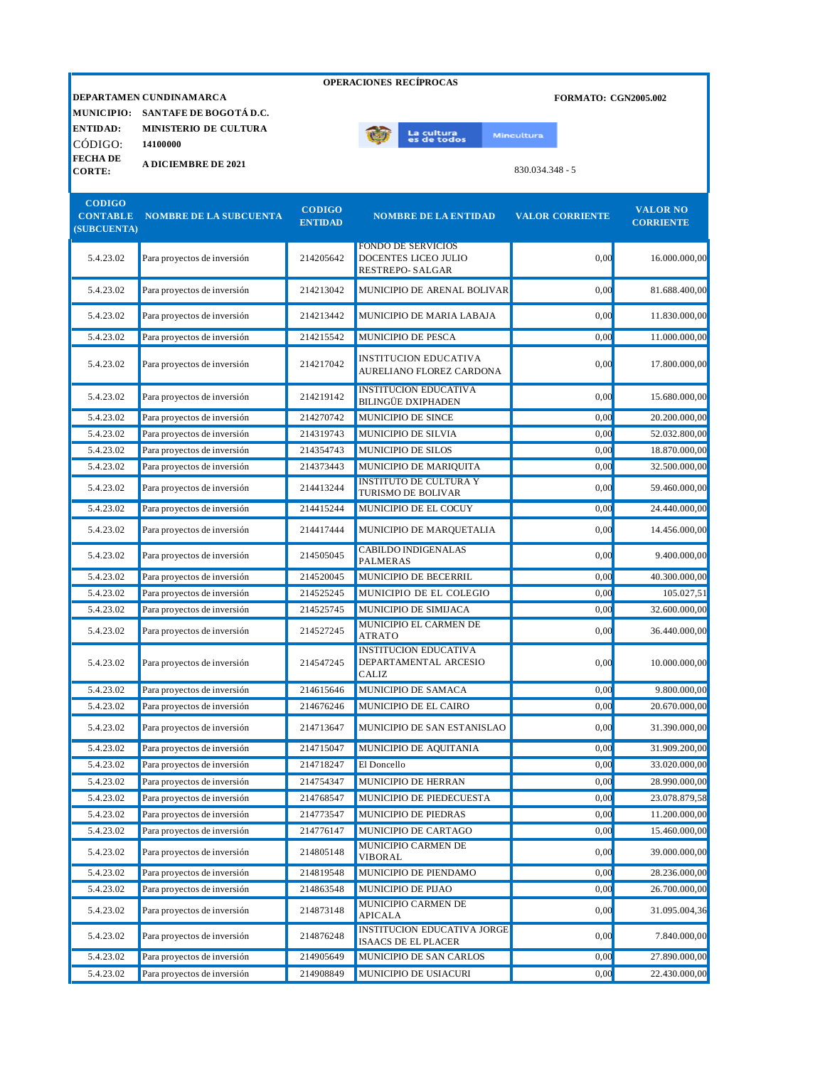**OPERACIONES RECÍPROCAS**

**DEPARTAMEN CUNDINAMARCA** | **FORMATO: CGN2005.002**

**MUNICIPIO:** SANTAFE DE BOGOTÁ D.C.

**ENTIDAD:** MINISTERIO DE CULTURA

**CÓDIGO:** 14100000

**FECHA DE CORTE:** A DICIEMBRE DE 2021

830.034.348 - 5

| CODIGO CONTABLE (SUBCUENTA) | NOMBRE DE LA SUBCUENTA | CODIGO ENTIDAD | NOMBRE DE LA ENTIDAD | VALOR CORRIENTE | VALOR NO CORRIENTE |
|---|---|---|---|---|---|
| 5.4.23.02 | Para proyectos de inversión | 214205642 | FONDO DE SERVICIOS DOCENTES LICEO JULIO RESTREPO- SALGAR | 0,00 | 16.000.000,00 |
| 5.4.23.02 | Para proyectos de inversión | 214213042 | MUNICIPIO DE ARENAL BOLIVAR | 0,00 | 81.688.400,00 |
| 5.4.23.02 | Para proyectos de inversión | 214213442 | MUNICIPIO DE MARIA LABAJA | 0,00 | 11.830.000,00 |
| 5.4.23.02 | Para proyectos de inversión | 214215542 | MUNICIPIO DE PESCA | 0,00 | 11.000.000,00 |
| 5.4.23.02 | Para proyectos de inversión | 214217042 | INSTITUCION EDUCATIVA AURELIANO FLOREZ CARDONA | 0,00 | 17.800.000,00 |
| 5.4.23.02 | Para proyectos de inversión | 214219142 | INSTITUCION EDUCATIVA BILINGÜE DXIPHADEN | 0,00 | 15.680.000,00 |
| 5.4.23.02 | Para proyectos de inversión | 214270742 | MUNICIPIO DE SINCE | 0,00 | 20.200.000,00 |
| 5.4.23.02 | Para proyectos de inversión | 214319743 | MUNICIPIO DE SILVIA | 0,00 | 52.032.800,00 |
| 5.4.23.02 | Para proyectos de inversión | 214354743 | MUNICIPIO DE SILOS | 0,00 | 18.870.000,00 |
| 5.4.23.02 | Para proyectos de inversión | 214373443 | MUNICIPIO DE MARIQUITA | 0,00 | 32.500.000,00 |
| 5.4.23.02 | Para proyectos de inversión | 214413244 | INSTITUTO DE CULTURA Y TURISMO DE BOLIVAR | 0,00 | 59.460.000,00 |
| 5.4.23.02 | Para proyectos de inversión | 214415244 | MUNICIPIO DE EL COCUY | 0,00 | 24.440.000,00 |
| 5.4.23.02 | Para proyectos de inversión | 214417444 | MUNICIPIO DE MARQUETALIA | 0,00 | 14.456.000,00 |
| 5.4.23.02 | Para proyectos de inversión | 214505045 | CABILDO INDIGENALAS PALMERAS | 0,00 | 9.400.000,00 |
| 5.4.23.02 | Para proyectos de inversión | 214520045 | MUNICIPIO DE BECERRIL | 0,00 | 40.300.000,00 |
| 5.4.23.02 | Para proyectos de inversión | 214525245 | MUNICIPIO DE EL COLEGIO | 0,00 | 105.027,51 |
| 5.4.23.02 | Para proyectos de inversión | 214525745 | MUNICIPIO DE SIMIJACA | 0,00 | 32.600.000,00 |
| 5.4.23.02 | Para proyectos de inversión | 214527245 | MUNICIPIO EL CARMEN DE ATRATO | 0,00 | 36.440.000,00 |
| 5.4.23.02 | Para proyectos de inversión | 214547245 | INSTITUCION EDUCATIVA DEPARTAMENTAL ARCESIO CALIZ | 0,00 | 10.000.000,00 |
| 5.4.23.02 | Para proyectos de inversión | 214615646 | MUNICIPIO DE SAMACA | 0,00 | 9.800.000,00 |
| 5.4.23.02 | Para proyectos de inversión | 214676246 | MUNICIPIO DE EL CAIRO | 0,00 | 20.670.000,00 |
| 5.4.23.02 | Para proyectos de inversión | 214713647 | MUNICIPIO DE SAN ESTANISLAO | 0,00 | 31.390.000,00 |
| 5.4.23.02 | Para proyectos de inversión | 214715047 | MUNICIPIO DE AQUITANIA | 0,00 | 31.909.200,00 |
| 5.4.23.02 | Para proyectos de inversión | 214718247 | El Doncello | 0,00 | 33.020.000,00 |
| 5.4.23.02 | Para proyectos de inversión | 214754347 | MUNICIPIO DE HERRAN | 0,00 | 28.990.000,00 |
| 5.4.23.02 | Para proyectos de inversión | 214768547 | MUNICIPIO DE PIEDECUESTA | 0,00 | 23.078.879,58 |
| 5.4.23.02 | Para proyectos de inversión | 214773547 | MUNICIPIO DE PIEDRAS | 0,00 | 11.200.000,00 |
| 5.4.23.02 | Para proyectos de inversión | 214776147 | MUNICIPIO DE CARTAGO | 0,00 | 15.460.000,00 |
| 5.4.23.02 | Para proyectos de inversión | 214805148 | MUNICIPIO CARMEN DE VIBORAL | 0,00 | 39.000.000,00 |
| 5.4.23.02 | Para proyectos de inversión | 214819548 | MUNICIPIO DE PIENDAMO | 0,00 | 28.236.000,00 |
| 5.4.23.02 | Para proyectos de inversión | 214863548 | MUNICIPIO DE PIJAO | 0,00 | 26.700.000,00 |
| 5.4.23.02 | Para proyectos de inversión | 214873148 | MUNICIPIO CARMEN DE APICALA | 0,00 | 31.095.004,36 |
| 5.4.23.02 | Para proyectos de inversión | 214876248 | INSTITUCION EDUCATIVA JORGE ISAACS DE EL PLACER | 0,00 | 7.840.000,00 |
| 5.4.23.02 | Para proyectos de inversión | 214905649 | MUNICIPIO DE SAN CARLOS | 0,00 | 27.890.000,00 |
| 5.4.23.02 | Para proyectos de inversión | 214908849 | MUNICIPIO DE USIACURI | 0,00 | 22.430.000,00 |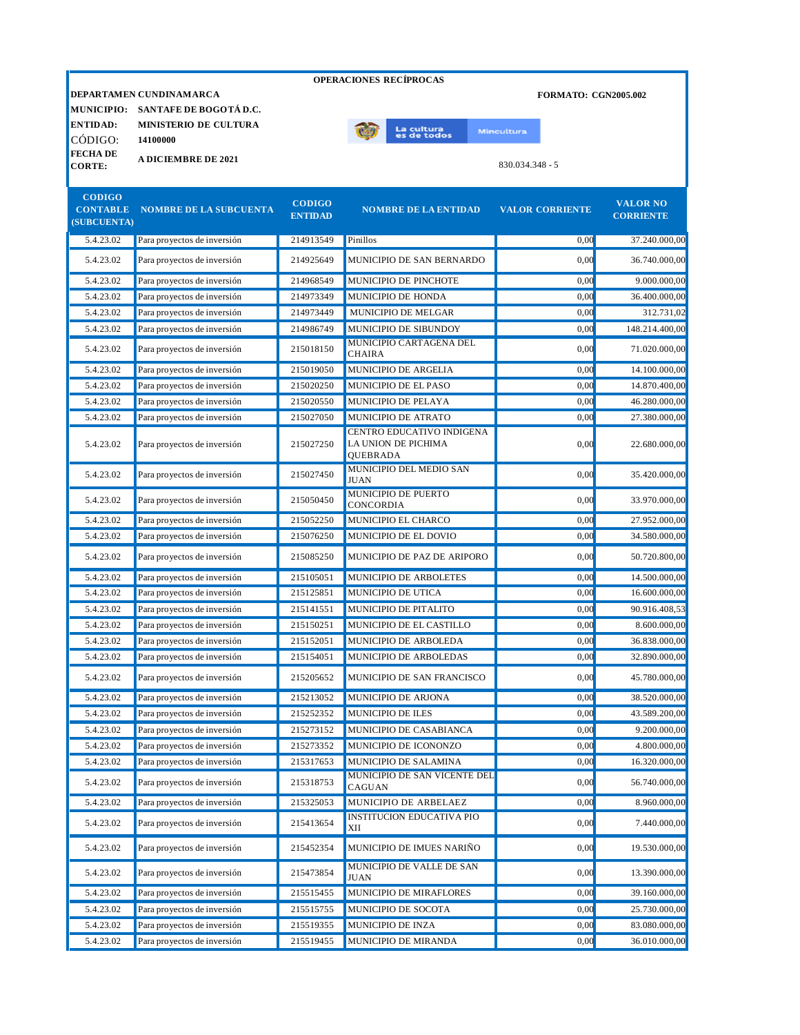**OPERACIONES RECÍPROCAS**

**DEPARTAMEN** **CUNDINAMARCA** **FORMATO: CGN2005.002**

**MUNICIPIO:** **SANTAFE DE BOGOTÁ D.C.**

**ENTIDAD:** **MINISTERIO DE CULTURA**

CÓDIGO: **14100000**

**FECHA DE CORTE:** **A DICIEMBRE DE 2021**

830.034.348 - 5

| CODIGO CONTABLE (SUBCUENTA) | NOMBRE DE LA SUBCUENTA | CODIGO ENTIDAD | NOMBRE DE LA ENTIDAD | VALOR CORRIENTE | VALOR NO CORRIENTE |
|---|---|---|---|---|---|
| 5.4.23.02 | Para proyectos de inversión | 214913549 | Pinillos | 0,00 | 37.240.000,00 |
| 5.4.23.02 | Para proyectos de inversión | 214925649 | MUNICIPIO DE SAN BERNARDO | 0,00 | 36.740.000,00 |
| 5.4.23.02 | Para proyectos de inversión | 214968549 | MUNICIPIO DE PINCHOTE | 0,00 | 9.000.000,00 |
| 5.4.23.02 | Para proyectos de inversión | 214973349 | MUNICIPIO DE HONDA | 0,00 | 36.400.000,00 |
| 5.4.23.02 | Para proyectos de inversión | 214973449 | MUNICIPIO DE MELGAR | 0,00 | 312.731,02 |
| 5.4.23.02 | Para proyectos de inversión | 214986749 | MUNICIPIO DE SIBUNDOY | 0,00 | 148.214.400,00 |
| 5.4.23.02 | Para proyectos de inversión | 215018150 | MUNICIPIO CARTAGENA DEL CHAIRA | 0,00 | 71.020.000,00 |
| 5.4.23.02 | Para proyectos de inversión | 215019050 | MUNICIPIO DE ARGELIA | 0,00 | 14.100.000,00 |
| 5.4.23.02 | Para proyectos de inversión | 215020250 | MUNICIPIO DE EL PASO | 0,00 | 14.870.400,00 |
| 5.4.23.02 | Para proyectos de inversión | 215020550 | MUNICIPIO DE PELAYA | 0,00 | 46.280.000,00 |
| 5.4.23.02 | Para proyectos de inversión | 215027050 | MUNICIPIO DE ATRATO | 0,00 | 27.380.000,00 |
| 5.4.23.02 | Para proyectos de inversión | 215027250 | CENTRO EDUCATIVO INDIGENA LA UNION DE PICHIMA QUEBRADA | 0,00 | 22.680.000,00 |
| 5.4.23.02 | Para proyectos de inversión | 215027450 | MUNICIPIO DEL MEDIO SAN JUAN | 0,00 | 35.420.000,00 |
| 5.4.23.02 | Para proyectos de inversión | 215050450 | MUNICIPIO DE PUERTO CONCORDIA | 0,00 | 33.970.000,00 |
| 5.4.23.02 | Para proyectos de inversión | 215052250 | MUNICIPIO EL CHARCO | 0,00 | 27.952.000,00 |
| 5.4.23.02 | Para proyectos de inversión | 215076250 | MUNICIPIO DE EL DOVIO | 0,00 | 34.580.000,00 |
| 5.4.23.02 | Para proyectos de inversión | 215085250 | MUNICIPIO DE PAZ DE ARIPORO | 0,00 | 50.720.800,00 |
| 5.4.23.02 | Para proyectos de inversión | 215105051 | MUNICIPIO DE ARBOLETES | 0,00 | 14.500.000,00 |
| 5.4.23.02 | Para proyectos de inversión | 215125851 | MUNICIPIO DE UTICA | 0,00 | 16.600.000,00 |
| 5.4.23.02 | Para proyectos de inversión | 215141551 | MUNICIPIO DE PITALITO | 0,00 | 90.916.408,53 |
| 5.4.23.02 | Para proyectos de inversión | 215150251 | MUNICIPIO DE EL CASTILLO | 0,00 | 8.600.000,00 |
| 5.4.23.02 | Para proyectos de inversión | 215152051 | MUNICIPIO DE ARBOLEDA | 0,00 | 36.838.000,00 |
| 5.4.23.02 | Para proyectos de inversión | 215154051 | MUNICIPIO DE ARBOLEDAS | 0,00 | 32.890.000,00 |
| 5.4.23.02 | Para proyectos de inversión | 215205652 | MUNICIPIO DE SAN FRANCISCO | 0,00 | 45.780.000,00 |
| 5.4.23.02 | Para proyectos de inversión | 215213052 | MUNICIPIO DE ARJONA | 0,00 | 38.520.000,00 |
| 5.4.23.02 | Para proyectos de inversión | 215252352 | MUNICIPIO DE ILES | 0,00 | 43.589.200,00 |
| 5.4.23.02 | Para proyectos de inversión | 215273152 | MUNICIPIO DE CASABIANCA | 0,00 | 9.200.000,00 |
| 5.4.23.02 | Para proyectos de inversión | 215273352 | MUNICIPIO DE ICONONZO | 0,00 | 4.800.000,00 |
| 5.4.23.02 | Para proyectos de inversión | 215317653 | MUNICIPIO DE SALAMINA | 0,00 | 16.320.000,00 |
| 5.4.23.02 | Para proyectos de inversión | 215318753 | MUNICIPIO DE SAN VICENTE DEL CAGUAN | 0,00 | 56.740.000,00 |
| 5.4.23.02 | Para proyectos de inversión | 215325053 | MUNICIPIO DE ARBELAEZ | 0,00 | 8.960.000,00 |
| 5.4.23.02 | Para proyectos de inversión | 215413654 | INSTITUCION EDUCATIVA PIO XII | 0,00 | 7.440.000,00 |
| 5.4.23.02 | Para proyectos de inversión | 215452354 | MUNICIPIO DE IMUES NARIÑO | 0,00 | 19.530.000,00 |
| 5.4.23.02 | Para proyectos de inversión | 215473854 | MUNICIPIO DE VALLE DE SAN JUAN | 0,00 | 13.390.000,00 |
| 5.4.23.02 | Para proyectos de inversión | 215515455 | MUNICIPIO DE MIRAFLORES | 0,00 | 39.160.000,00 |
| 5.4.23.02 | Para proyectos de inversión | 215515755 | MUNICIPIO DE SOCOTA | 0,00 | 25.730.000,00 |
| 5.4.23.02 | Para proyectos de inversión | 215519355 | MUNICIPIO DE INZA | 0,00 | 83.080.000,00 |
| 5.4.23.02 | Para proyectos de inversión | 215519455 | MUNICIPIO DE MIRANDA | 0,00 | 36.010.000,00 |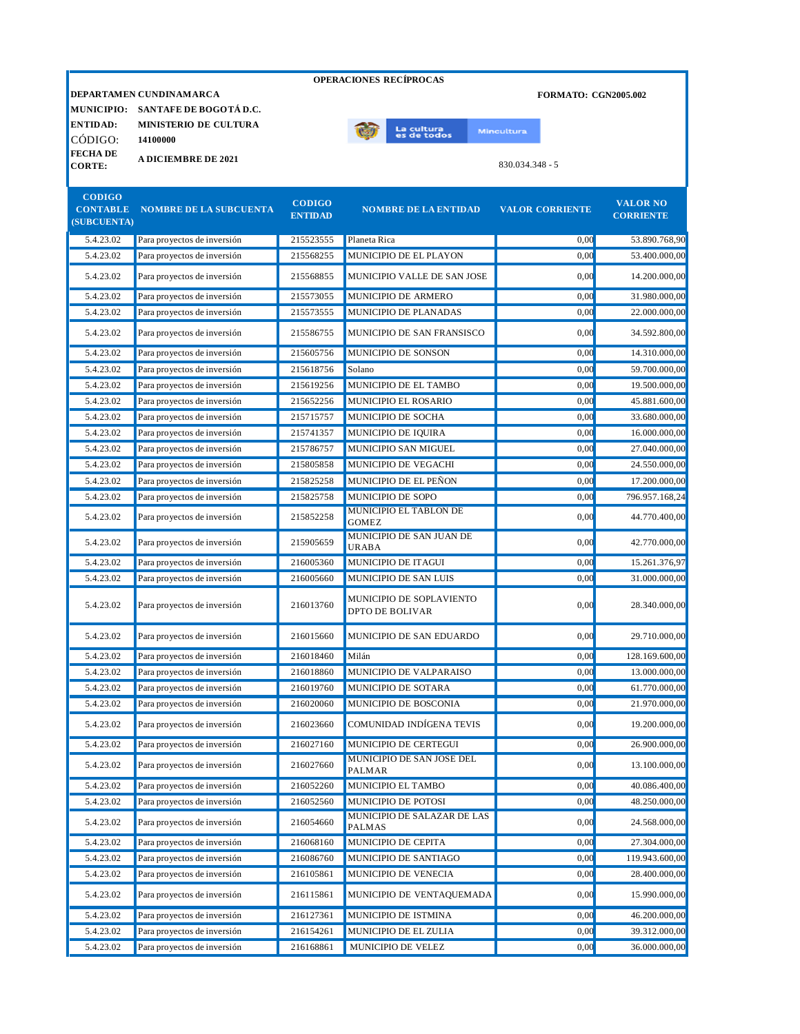**OPERACIONES RECÍPROCAS**

**DEPARTAMEN** **CUNDINAMARCA** — **FORMATO: CGN2005.002**

**MUNICIPIO:** **SANTAFE DE BOGOTÁ D.C.**

**ENTIDAD:** **MINISTERIO DE CULTURA**

CÓDIGO: **14100000**

**FECHA DE CORTE:** **A DICIEMBRE DE 2021**

830.034.348 - 5

| CODIGO CONTABLE (SUBCUENTA) | NOMBRE DE LA SUBCUENTA | CODIGO ENTIDAD | NOMBRE DE LA ENTIDAD | VALOR CORRIENTE | VALOR NO CORRIENTE |
|---|---|---|---|---|---|
| 5.4.23.02 | Para proyectos de inversión | 215523555 | Planeta Rica | 0,00 | 53.890.768,90 |
| 5.4.23.02 | Para proyectos de inversión | 215568255 | MUNICIPIO DE EL PLAYON | 0,00 | 53.400.000,00 |
| 5.4.23.02 | Para proyectos de inversión | 215568855 | MUNICIPIO VALLE DE SAN JOSE | 0,00 | 14.200.000,00 |
| 5.4.23.02 | Para proyectos de inversión | 215573055 | MUNICIPIO DE ARMERO | 0,00 | 31.980.000,00 |
| 5.4.23.02 | Para proyectos de inversión | 215573555 | MUNICIPIO DE PLANADAS | 0,00 | 22.000.000,00 |
| 5.4.23.02 | Para proyectos de inversión | 215586755 | MUNICIPIO DE SAN FRANSISCO | 0,00 | 34.592.800,00 |
| 5.4.23.02 | Para proyectos de inversión | 215605756 | MUNICIPIO DE SONSON | 0,00 | 14.310.000,00 |
| 5.4.23.02 | Para proyectos de inversión | 215618756 | Solano | 0,00 | 59.700.000,00 |
| 5.4.23.02 | Para proyectos de inversión | 215619256 | MUNICIPIO DE EL TAMBO | 0,00 | 19.500.000,00 |
| 5.4.23.02 | Para proyectos de inversión | 215652256 | MUNICIPIO EL ROSARIO | 0,00 | 45.881.600,00 |
| 5.4.23.02 | Para proyectos de inversión | 215715757 | MUNICIPIO DE SOCHA | 0,00 | 33.680.000,00 |
| 5.4.23.02 | Para proyectos de inversión | 215741357 | MUNICIPIO DE IQUIRA | 0,00 | 16.000.000,00 |
| 5.4.23.02 | Para proyectos de inversión | 215786757 | MUNICIPIO SAN MIGUEL | 0,00 | 27.040.000,00 |
| 5.4.23.02 | Para proyectos de inversión | 215805858 | MUNICIPIO DE VEGACHI | 0,00 | 24.550.000,00 |
| 5.4.23.02 | Para proyectos de inversión | 215825258 | MUNICIPIO DE EL PEÑON | 0,00 | 17.200.000,00 |
| 5.4.23.02 | Para proyectos de inversión | 215825758 | MUNICIPIO DE SOPO | 0,00 | 796.957.168,24 |
| 5.4.23.02 | Para proyectos de inversión | 215852258 | MUNICIPIO EL TABLON DE GOMEZ | 0,00 | 44.770.400,00 |
| 5.4.23.02 | Para proyectos de inversión | 215905659 | MUNICIPIO DE SAN JUAN DE URABA | 0,00 | 42.770.000,00 |
| 5.4.23.02 | Para proyectos de inversión | 216005360 | MUNICIPIO DE ITAGUI | 0,00 | 15.261.376,97 |
| 5.4.23.02 | Para proyectos de inversión | 216005660 | MUNICIPIO DE SAN LUIS | 0,00 | 31.000.000,00 |
| 5.4.23.02 | Para proyectos de inversión | 216013760 | MUNICIPIO DE SOPLAVIENTO DPTO DE BOLIVAR | 0,00 | 28.340.000,00 |
| 5.4.23.02 | Para proyectos de inversión | 216015660 | MUNICIPIO DE SAN EDUARDO | 0,00 | 29.710.000,00 |
| 5.4.23.02 | Para proyectos de inversión | 216018460 | Milán | 0,00 | 128.169.600,00 |
| 5.4.23.02 | Para proyectos de inversión | 216018860 | MUNICIPIO DE VALPARAISO | 0,00 | 13.000.000,00 |
| 5.4.23.02 | Para proyectos de inversión | 216019760 | MUNICIPIO DE SOTARA | 0,00 | 61.770.000,00 |
| 5.4.23.02 | Para proyectos de inversión | 216020060 | MUNICIPIO DE BOSCONIA | 0,00 | 21.970.000,00 |
| 5.4.23.02 | Para proyectos de inversión | 216023660 | COMUNIDAD INDÍGENA TEVIS | 0,00 | 19.200.000,00 |
| 5.4.23.02 | Para proyectos de inversión | 216027160 | MUNICIPIO DE CERTEGUI | 0,00 | 26.900.000,00 |
| 5.4.23.02 | Para proyectos de inversión | 216027660 | MUNICIPIO DE SAN JOSE DEL PALMAR | 0,00 | 13.100.000,00 |
| 5.4.23.02 | Para proyectos de inversión | 216052260 | MUNICIPIO EL TAMBO | 0,00 | 40.086.400,00 |
| 5.4.23.02 | Para proyectos de inversión | 216052560 | MUNICIPIO DE POTOSI | 0,00 | 48.250.000,00 |
| 5.4.23.02 | Para proyectos de inversión | 216054660 | MUNICIPIO DE SALAZAR DE LAS PALMAS | 0,00 | 24.568.000,00 |
| 5.4.23.02 | Para proyectos de inversión | 216068160 | MUNICIPIO DE CEPITA | 0,00 | 27.304.000,00 |
| 5.4.23.02 | Para proyectos de inversión | 216086760 | MUNICIPIO DE SANTIAGO | 0,00 | 119.943.600,00 |
| 5.4.23.02 | Para proyectos de inversión | 216105861 | MUNICIPIO DE VENECIA | 0,00 | 28.400.000,00 |
| 5.4.23.02 | Para proyectos de inversión | 216115861 | MUNICIPIO DE VENTAQUEMADA | 0,00 | 15.990.000,00 |
| 5.4.23.02 | Para proyectos de inversión | 216127361 | MUNICIPIO DE ISTMINA | 0,00 | 46.200.000,00 |
| 5.4.23.02 | Para proyectos de inversión | 216154261 | MUNICIPIO DE EL ZULIA | 0,00 | 39.312.000,00 |
| 5.4.23.02 | Para proyectos de inversión | 216168861 | MUNICIPIO DE VELEZ | 0,00 | 36.000.000,00 |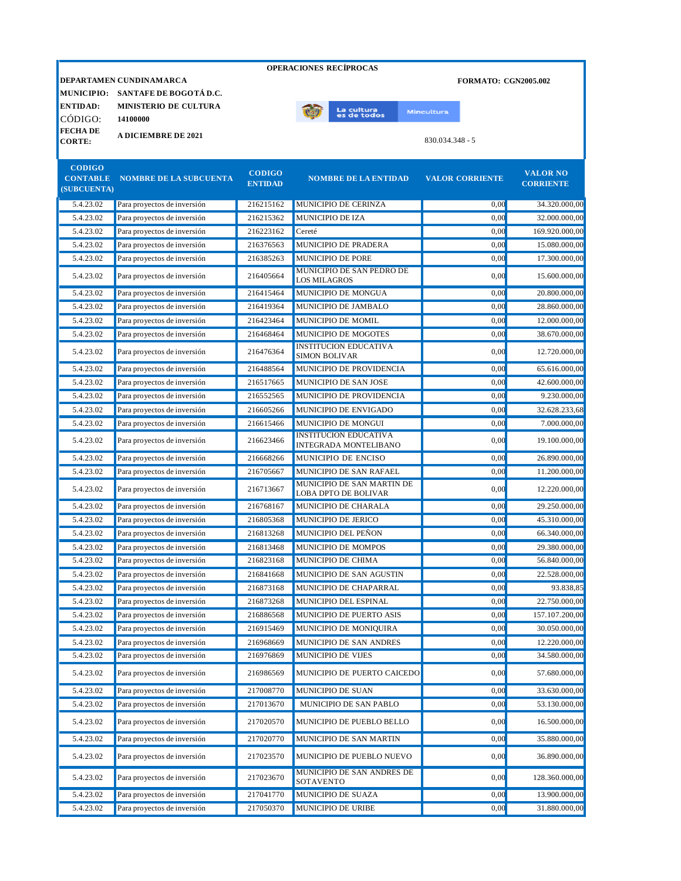**OPERACIONES RECÍPROCAS**

**DEPARTAMEN** **CUNDINAMARCA**  
**MUNICIPIO:** **SANTAFE DE BOGOTÁ D.C.**  
**ENTIDAD:** **MINISTERIO DE CULTURA**  
CÓDIGO: **14100000**  
**FECHA DE CORTE:** **A DICIEMBRE DE 2021**

**FORMATO: CGN2005.002**

830.034.348 - 5

| CODIGO CONTABLE (SUBCUENTA) | NOMBRE DE LA SUBCUENTA | CODIGO ENTIDAD | NOMBRE DE LA ENTIDAD | VALOR CORRIENTE | VALOR NO CORRIENTE |
|---|---|---|---|---|---|
| 5.4.23.02 | Para proyectos de inversión | 216215162 | MUNICIPIO DE CERINZA | 0,00 | 34.320.000,00 |
| 5.4.23.02 | Para proyectos de inversión | 216215362 | MUNICIPIO DE IZA | 0,00 | 32.000.000,00 |
| 5.4.23.02 | Para proyectos de inversión | 216223162 | Cereté | 0,00 | 169.920.000,00 |
| 5.4.23.02 | Para proyectos de inversión | 216376563 | MUNICIPIO DE PRADERA | 0,00 | 15.080.000,00 |
| 5.4.23.02 | Para proyectos de inversión | 216385263 | MUNICIPIO DE PORE | 0,00 | 17.300.000,00 |
| 5.4.23.02 | Para proyectos de inversión | 216405664 | MUNICIPIO DE SAN PEDRO DE LOS MILAGROS | 0,00 | 15.600.000,00 |
| 5.4.23.02 | Para proyectos de inversión | 216415464 | MUNICIPIO DE MONGUA | 0,00 | 20.800.000,00 |
| 5.4.23.02 | Para proyectos de inversión | 216419364 | MUNICIPIO DE JAMBALO | 0,00 | 28.860.000,00 |
| 5.4.23.02 | Para proyectos de inversión | 216423464 | MUNICIPIO DE MOMIL | 0,00 | 12.000.000,00 |
| 5.4.23.02 | Para proyectos de inversión | 216468464 | MUNICIPIO DE MOGOTES | 0,00 | 38.670.000,00 |
| 5.4.23.02 | Para proyectos de inversión | 216476364 | INSTITUCION EDUCATIVA SIMON BOLIVAR | 0,00 | 12.720.000,00 |
| 5.4.23.02 | Para proyectos de inversión | 216488564 | MUNICIPIO DE PROVIDENCIA | 0,00 | 65.616.000,00 |
| 5.4.23.02 | Para proyectos de inversión | 216517665 | MUNICIPIO DE SAN JOSE | 0,00 | 42.600.000,00 |
| 5.4.23.02 | Para proyectos de inversión | 216552565 | MUNICIPIO DE PROVIDENCIA | 0,00 | 9.230.000,00 |
| 5.4.23.02 | Para proyectos de inversión | 216605266 | MUNICIPIO DE ENVIGADO | 0,00 | 32.628.233,68 |
| 5.4.23.02 | Para proyectos de inversión | 216615466 | MUNICIPIO DE MONGUI | 0,00 | 7.000.000,00 |
| 5.4.23.02 | Para proyectos de inversión | 216623466 | INSTITUCION EDUCATIVA INTEGRADA MONTELIBANO | 0,00 | 19.100.000,00 |
| 5.4.23.02 | Para proyectos de inversión | 216668266 | MUNICIPIO DE ENCISO | 0,00 | 26.890.000,00 |
| 5.4.23.02 | Para proyectos de inversión | 216705667 | MUNICIPIO DE SAN RAFAEL | 0,00 | 11.200.000,00 |
| 5.4.23.02 | Para proyectos de inversión | 216713667 | MUNICIPIO DE SAN MARTIN DE LOBA DPTO DE BOLIVAR | 0,00 | 12.220.000,00 |
| 5.4.23.02 | Para proyectos de inversión | 216768167 | MUNICIPIO DE CHARALA | 0,00 | 29.250.000,00 |
| 5.4.23.02 | Para proyectos de inversión | 216805368 | MUNICIPIO DE JERICO | 0,00 | 45.310.000,00 |
| 5.4.23.02 | Para proyectos de inversión | 216813268 | MUNICIPIO DEL PEÑON | 0,00 | 66.340.000,00 |
| 5.4.23.02 | Para proyectos de inversión | 216813468 | MUNICIPIO DE MOMPOS | 0,00 | 29.380.000,00 |
| 5.4.23.02 | Para proyectos de inversión | 216823168 | MUNICIPIO DE CHIMA | 0,00 | 56.840.000,00 |
| 5.4.23.02 | Para proyectos de inversión | 216841668 | MUNICIPIO DE SAN AGUSTIN | 0,00 | 22.528.000,00 |
| 5.4.23.02 | Para proyectos de inversión | 216873168 | MUNICIPIO DE CHAPARRAL | 0,00 | 93.838,85 |
| 5.4.23.02 | Para proyectos de inversión | 216873268 | MUNICIPIO DEL ESPINAL | 0,00 | 22.750.000,00 |
| 5.4.23.02 | Para proyectos de inversión | 216886568 | MUNICIPIO DE PUERTO ASIS | 0,00 | 157.107.200,00 |
| 5.4.23.02 | Para proyectos de inversión | 216915469 | MUNICIPIO DE MONIQUIRA | 0,00 | 30.050.000,00 |
| 5.4.23.02 | Para proyectos de inversión | 216968669 | MUNICIPIO DE SAN ANDRES | 0,00 | 12.220.000,00 |
| 5.4.23.02 | Para proyectos de inversión | 216976869 | MUNICIPIO DE VIJES | 0,00 | 34.580.000,00 |
| 5.4.23.02 | Para proyectos de inversión | 216986569 | MUNICIPIO DE PUERTO CAICEDO | 0,00 | 57.680.000,00 |
| 5.4.23.02 | Para proyectos de inversión | 217008770 | MUNICIPIO DE SUAN | 0,00 | 33.630.000,00 |
| 5.4.23.02 | Para proyectos de inversión | 217013670 | MUNICIPIO DE SAN PABLO | 0,00 | 53.130.000,00 |
| 5.4.23.02 | Para proyectos de inversión | 217020570 | MUNICIPIO DE PUEBLO BELLO | 0,00 | 16.500.000,00 |
| 5.4.23.02 | Para proyectos de inversión | 217020770 | MUNICIPIO DE SAN MARTIN | 0,00 | 35.880.000,00 |
| 5.4.23.02 | Para proyectos de inversión | 217023570 | MUNICIPIO DE PUEBLO NUEVO | 0,00 | 36.890.000,00 |
| 5.4.23.02 | Para proyectos de inversión | 217023670 | MUNICIPIO DE SAN ANDRES DE SOTAVENTO | 0,00 | 128.360.000,00 |
| 5.4.23.02 | Para proyectos de inversión | 217041770 | MUNICIPIO DE SUAZA | 0,00 | 13.900.000,00 |
| 5.4.23.02 | Para proyectos de inversión | 217050370 | MUNICIPIO DE URIBE | 0,00 | 31.880.000,00 |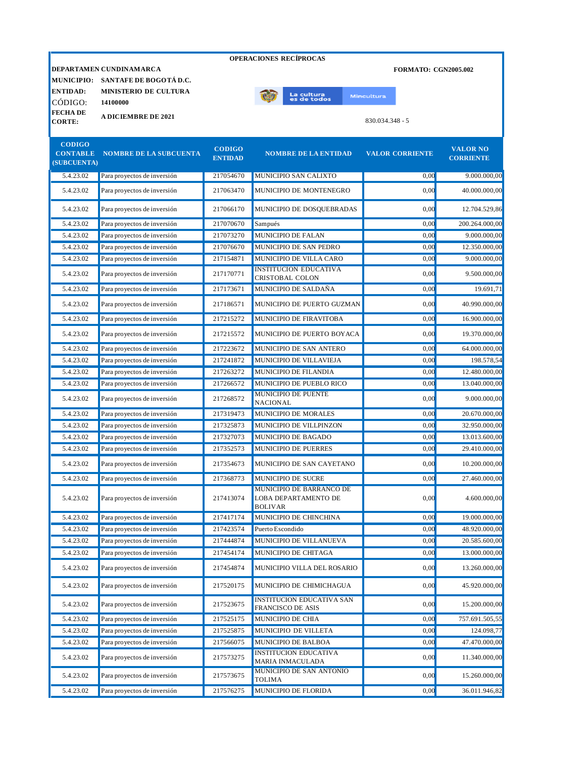**OPERACIONES RECÍPROCAS**

**DEPARTAMEN CUNDINAMARCA** **FORMATO: CGN2005.002**

**MUNICIPIO:** **SANTAFE DE BOGOTÁ D.C.**

**ENTIDAD:** **MINISTERIO DE CULTURA**

CÓDIGO: **14100000**

**FECHA DE CORTE:** **A DICIEMBRE DE 2021**

830.034.348 - 5

| CODIGO CONTABLE (SUBCUENTA) | NOMBRE DE LA SUBCUENTA | CODIGO ENTIDAD | NOMBRE DE LA ENTIDAD | VALOR CORRIENTE | VALOR NO CORRIENTE |
|---|---|---|---|---|---|
| 5.4.23.02 | Para proyectos de inversión | 217054670 | MUNICIPIO SAN CALIXTO | 0,00 | 9.000.000,00 |
| 5.4.23.02 | Para proyectos de inversión | 217063470 | MUNICIPIO DE MONTENEGRO | 0,00 | 40.000.000,00 |
| 5.4.23.02 | Para proyectos de inversión | 217066170 | MUNICIPIO DE DOSQUEBRADAS | 0,00 | 12.704.529,86 |
| 5.4.23.02 | Para proyectos de inversión | 217070670 | Sampués | 0,00 | 200.264.000,00 |
| 5.4.23.02 | Para proyectos de inversión | 217073270 | MUNICIPIO DE FALAN | 0,00 | 9.000.000,00 |
| 5.4.23.02 | Para proyectos de inversión | 217076670 | MUNICIPIO DE SAN PEDRO | 0,00 | 12.350.000,00 |
| 5.4.23.02 | Para proyectos de inversión | 217154871 | MUNICIPIO DE VILLA CARO | 0,00 | 9.000.000,00 |
| 5.4.23.02 | Para proyectos de inversión | 217170771 | INSTITUCION EDUCATIVA CRISTOBAL COLON | 0,00 | 9.500.000,00 |
| 5.4.23.02 | Para proyectos de inversión | 217173671 | MUNICIPIO DE SALDAÑA | 0,00 | 19.691,71 |
| 5.4.23.02 | Para proyectos de inversión | 217186571 | MUNICIPIO DE PUERTO GUZMAN | 0,00 | 40.990.000,00 |
| 5.4.23.02 | Para proyectos de inversión | 217215272 | MUNICIPIO DE FIRAVITOBA | 0,00 | 16.900.000,00 |
| 5.4.23.02 | Para proyectos de inversión | 217215572 | MUNICIPIO DE PUERTO BOYACA | 0,00 | 19.370.000,00 |
| 5.4.23.02 | Para proyectos de inversión | 217223672 | MUNICIPIO DE SAN ANTERO | 0,00 | 64.000.000,00 |
| 5.4.23.02 | Para proyectos de inversión | 217241872 | MUNICIPIO DE VILLAVIEJA | 0,00 | 198.578,54 |
| 5.4.23.02 | Para proyectos de inversión | 217263272 | MUNICIPIO DE FILANDIA | 0,00 | 12.480.000,00 |
| 5.4.23.02 | Para proyectos de inversión | 217266572 | MUNICIPIO DE PUEBLO RICO | 0,00 | 13.040.000,00 |
| 5.4.23.02 | Para proyectos de inversión | 217268572 | MUNICIPIO DE PUENTE NACIONAL | 0,00 | 9.000.000,00 |
| 5.4.23.02 | Para proyectos de inversión | 217319473 | MUNICIPIO DE MORALES | 0,00 | 20.670.000,00 |
| 5.4.23.02 | Para proyectos de inversión | 217325873 | MUNICIPIO DE VILLPINZON | 0,00 | 32.950.000,00 |
| 5.4.23.02 | Para proyectos de inversión | 217327073 | MUNICIPIO DE BAGADO | 0,00 | 13.013.600,00 |
| 5.4.23.02 | Para proyectos de inversión | 217352573 | MUNICIPIO DE PUERRES | 0,00 | 29.410.000,00 |
| 5.4.23.02 | Para proyectos de inversión | 217354673 | MUNICIPIO DE SAN CAYETANO | 0,00 | 10.200.000,00 |
| 5.4.23.02 | Para proyectos de inversión | 217368773 | MUNICIPIO DE SUCRE | 0,00 | 27.460.000,00 |
| 5.4.23.02 | Para proyectos de inversión | 217413074 | MUNICIPIO DE BARRANCO DE LOBA DEPARTAMENTO DE BOLIVAR | 0,00 | 4.600.000,00 |
| 5.4.23.02 | Para proyectos de inversión | 217417174 | MUNICIPIO DE CHINCHINA | 0,00 | 19.000.000,00 |
| 5.4.23.02 | Para proyectos de inversión | 217423574 | Puerto Escondido | 0,00 | 48.920.000,00 |
| 5.4.23.02 | Para proyectos de inversión | 217444874 | MUNICIPIO DE VILLANUEVA | 0,00 | 20.585.600,00 |
| 5.4.23.02 | Para proyectos de inversión | 217454174 | MUNICIPIO DE CHITAGA | 0,00 | 13.000.000,00 |
| 5.4.23.02 | Para proyectos de inversión | 217454874 | MUNICIPIO VILLA DEL ROSARIO | 0,00 | 13.260.000,00 |
| 5.4.23.02 | Para proyectos de inversión | 217520175 | MUNICIPIO DE CHIMICHAGUA | 0,00 | 45.920.000,00 |
| 5.4.23.02 | Para proyectos de inversión | 217523675 | INSTITUCION EDUCATIVA SAN FRANCISCO DE ASIS | 0,00 | 15.200.000,00 |
| 5.4.23.02 | Para proyectos de inversión | 217525175 | MUNICIPIO DE CHIA | 0,00 | 757.691.505,55 |
| 5.4.23.02 | Para proyectos de inversión | 217525875 | MUNICIPIO DE VILLETA | 0,00 | 124.098,77 |
| 5.4.23.02 | Para proyectos de inversión | 217566075 | MUNICIPIO DE BALBOA | 0,00 | 47.470.000,00 |
| 5.4.23.02 | Para proyectos de inversión | 217573275 | INSTITUCION EDUCATIVA MARIA INMACULADA | 0,00 | 11.340.000,00 |
| 5.4.23.02 | Para proyectos de inversión | 217573675 | MUNICIPIO DE SAN ANTONIO TOLIMA | 0,00 | 15.260.000,00 |
| 5.4.23.02 | Para proyectos de inversión | 217576275 | MUNICIPIO DE FLORIDA | 0,00 | 36.011.946,82 |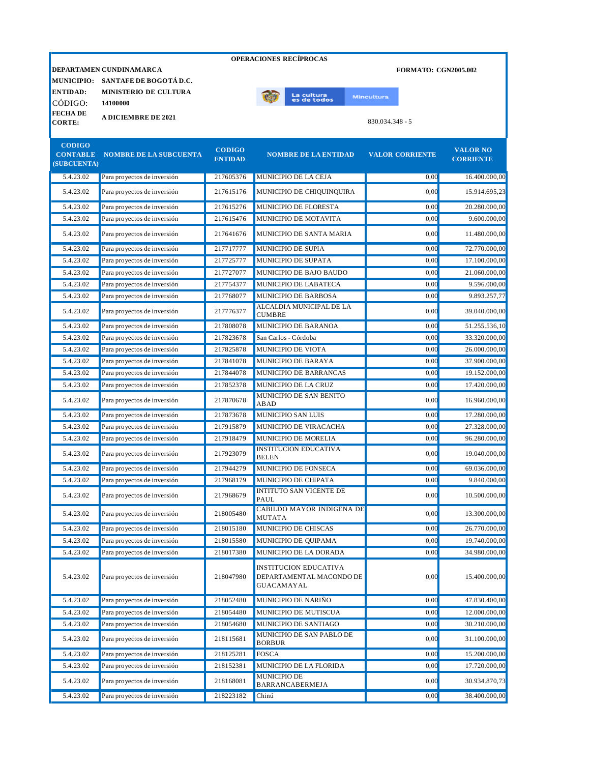**OPERACIONES RECÍPROCAS**

**DEPARTAMEN** **CUNDINAMARCA** — **FORMATO: CGN2005.002**

**MUNICIPIO:** **SANTAFE DE BOGOTÁ D.C.**

**ENTIDAD:** **MINISTERIO DE CULTURA**

CÓDIGO: **14100000**

**FECHA DE CORTE:** **A DICIEMBRE DE 2021**

830.034.348 - 5

| CODIGO CONTABLE (SUBCUENTA) | NOMBRE DE LA SUBCUENTA | CODIGO ENTIDAD | NOMBRE DE LA ENTIDAD | VALOR CORRIENTE | VALOR NO CORRIENTE |
|---|---|---|---|---|---|
| 5.4.23.02 | Para proyectos de inversión | 217605376 | MUNICIPIO DE LA CEJA | 0,00 | 16.400.000,00 |
| 5.4.23.02 | Para proyectos de inversión | 217615176 | MUNICIPIO DE CHIQUINQUIRA | 0,00 | 15.914.695,23 |
| 5.4.23.02 | Para proyectos de inversión | 217615276 | MUNICIPIO DE FLORESTA | 0,00 | 20.280.000,00 |
| 5.4.23.02 | Para proyectos de inversión | 217615476 | MUNICIPIO DE MOTAVITA | 0,00 | 9.600.000,00 |
| 5.4.23.02 | Para proyectos de inversión | 217641676 | MUNICIPIO DE SANTA MARIA | 0,00 | 11.480.000,00 |
| 5.4.23.02 | Para proyectos de inversión | 217717777 | MUNICIPIO DE SUPIA | 0,00 | 72.770.000,00 |
| 5.4.23.02 | Para proyectos de inversión | 217725777 | MUNICIPIO DE SUPATA | 0,00 | 17.100.000,00 |
| 5.4.23.02 | Para proyectos de inversión | 217727077 | MUNICIPIO DE BAJO BAUDO | 0,00 | 21.060.000,00 |
| 5.4.23.02 | Para proyectos de inversión | 217754377 | MUNICIPIO DE LABATECA | 0,00 | 9.596.000,00 |
| 5.4.23.02 | Para proyectos de inversión | 217768077 | MUNICIPIO DE BARBOSA | 0,00 | 9.893.257,77 |
| 5.4.23.02 | Para proyectos de inversión | 217776377 | ALCALDIA MUNICIPAL DE LA CUMBRE | 0,00 | 39.040.000,00 |
| 5.4.23.02 | Para proyectos de inversión | 217808078 | MUNICIPIO DE BARANOA | 0,00 | 51.255.536,10 |
| 5.4.23.02 | Para proyectos de inversión | 217823678 | San Carlos - Córdoba | 0,00 | 33.320.000,00 |
| 5.4.23.02 | Para proyectos de inversión | 217825878 | MUNICIPIO DE VIOTA | 0,00 | 26.000.000,00 |
| 5.4.23.02 | Para proyectos de inversión | 217841078 | MUNICIPIO DE BARAYA | 0,00 | 37.900.000,00 |
| 5.4.23.02 | Para proyectos de inversión | 217844078 | MUNICIPIO DE BARRANCAS | 0,00 | 19.152.000,00 |
| 5.4.23.02 | Para proyectos de inversión | 217852378 | MUNICIPIO DE LA CRUZ | 0,00 | 17.420.000,00 |
| 5.4.23.02 | Para proyectos de inversión | 217870678 | MUNICIPIO DE SAN BENITO ABAD | 0,00 | 16.960.000,00 |
| 5.4.23.02 | Para proyectos de inversión | 217873678 | MUNICIPIO SAN LUIS | 0,00 | 17.280.000,00 |
| 5.4.23.02 | Para proyectos de inversión | 217915879 | MUNICIPIO DE VIRACACHA | 0,00 | 27.328.000,00 |
| 5.4.23.02 | Para proyectos de inversión | 217918479 | MUNICIPIO DE MORELIA | 0,00 | 96.280.000,00 |
| 5.4.23.02 | Para proyectos de inversión | 217923079 | INSTITUCION EDUCATIVA BELEN | 0,00 | 19.040.000,00 |
| 5.4.23.02 | Para proyectos de inversión | 217944279 | MUNICIPIO DE FONSECA | 0,00 | 69.036.000,00 |
| 5.4.23.02 | Para proyectos de inversión | 217968179 | MUNICIPIO DE CHIPATA | 0,00 | 9.840.000,00 |
| 5.4.23.02 | Para proyectos de inversión | 217968679 | INTITUTO SAN VICENTE DE PAUL | 0,00 | 10.500.000,00 |
| 5.4.23.02 | Para proyectos de inversión | 218005480 | CABILDO MAYOR INDIGENA DE MUTATA | 0,00 | 13.300.000,00 |
| 5.4.23.02 | Para proyectos de inversión | 218015180 | MUNICIPIO DE CHISCAS | 0,00 | 26.770.000,00 |
| 5.4.23.02 | Para proyectos de inversión | 218015580 | MUNICIPIO DE QUIPAMA | 0,00 | 19.740.000,00 |
| 5.4.23.02 | Para proyectos de inversión | 218017380 | MUNICIPIO DE LA DORADA | 0,00 | 34.980.000,00 |
| 5.4.23.02 | Para proyectos de inversión | 218047980 | INSTITUCION EDUCATIVA DEPARTAMENTAL MACONDO DE GUACAMAYAL | 0,00 | 15.400.000,00 |
| 5.4.23.02 | Para proyectos de inversión | 218052480 | MUNICIPIO DE NARIÑO | 0,00 | 47.830.400,00 |
| 5.4.23.02 | Para proyectos de inversión | 218054480 | MUNICIPIO DE MUTISCUA | 0,00 | 12.000.000,00 |
| 5.4.23.02 | Para proyectos de inversión | 218054680 | MUNICIPIO DE SANTIAGO | 0,00 | 30.210.000,00 |
| 5.4.23.02 | Para proyectos de inversión | 218115681 | MUNICIPIO DE SAN PABLO DE BORBUR | 0,00 | 31.100.000,00 |
| 5.4.23.02 | Para proyectos de inversión | 218125281 | FOSCA | 0,00 | 15.200.000,00 |
| 5.4.23.02 | Para proyectos de inversión | 218152381 | MUNICIPIO DE LA FLORIDA | 0,00 | 17.720.000,00 |
| 5.4.23.02 | Para proyectos de inversión | 218168081 | MUNICIPIO DE BARRANCABERMEJA | 0,00 | 30.934.870,73 |
| 5.4.23.02 | Para proyectos de inversión | 218223182 | Chinú | 0,00 | 38.400.000,00 |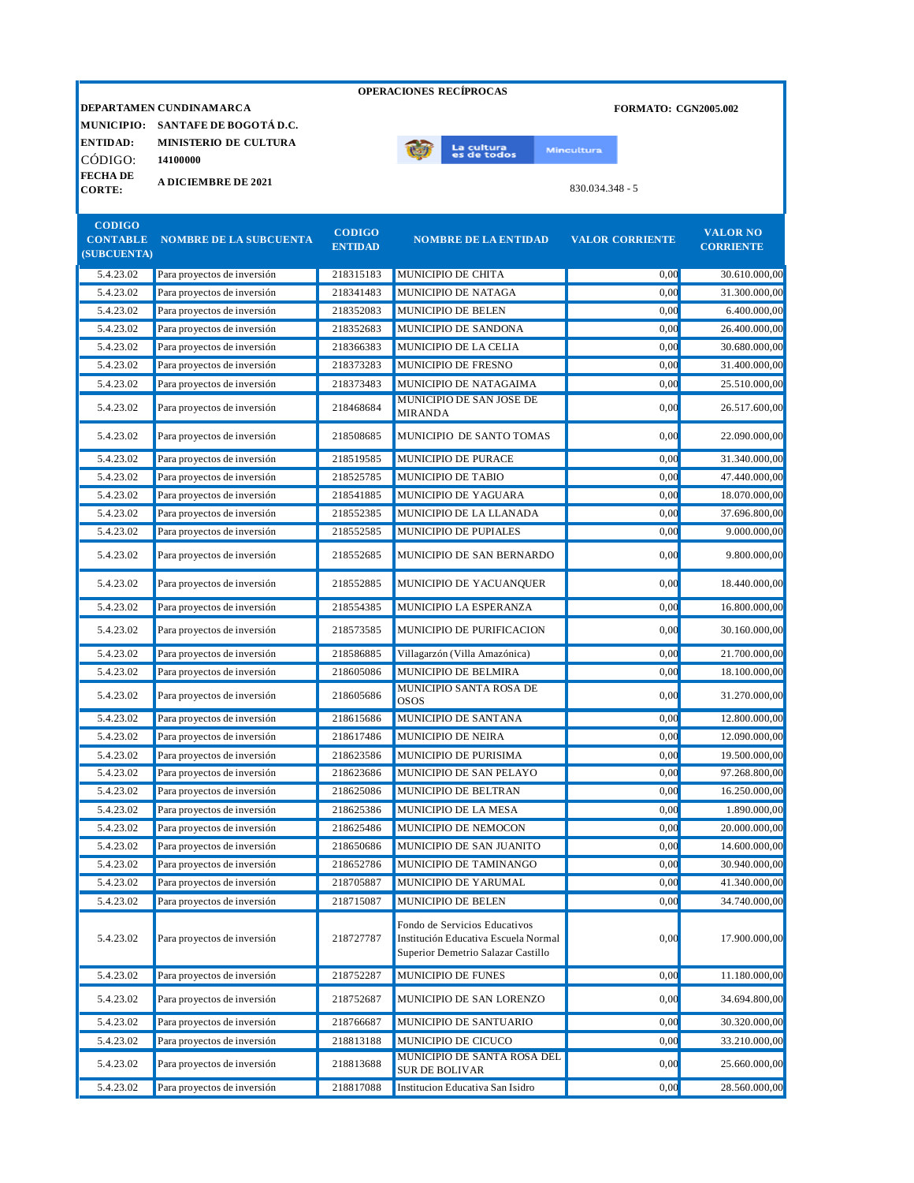**OPERACIONES RECÍPROCAS**

**DEPARTAMEN CUNDINAMARCA** | **FORMATO: CGN2005.002**

**MUNICIPIO:** SANTAFE DE BOGOTÁ D.C.

**ENTIDAD:** MINISTERIO DE CULTURA

**CÓDIGO:** 14100000

**FECHA DE CORTE:** A DICIEMBRE DE 2021

830.034.348 - 5

| CODIGO CONTABLE (SUBCUENTA) | NOMBRE DE LA SUBCUENTA | CODIGO ENTIDAD | NOMBRE DE LA ENTIDAD | VALOR CORRIENTE | VALOR NO CORRIENTE |
|---|---|---|---|---|---|
| 5.4.23.02 | Para proyectos de inversión | 218315183 | MUNICIPIO DE CHITA | 0,00 | 30.610.000,00 |
| 5.4.23.02 | Para proyectos de inversión | 218341483 | MUNICIPIO DE NATAGA | 0,00 | 31.300.000,00 |
| 5.4.23.02 | Para proyectos de inversión | 218352083 | MUNICIPIO DE BELEN | 0,00 | 6.400.000,00 |
| 5.4.23.02 | Para proyectos de inversión | 218352683 | MUNICIPIO DE SANDONA | 0,00 | 26.400.000,00 |
| 5.4.23.02 | Para proyectos de inversión | 218366383 | MUNICIPIO DE LA CELIA | 0,00 | 30.680.000,00 |
| 5.4.23.02 | Para proyectos de inversión | 218373283 | MUNICIPIO DE FRESNO | 0,00 | 31.400.000,00 |
| 5.4.23.02 | Para proyectos de inversión | 218373483 | MUNICIPIO DE NATAGAIMA | 0,00 | 25.510.000,00 |
| 5.4.23.02 | Para proyectos de inversión | 218468684 | MUNICIPIO DE SAN JOSE DE MIRANDA | 0,00 | 26.517.600,00 |
| 5.4.23.02 | Para proyectos de inversión | 218508685 | MUNICIPIO DE SANTO TOMAS | 0,00 | 22.090.000,00 |
| 5.4.23.02 | Para proyectos de inversión | 218519585 | MUNICIPIO DE PURACE | 0,00 | 31.340.000,00 |
| 5.4.23.02 | Para proyectos de inversión | 218525785 | MUNICIPIO DE TABIO | 0,00 | 47.440.000,00 |
| 5.4.23.02 | Para proyectos de inversión | 218541885 | MUNICIPIO DE YAGUARA | 0,00 | 18.070.000,00 |
| 5.4.23.02 | Para proyectos de inversión | 218552385 | MUNICIPIO DE LA LLANADA | 0,00 | 37.696.800,00 |
| 5.4.23.02 | Para proyectos de inversión | 218552585 | MUNICIPIO DE PUPIALES | 0,00 | 9.000.000,00 |
| 5.4.23.02 | Para proyectos de inversión | 218552685 | MUNICIPIO DE SAN BERNARDO | 0,00 | 9.800.000,00 |
| 5.4.23.02 | Para proyectos de inversión | 218552885 | MUNICIPIO DE YACUANQUER | 0,00 | 18.440.000,00 |
| 5.4.23.02 | Para proyectos de inversión | 218554385 | MUNICIPIO LA ESPERANZA | 0,00 | 16.800.000,00 |
| 5.4.23.02 | Para proyectos de inversión | 218573585 | MUNICIPIO DE PURIFICACION | 0,00 | 30.160.000,00 |
| 5.4.23.02 | Para proyectos de inversión | 218586885 | Villagarzón (Villa Amazónica) | 0,00 | 21.700.000,00 |
| 5.4.23.02 | Para proyectos de inversión | 218605086 | MUNICIPIO DE BELMIRA | 0,00 | 18.100.000,00 |
| 5.4.23.02 | Para proyectos de inversión | 218605686 | MUNICIPIO SANTA ROSA DE OSOS | 0,00 | 31.270.000,00 |
| 5.4.23.02 | Para proyectos de inversión | 218615686 | MUNICIPIO DE SANTANA | 0,00 | 12.800.000,00 |
| 5.4.23.02 | Para proyectos de inversión | 218617486 | MUNICIPIO DE NEIRA | 0,00 | 12.090.000,00 |
| 5.4.23.02 | Para proyectos de inversión | 218623586 | MUNICIPIO DE PURISIMA | 0,00 | 19.500.000,00 |
| 5.4.23.02 | Para proyectos de inversión | 218623686 | MUNICIPIO DE SAN PELAYO | 0,00 | 97.268.800,00 |
| 5.4.23.02 | Para proyectos de inversión | 218625086 | MUNICIPIO DE BELTRAN | 0,00 | 16.250.000,00 |
| 5.4.23.02 | Para proyectos de inversión | 218625386 | MUNICIPIO DE LA MESA | 0,00 | 1.890.000,00 |
| 5.4.23.02 | Para proyectos de inversión | 218625486 | MUNICIPIO DE NEMOCON | 0,00 | 20.000.000,00 |
| 5.4.23.02 | Para proyectos de inversión | 218650686 | MUNICIPIO DE SAN JUANITO | 0,00 | 14.600.000,00 |
| 5.4.23.02 | Para proyectos de inversión | 218652786 | MUNICIPIO DE TAMINANGO | 0,00 | 30.940.000,00 |
| 5.4.23.02 | Para proyectos de inversión | 218705887 | MUNICIPIO DE YARUMAL | 0,00 | 41.340.000,00 |
| 5.4.23.02 | Para proyectos de inversión | 218715087 | MUNICIPIO DE BELEN | 0,00 | 34.740.000,00 |
| 5.4.23.02 | Para proyectos de inversión | 218727787 | Fondo de Servicios Educativos Institución Educativa Escuela Normal Superior Demetrio Salazar Castillo | 0,00 | 17.900.000,00 |
| 5.4.23.02 | Para proyectos de inversión | 218752287 | MUNICIPIO DE FUNES | 0,00 | 11.180.000,00 |
| 5.4.23.02 | Para proyectos de inversión | 218752687 | MUNICIPIO DE SAN LORENZO | 0,00 | 34.694.800,00 |
| 5.4.23.02 | Para proyectos de inversión | 218766687 | MUNICIPIO DE SANTUARIO | 0,00 | 30.320.000,00 |
| 5.4.23.02 | Para proyectos de inversión | 218813188 | MUNICIPIO DE CICUCO | 0,00 | 33.210.000,00 |
| 5.4.23.02 | Para proyectos de inversión | 218813688 | MUNICIPIO DE SANTA ROSA DEL SUR DE BOLIVAR | 0,00 | 25.660.000,00 |
| 5.4.23.02 | Para proyectos de inversión | 218817088 | Institucion Educativa San Isidro | 0,00 | 28.560.000,00 |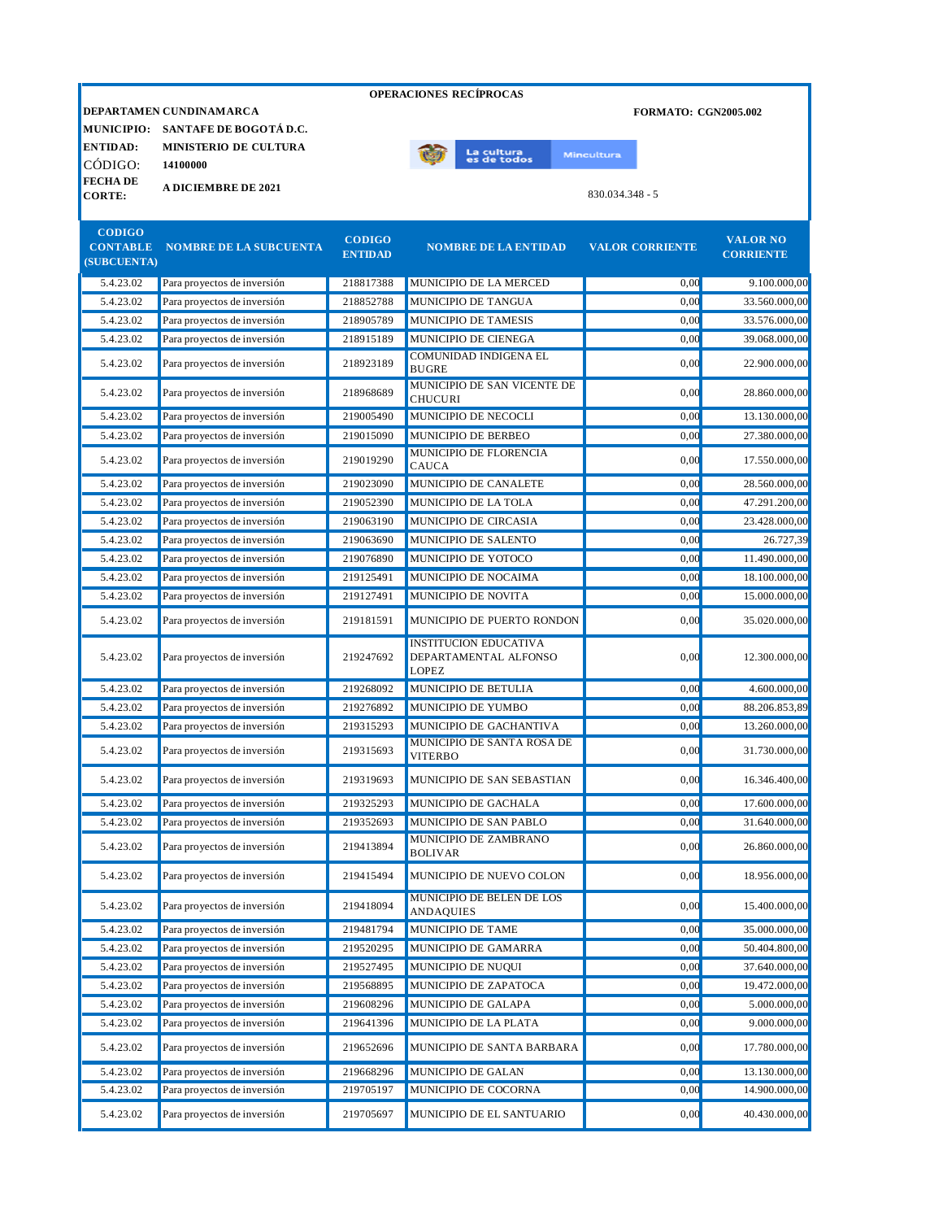**OPERACIONES RECÍPROCAS**

**DEPARTAMEN CUNDINAMARCA** — **FORMATO: CGN2005.002**

**MUNICIPIO:** **SANTAFE DE BOGOTÁ D.C.**

**ENTIDAD:** **MINISTERIO DE CULTURA**

CÓDIGO: **14100000**

**FECHA DE CORTE:** **A DICIEMBRE DE 2021**

830.034.348 - 5

| CODIGO CONTABLE (SUBCUENTA) | NOMBRE DE LA SUBCUENTA | CODIGO ENTIDAD | NOMBRE DE LA ENTIDAD | VALOR CORRIENTE | VALOR NO CORRIENTE |
|---|---|---|---|---|---|
| 5.4.23.02 | Para proyectos de inversión | 218817388 | MUNICIPIO DE LA MERCED | 0,00 | 9.100.000,00 |
| 5.4.23.02 | Para proyectos de inversión | 218852788 | MUNICIPIO DE TANGUA | 0,00 | 33.560.000,00 |
| 5.4.23.02 | Para proyectos de inversión | 218905789 | MUNICIPIO DE TAMESIS | 0,00 | 33.576.000,00 |
| 5.4.23.02 | Para proyectos de inversión | 218915189 | MUNICIPIO DE CIENEGA | 0,00 | 39.068.000,00 |
| 5.4.23.02 | Para proyectos de inversión | 218923189 | COMUNIDAD INDIGENA EL BUGRE | 0,00 | 22.900.000,00 |
| 5.4.23.02 | Para proyectos de inversión | 218968689 | MUNICIPIO DE SAN VICENTE DE CHUCURI | 0,00 | 28.860.000,00 |
| 5.4.23.02 | Para proyectos de inversión | 219005490 | MUNICIPIO DE NECOCLI | 0,00 | 13.130.000,00 |
| 5.4.23.02 | Para proyectos de inversión | 219015090 | MUNICIPIO DE BERBEO | 0,00 | 27.380.000,00 |
| 5.4.23.02 | Para proyectos de inversión | 219019290 | MUNICIPIO DE FLORENCIA CAUCA | 0,00 | 17.550.000,00 |
| 5.4.23.02 | Para proyectos de inversión | 219023090 | MUNICIPIO DE CANALETE | 0,00 | 28.560.000,00 |
| 5.4.23.02 | Para proyectos de inversión | 219052390 | MUNICIPIO DE LA TOLA | 0,00 | 47.291.200,00 |
| 5.4.23.02 | Para proyectos de inversión | 219063190 | MUNICIPIO DE CIRCASIA | 0,00 | 23.428.000,00 |
| 5.4.23.02 | Para proyectos de inversión | 219063690 | MUNICIPIO DE SALENTO | 0,00 | 26.727,39 |
| 5.4.23.02 | Para proyectos de inversión | 219076890 | MUNICIPIO DE YOTOCO | 0,00 | 11.490.000,00 |
| 5.4.23.02 | Para proyectos de inversión | 219125491 | MUNICIPIO DE NOCAIMA | 0,00 | 18.100.000,00 |
| 5.4.23.02 | Para proyectos de inversión | 219127491 | MUNICIPIO DE NOVITA | 0,00 | 15.000.000,00 |
| 5.4.23.02 | Para proyectos de inversión | 219181591 | MUNICIPIO DE PUERTO RONDON | 0,00 | 35.020.000,00 |
| 5.4.23.02 | Para proyectos de inversión | 219247692 | INSTITUCION EDUCATIVA DEPARTAMENTAL ALFONSO LOPEZ | 0,00 | 12.300.000,00 |
| 5.4.23.02 | Para proyectos de inversión | 219268092 | MUNICIPIO DE BETULIA | 0,00 | 4.600.000,00 |
| 5.4.23.02 | Para proyectos de inversión | 219276892 | MUNICIPIO DE YUMBO | 0,00 | 88.206.853,89 |
| 5.4.23.02 | Para proyectos de inversión | 219315293 | MUNICIPIO DE GACHANTIVA | 0,00 | 13.260.000,00 |
| 5.4.23.02 | Para proyectos de inversión | 219315693 | MUNICIPIO DE SANTA ROSA DE VITERBO | 0,00 | 31.730.000,00 |
| 5.4.23.02 | Para proyectos de inversión | 219319693 | MUNICIPIO DE SAN SEBASTIAN | 0,00 | 16.346.400,00 |
| 5.4.23.02 | Para proyectos de inversión | 219325293 | MUNICIPIO DE GACHALA | 0,00 | 17.600.000,00 |
| 5.4.23.02 | Para proyectos de inversión | 219352693 | MUNICIPIO DE SAN PABLO | 0,00 | 31.640.000,00 |
| 5.4.23.02 | Para proyectos de inversión | 219413894 | MUNICIPIO DE ZAMBRANO BOLIVAR | 0,00 | 26.860.000,00 |
| 5.4.23.02 | Para proyectos de inversión | 219415494 | MUNICIPIO DE NUEVO COLON | 0,00 | 18.956.000,00 |
| 5.4.23.02 | Para proyectos de inversión | 219418094 | MUNICIPIO DE BELEN DE LOS ANDAQUIES | 0,00 | 15.400.000,00 |
| 5.4.23.02 | Para proyectos de inversión | 219481794 | MUNICIPIO DE TAME | 0,00 | 35.000.000,00 |
| 5.4.23.02 | Para proyectos de inversión | 219520295 | MUNICIPIO DE GAMARRA | 0,00 | 50.404.800,00 |
| 5.4.23.02 | Para proyectos de inversión | 219527495 | MUNICIPIO DE NUQUI | 0,00 | 37.640.000,00 |
| 5.4.23.02 | Para proyectos de inversión | 219568895 | MUNICIPIO DE ZAPATOCA | 0,00 | 19.472.000,00 |
| 5.4.23.02 | Para proyectos de inversión | 219608296 | MUNICIPIO DE GALAPA | 0,00 | 5.000.000,00 |
| 5.4.23.02 | Para proyectos de inversión | 219641396 | MUNICIPIO DE LA PLATA | 0,00 | 9.000.000,00 |
| 5.4.23.02 | Para proyectos de inversión | 219652696 | MUNICIPIO DE SANTA BARBARA | 0,00 | 17.780.000,00 |
| 5.4.23.02 | Para proyectos de inversión | 219668296 | MUNICIPIO DE GALAN | 0,00 | 13.130.000,00 |
| 5.4.23.02 | Para proyectos de inversión | 219705197 | MUNICIPIO DE COCORNA | 0,00 | 14.900.000,00 |
| 5.4.23.02 | Para proyectos de inversión | 219705697 | MUNICIPIO DE EL SANTUARIO | 0,00 | 40.430.000,00 |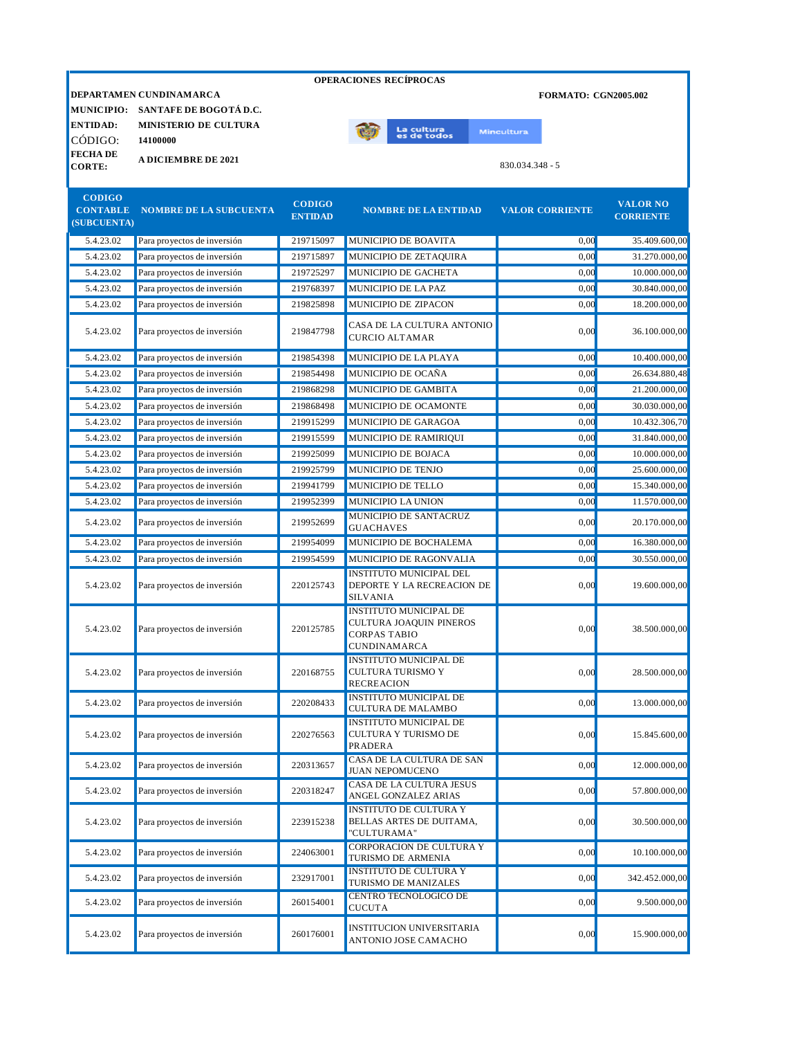**OPERACIONES RECÍPROCAS**

**DEPARTAMEN** **CUNDINAMARCA** | **FORMATO: CGN2005.002**

**MUNICIPIO:** **SANTAFE DE BOGOTÁ D.C.**

**ENTIDAD:** **MINISTERIO DE CULTURA**

CÓDIGO: **14100000**

**FECHA DE CORTE:** **A DICIEMBRE DE 2021**

830.034.348 - 5

| CODIGO CONTABLE (SUBCUENTA) | NOMBRE DE LA SUBCUENTA | CODIGO ENTIDAD | NOMBRE DE LA ENTIDAD | VALOR CORRIENTE | VALOR NO CORRIENTE |
|---|---|---|---|---|---|
| 5.4.23.02 | Para proyectos de inversión | 219715097 | MUNICIPIO DE BOAVITA | 0,00 | 35.409.600,00 |
| 5.4.23.02 | Para proyectos de inversión | 219715897 | MUNICIPIO DE ZETAQUIRA | 0,00 | 31.270.000,00 |
| 5.4.23.02 | Para proyectos de inversión | 219725297 | MUNICIPIO DE GACHETA | 0,00 | 10.000.000,00 |
| 5.4.23.02 | Para proyectos de inversión | 219768397 | MUNICIPIO DE LA PAZ | 0,00 | 30.840.000,00 |
| 5.4.23.02 | Para proyectos de inversión | 219825898 | MUNICIPIO DE ZIPACON | 0,00 | 18.200.000,00 |
| 5.4.23.02 | Para proyectos de inversión | 219847798 | CASA DE LA CULTURA ANTONIO CURCIO ALTAMAR | 0,00 | 36.100.000,00 |
| 5.4.23.02 | Para proyectos de inversión | 219854398 | MUNICIPIO DE LA PLAYA | 0,00 | 10.400.000,00 |
| 5.4.23.02 | Para proyectos de inversión | 219854498 | MUNICIPIO DE OCAÑA | 0,00 | 26.634.880,48 |
| 5.4.23.02 | Para proyectos de inversión | 219868298 | MUNICIPIO DE GAMBITA | 0,00 | 21.200.000,00 |
| 5.4.23.02 | Para proyectos de inversión | 219868498 | MUNICIPIO DE OCAMONTE | 0,00 | 30.030.000,00 |
| 5.4.23.02 | Para proyectos de inversión | 219915299 | MUNICIPIO DE GARAGOA | 0,00 | 10.432.306,70 |
| 5.4.23.02 | Para proyectos de inversión | 219915599 | MUNICIPIO DE RAMIRIQUI | 0,00 | 31.840.000,00 |
| 5.4.23.02 | Para proyectos de inversión | 219925099 | MUNICIPIO DE BOJACA | 0,00 | 10.000.000,00 |
| 5.4.23.02 | Para proyectos de inversión | 219925799 | MUNICIPIO DE TENJO | 0,00 | 25.600.000,00 |
| 5.4.23.02 | Para proyectos de inversión | 219941799 | MUNICIPIO DE TELLO | 0,00 | 15.340.000,00 |
| 5.4.23.02 | Para proyectos de inversión | 219952399 | MUNICIPIO LA UNION | 0,00 | 11.570.000,00 |
| 5.4.23.02 | Para proyectos de inversión | 219952699 | MUNICIPIO DE SANTACRUZ GUACHAVES | 0,00 | 20.170.000,00 |
| 5.4.23.02 | Para proyectos de inversión | 219954099 | MUNICIPIO DE BOCHALEMA | 0,00 | 16.380.000,00 |
| 5.4.23.02 | Para proyectos de inversión | 219954599 | MUNICIPIO DE RAGONVALIA | 0,00 | 30.550.000,00 |
| 5.4.23.02 | Para proyectos de inversión | 220125743 | INSTITUTO MUNICIPAL DEL DEPORTE Y LA RECREACION DE SILVANIA | 0,00 | 19.600.000,00 |
| 5.4.23.02 | Para proyectos de inversión | 220125785 | INSTITUTO MUNICIPAL DE CULTURA JOAQUIN PINEROS CORPAS TABIO CUNDINAMARCA | 0,00 | 38.500.000,00 |
| 5.4.23.02 | Para proyectos de inversión | 220168755 | INSTITUTO MUNICIPAL DE CULTURA TURISMO Y RECREACION | 0,00 | 28.500.000,00 |
| 5.4.23.02 | Para proyectos de inversión | 220208433 | INSTITUTO MUNICIPAL DE CULTURA DE MALAMBO | 0,00 | 13.000.000,00 |
| 5.4.23.02 | Para proyectos de inversión | 220276563 | INSTITUTO MUNICIPAL DE CULTURA Y TURISMO DE PRADERA | 0,00 | 15.845.600,00 |
| 5.4.23.02 | Para proyectos de inversión | 220313657 | CASA DE LA CULTURA DE SAN JUAN NEPOMUCENO | 0,00 | 12.000.000,00 |
| 5.4.23.02 | Para proyectos de inversión | 220318247 | CASA DE LA CULTURA JESUS ANGEL GONZALEZ ARIAS | 0,00 | 57.800.000,00 |
| 5.4.23.02 | Para proyectos de inversión | 223915238 | INSTITUTO DE CULTURA Y BELLAS ARTES DE DUITAMA, "CULTURAMA" | 0,00 | 30.500.000,00 |
| 5.4.23.02 | Para proyectos de inversión | 224063001 | CORPORACION DE CULTURA Y TURISMO DE ARMENIA | 0,00 | 10.100.000,00 |
| 5.4.23.02 | Para proyectos de inversión | 232917001 | INSTITUTO DE CULTURA Y TURISMO DE MANIZALES | 0,00 | 342.452.000,00 |
| 5.4.23.02 | Para proyectos de inversión | 260154001 | CENTRO TECNOLOGICO DE CUCUTA | 0,00 | 9.500.000,00 |
| 5.4.23.02 | Para proyectos de inversión | 260176001 | INSTITUCION UNIVERSITARIA ANTONIO JOSE CAMACHO | 0,00 | 15.900.000,00 |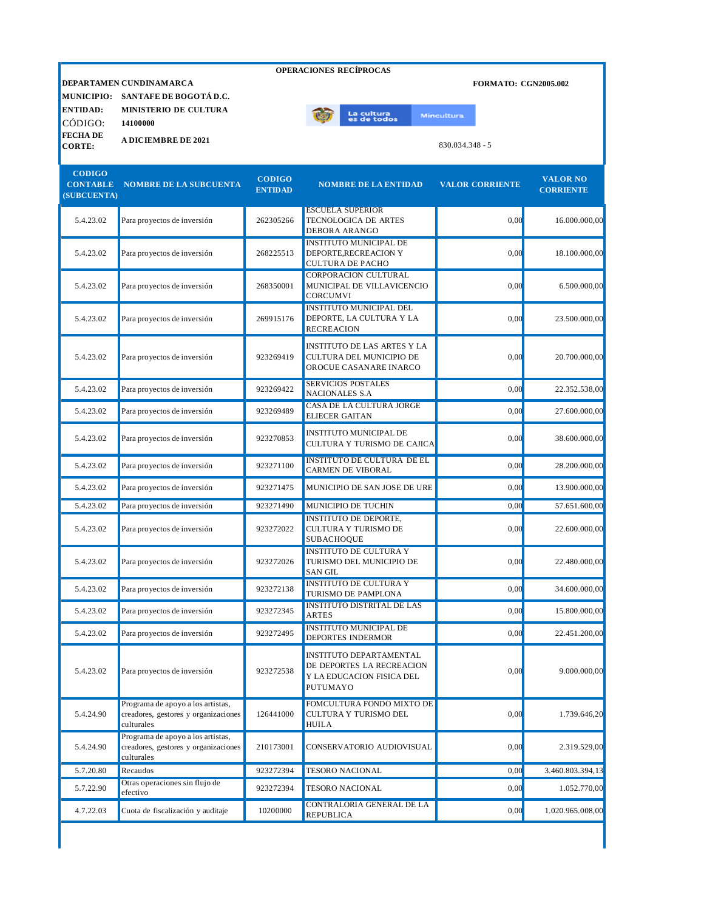**OPERACIONES RECÍPROCAS**

**DEPARTAMEN CUNDINAMARCA** — **FORMATO: CGN2005.002**

**MUNICIPIO:** **SANTAFE DE BOGOTÁ D.C.**

**ENTIDAD:** **MINISTERIO DE CULTURA**

CÓDIGO: **14100000**

**FECHA DE CORTE:** **A DICIEMBRE DE 2021**

830.034.348 - 5

| CODIGO CONTABLE (SUBCUENTA) | NOMBRE DE LA SUBCUENTA | CODIGO ENTIDAD | NOMBRE DE LA ENTIDAD | VALOR CORRIENTE | VALOR NO CORRIENTE |
|---|---|---|---|---|---|
| 5.4.23.02 | Para proyectos de inversión | 262305266 | ESCUELA SUPERIOR TECNOLOGICA DE ARTES DEBORA ARANGO | 0,00 | 16.000.000,00 |
| 5.4.23.02 | Para proyectos de inversión | 268225513 | INSTITUTO MUNICIPAL DE DEPORTE,RECREACION Y CULTURA DE PACHO | 0,00 | 18.100.000,00 |
| 5.4.23.02 | Para proyectos de inversión | 268350001 | CORPORACION CULTURAL MUNICIPAL DE VILLAVICENCIO CORCUMVI | 0,00 | 6.500.000,00 |
| 5.4.23.02 | Para proyectos de inversión | 269915176 | INSTITUTO MUNICIPAL DEL DEPORTE, LA CULTURA Y LA RECREACION | 0,00 | 23.500.000,00 |
| 5.4.23.02 | Para proyectos de inversión | 923269419 | INSTITUTO DE LAS ARTES Y LA CULTURA DEL MUNICIPIO DE OROCUE CASANARE INARCO | 0,00 | 20.700.000,00 |
| 5.4.23.02 | Para proyectos de inversión | 923269422 | SERVICIOS POSTALES NACIONALES S.A | 0,00 | 22.352.538,00 |
| 5.4.23.02 | Para proyectos de inversión | 923269489 | CASA DE LA CULTURA JORGE ELIECER GAITAN | 0,00 | 27.600.000,00 |
| 5.4.23.02 | Para proyectos de inversión | 923270853 | INSTITUTO MUNICIPAL DE CULTURA Y TURISMO DE CAJICA | 0,00 | 38.600.000,00 |
| 5.4.23.02 | Para proyectos de inversión | 923271100 | INSTITUTO DE CULTURA DE EL CARMEN DE VIBORAL | 0,00 | 28.200.000,00 |
| 5.4.23.02 | Para proyectos de inversión | 923271475 | MUNICIPIO DE SAN JOSE DE URE | 0,00 | 13.900.000,00 |
| 5.4.23.02 | Para proyectos de inversión | 923271490 | MUNICIPIO DE TUCHIN | 0,00 | 57.651.600,00 |
| 5.4.23.02 | Para proyectos de inversión | 923272022 | INSTITUTO DE DEPORTE, CULTURA Y TURISMO DE SUBACHOQUE | 0,00 | 22.600.000,00 |
| 5.4.23.02 | Para proyectos de inversión | 923272026 | INSTITUTO DE CULTURA Y TURISMO DEL MUNICIPIO DE SAN GIL | 0,00 | 22.480.000,00 |
| 5.4.23.02 | Para proyectos de inversión | 923272138 | INSTITUTO DE CULTURA Y TURISMO DE PAMPLONA | 0,00 | 34.600.000,00 |
| 5.4.23.02 | Para proyectos de inversión | 923272345 | INSTITUTO DISTRITAL DE LAS ARTES | 0,00 | 15.800.000,00 |
| 5.4.23.02 | Para proyectos de inversión | 923272495 | INSTITUTO MUNICIPAL DE DEPORTES INDERMOR | 0,00 | 22.451.200,00 |
| 5.4.23.02 | Para proyectos de inversión | 923272538 | INSTITUTO DEPARTAMENTAL DE DEPORTES LA RECREACION Y LA EDUCACION FISICA DEL PUTUMAYO | 0,00 | 9.000.000,00 |
| 5.4.24.90 | Programa de apoyo a los artistas, creadores, gestores y organizaciones culturales | 126441000 | FOMCULTURA FONDO MIXTO DE CULTURA Y TURISMO DEL HUILA | 0,00 | 1.739.646,20 |
| 5.4.24.90 | Programa de apoyo a los artistas, creadores, gestores y organizaciones culturales | 210173001 | CONSERVATORIO AUDIOVISUAL | 0,00 | 2.319.529,00 |
| 5.7.20.80 | Recaudos | 923272394 | TESORO NACIONAL | 0,00 | 3.460.803.394,13 |
| 5.7.22.90 | Otras operaciones sin flujo de efectivo | 923272394 | TESORO NACIONAL | 0,00 | 1.052.770,00 |
| 4.7.22.03 | Cuota de fiscalización y auditaje | 10200000 | CONTRALORIA GENERAL DE LA REPUBLICA | 0,00 | 1.020.965.008,00 |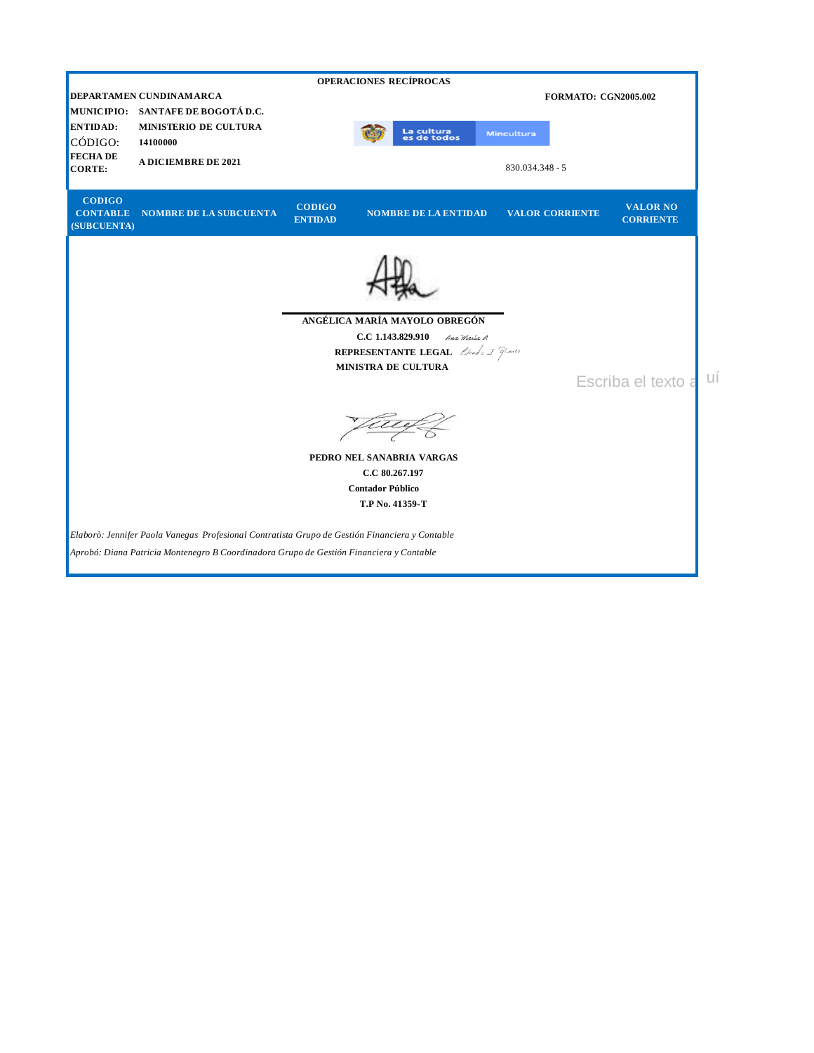**OPERACIONES RECÍPROCAS**

**DEPARTAMEN CUNDINAMARCA** | **FORMATO: CGN2005.002**

**MUNICIPIO:** SANTAFE DE BOGOTÁ D.C.

**ENTIDAD:** MINISTERIO DE CULTURA

CÓDIGO: **14100000**

**FECHA DE CORTE:** A DICIEMBRE DE 2021

La cultura es de todos | Mincultura

830.034.348 - 5

| CODIGO CONTABLE (SUBCUENTA) | NOMBRE DE LA SUBCUENTA | CODIGO ENTIDAD | NOMBRE DE LA ENTIDAD | VALOR CORRIENTE | VALOR NO CORRIENTE |
|---|---|---|---|---|---|

**ANGÉLICA MARÍA MAYOLO OBREGÓN**
**C.C 1.143.829.910**
**REPRESENTANTE LEGAL**
**MINISTRA DE CULTURA**

Escriba el texto aquí

**PEDRO NEL SANABRIA VARGAS**
**C.C 80.267.197**
**Contador Público**
**T.P No. 41359-T**

*Elaborò: Jennifer Paola Vanegas Profesional Contratista Grupo de Gestión Financiera y Contable*

*Aprobó: Diana Patricia Montenegro B Coordinadora Grupo de Gestión Financiera y Contable*